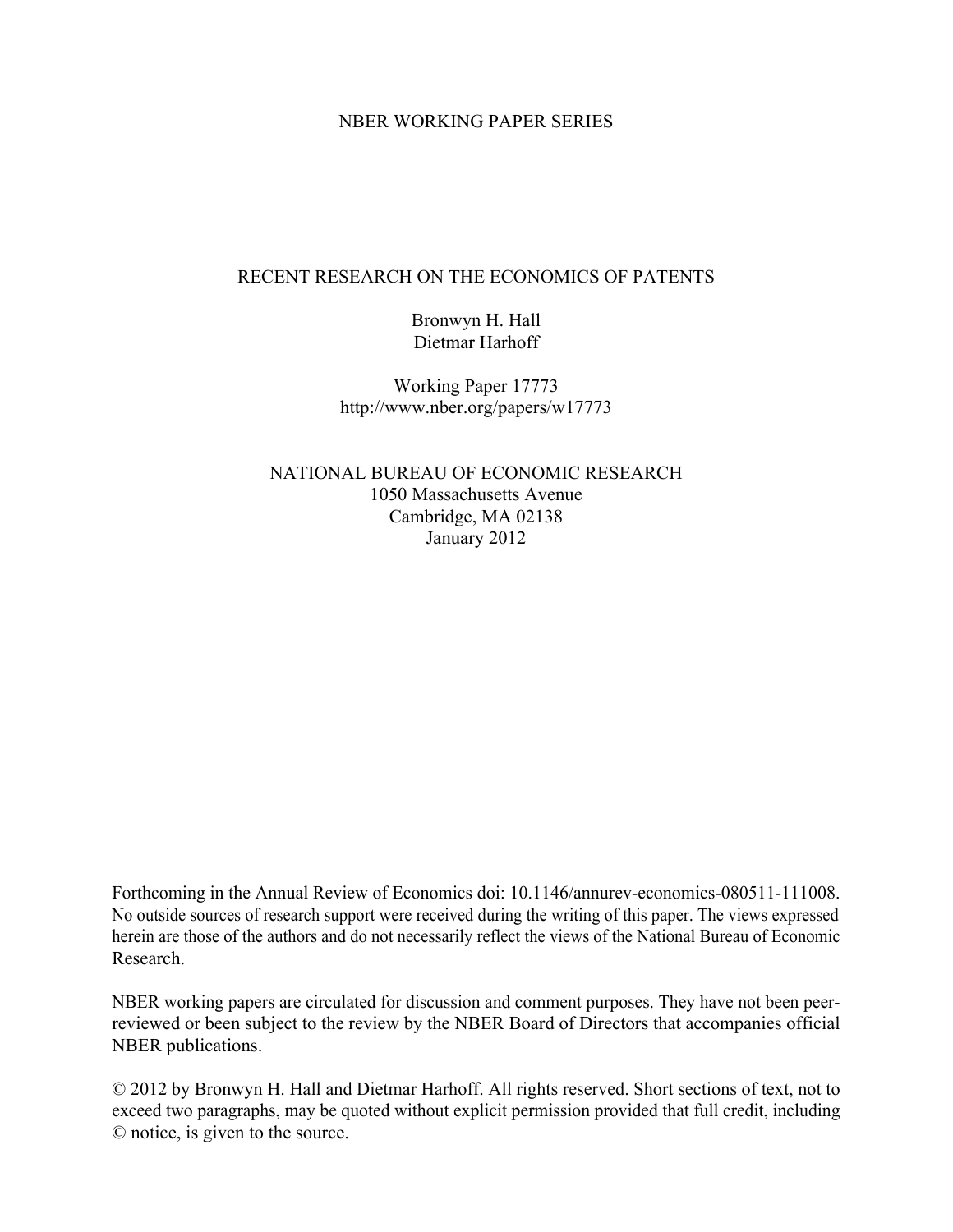NBER WORKING PAPER SERIES

# RECENT RESEARCH ON THE ECONOMICS OF PATENTS

Bronwyn H. Hall
Dietmar Harhoff

Working Paper 17773
http://www.nber.org/papers/w17773

NATIONAL BUREAU OF ECONOMIC RESEARCH
1050 Massachusetts Avenue
Cambridge, MA 02138
January 2012

Forthcoming in the Annual Review of Economics doi: 10.1146/annurev-economics-080511-111008. No outside sources of research support were received during the writing of this paper. The views expressed herein are those of the authors and do not necessarily reflect the views of the National Bureau of Economic Research.

NBER working papers are circulated for discussion and comment purposes. They have not been peer-reviewed or been subject to the review by the NBER Board of Directors that accompanies official NBER publications.

© 2012 by Bronwyn H. Hall and Dietmar Harhoff. All rights reserved. Short sections of text, not to exceed two paragraphs, may be quoted without explicit permission provided that full credit, including © notice, is given to the source.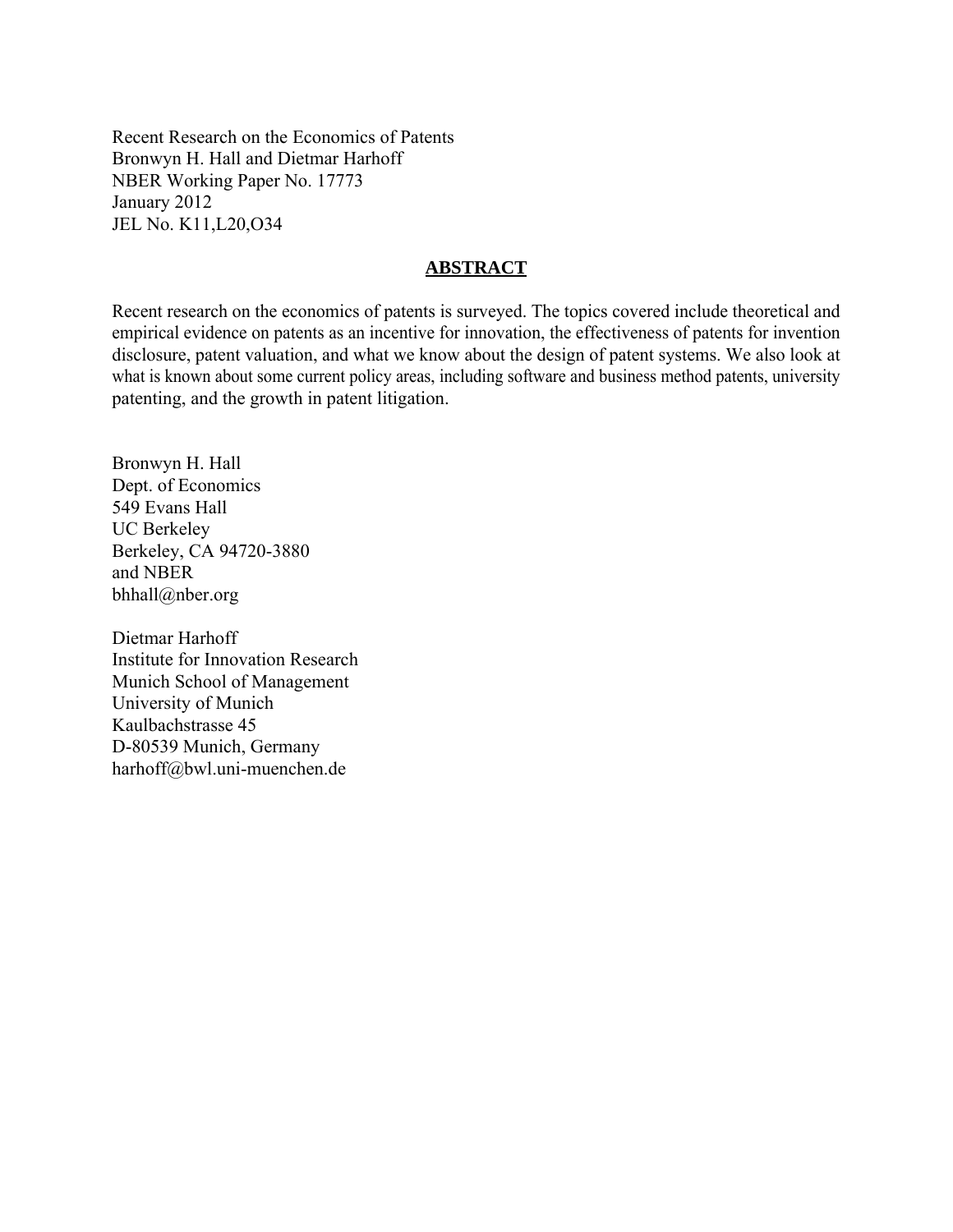Recent Research on the Economics of Patents
Bronwyn H. Hall and Dietmar Harhoff
NBER Working Paper No. 17773
January 2012
JEL No. K11,L20,O34

## ABSTRACT

Recent research on the economics of patents is surveyed. The topics covered include theoretical and empirical evidence on patents as an incentive for innovation, the effectiveness of patents for invention disclosure, patent valuation, and what we know about the design of patent systems. We also look at what is known about some current policy areas, including software and business method patents, university patenting, and the growth in patent litigation.

Bronwyn H. Hall
Dept. of Economics
549 Evans Hall
UC Berkeley
Berkeley, CA 94720-3880
and NBER
bhhall@nber.org

Dietmar Harhoff
Institute for Innovation Research
Munich School of Management
University of Munich
Kaulbachstrasse 45
D-80539 Munich, Germany
harhoff@bwl.uni-muenchen.de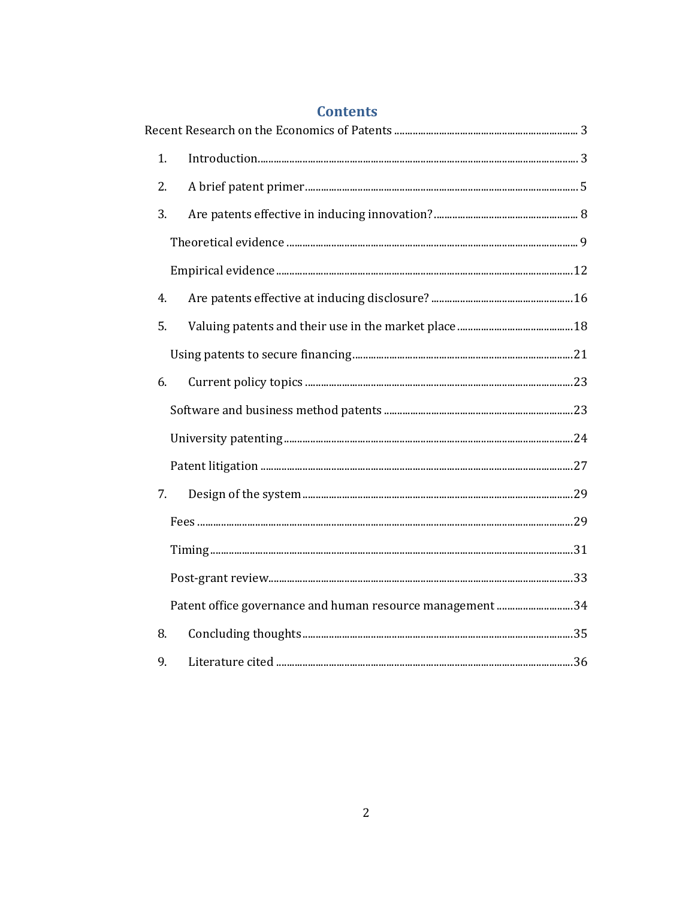# Contents

Recent Research on the Economics of Patents ........................................ 3

1. Introduction........................................................................ 3
2. A brief patent primer............................................................. 5
3. Are patents effective in inducing innovation?.................................. 8
   - Theoretical evidence ........................................................ 9
   - Empirical evidence ........................................................... 12
4. Are patents effective at inducing disclosure? .................................. 16
5. Valuing patents and their use in the market place .............................. 18
   - Using patents to secure financing........................................... 21
6. Current policy topics ............................................................ 23
   - Software and business method patents ...................................... 23
   - University patenting......................................................... 24
   - Patent litigation ............................................................ 27
7. Design of the system ............................................................. 29
   - Fees .......................................................................... 29
   - Timing ........................................................................ 31
   - Post-grant review............................................................. 33
   - Patent office governance and human resource management ................... 34
8. Concluding thoughts .............................................................. 35
9. Literature cited .................................................................. 36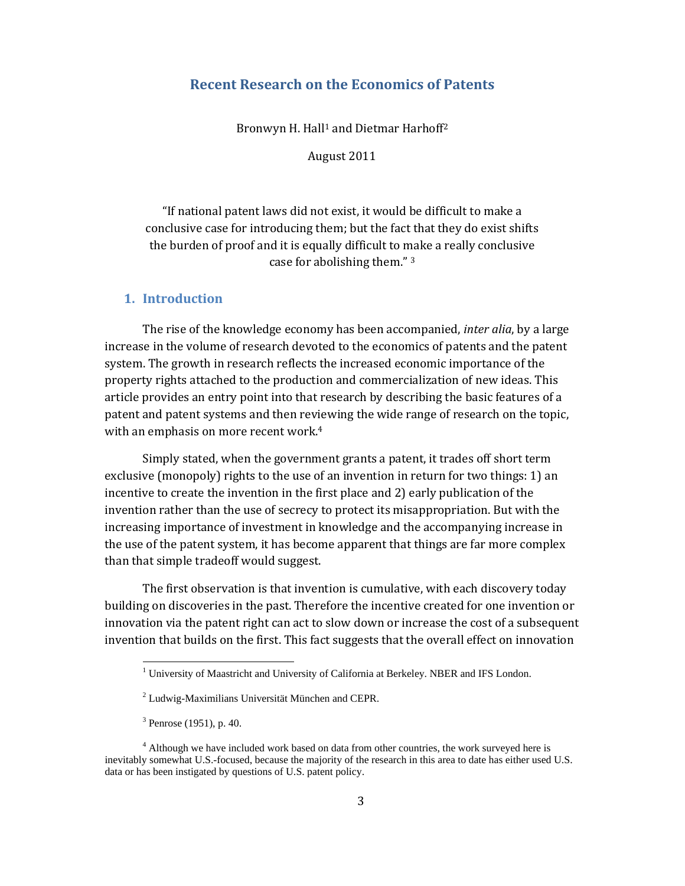# Recent Research on the Economics of Patents

Bronwyn H. Hall[1] and Dietmar Harhoff[2]

August 2011

> "If national patent laws did not exist, it would be difficult to make a conclusive case for introducing them; but the fact that they do exist shifts the burden of proof and it is equally difficult to make a really conclusive case for abolishing them." [3]

## 1. Introduction

The rise of the knowledge economy has been accompanied, *inter alia*, by a large increase in the volume of research devoted to the economics of patents and the patent system. The growth in research reflects the increased economic importance of the property rights attached to the production and commercialization of new ideas. This article provides an entry point into that research by describing the basic features of a patent and patent systems and then reviewing the wide range of research on the topic, with an emphasis on more recent work.[4]

Simply stated, when the government grants a patent, it trades off short term exclusive (monopoly) rights to the use of an invention in return for two things: 1) an incentive to create the invention in the first place and 2) early publication of the invention rather than the use of secrecy to protect its misappropriation. But with the increasing importance of investment in knowledge and the accompanying increase in the use of the patent system, it has become apparent that things are far more complex than that simple tradeoff would suggest.

The first observation is that invention is cumulative, with each discovery today building on discoveries in the past. Therefore the incentive created for one invention or innovation via the patent right can act to slow down or increase the cost of a subsequent invention that builds on the first. This fact suggests that the overall effect on innovation

---

[1] University of Maastricht and University of California at Berkeley. NBER and IFS London.

[2] Ludwig-Maximilians Universität München and CEPR.

[3] Penrose (1951), p. 40.

[4] Although we have included work based on data from other countries, the work surveyed here is inevitably somewhat U.S.-focused, because the majority of the research in this area to date has either used U.S. data or has been instigated by questions of U.S. patent policy.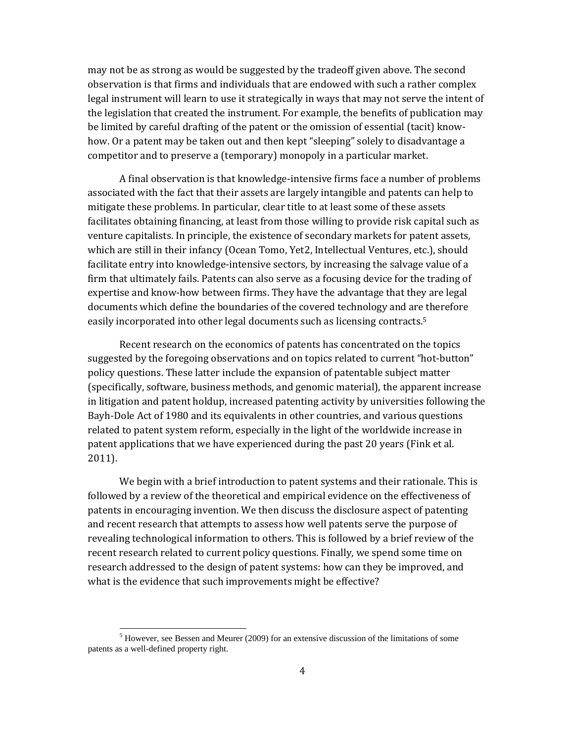may not be as strong as would be suggested by the tradeoff given above. The second observation is that firms and individuals that are endowed with such a rather complex legal instrument will learn to use it strategically in ways that may not serve the intent of the legislation that created the instrument. For example, the benefits of publication may be limited by careful drafting of the patent or the omission of essential (tacit) know-how. Or a patent may be taken out and then kept "sleeping" solely to disadvantage a competitor and to preserve a (temporary) monopoly in a particular market.

A final observation is that knowledge-intensive firms face a number of problems associated with the fact that their assets are largely intangible and patents can help to mitigate these problems. In particular, clear title to at least some of these assets facilitates obtaining financing, at least from those willing to provide risk capital such as venture capitalists. In principle, the existence of secondary markets for patent assets, which are still in their infancy (Ocean Tomo, Yet2, Intellectual Ventures, etc.), should facilitate entry into knowledge-intensive sectors, by increasing the salvage value of a firm that ultimately fails. Patents can also serve as a focusing device for the trading of expertise and know-how between firms. They have the advantage that they are legal documents which define the boundaries of the covered technology and are therefore easily incorporated into other legal documents such as licensing contracts.[5]

Recent research on the economics of patents has concentrated on the topics suggested by the foregoing observations and on topics related to current "hot-button" policy questions. These latter include the expansion of patentable subject matter (specifically, software, business methods, and genomic material), the apparent increase in litigation and patent holdup, increased patenting activity by universities following the Bayh-Dole Act of 1980 and its equivalents in other countries, and various questions related to patent system reform, especially in the light of the worldwide increase in patent applications that we have experienced during the past 20 years (Fink et al. 2011).

We begin with a brief introduction to patent systems and their rationale. This is followed by a review of the theoretical and empirical evidence on the effectiveness of patents in encouraging invention. We then discuss the disclosure aspect of patenting and recent research that attempts to assess how well patents serve the purpose of revealing technological information to others. This is followed by a brief review of the recent research related to current policy questions. Finally, we spend some time on research addressed to the design of patent systems: how can they be improved, and what is the evidence that such improvements might be effective?

[5] However, see Bessen and Meurer (2009) for an extensive discussion of the limitations of some patents as a well-defined property right.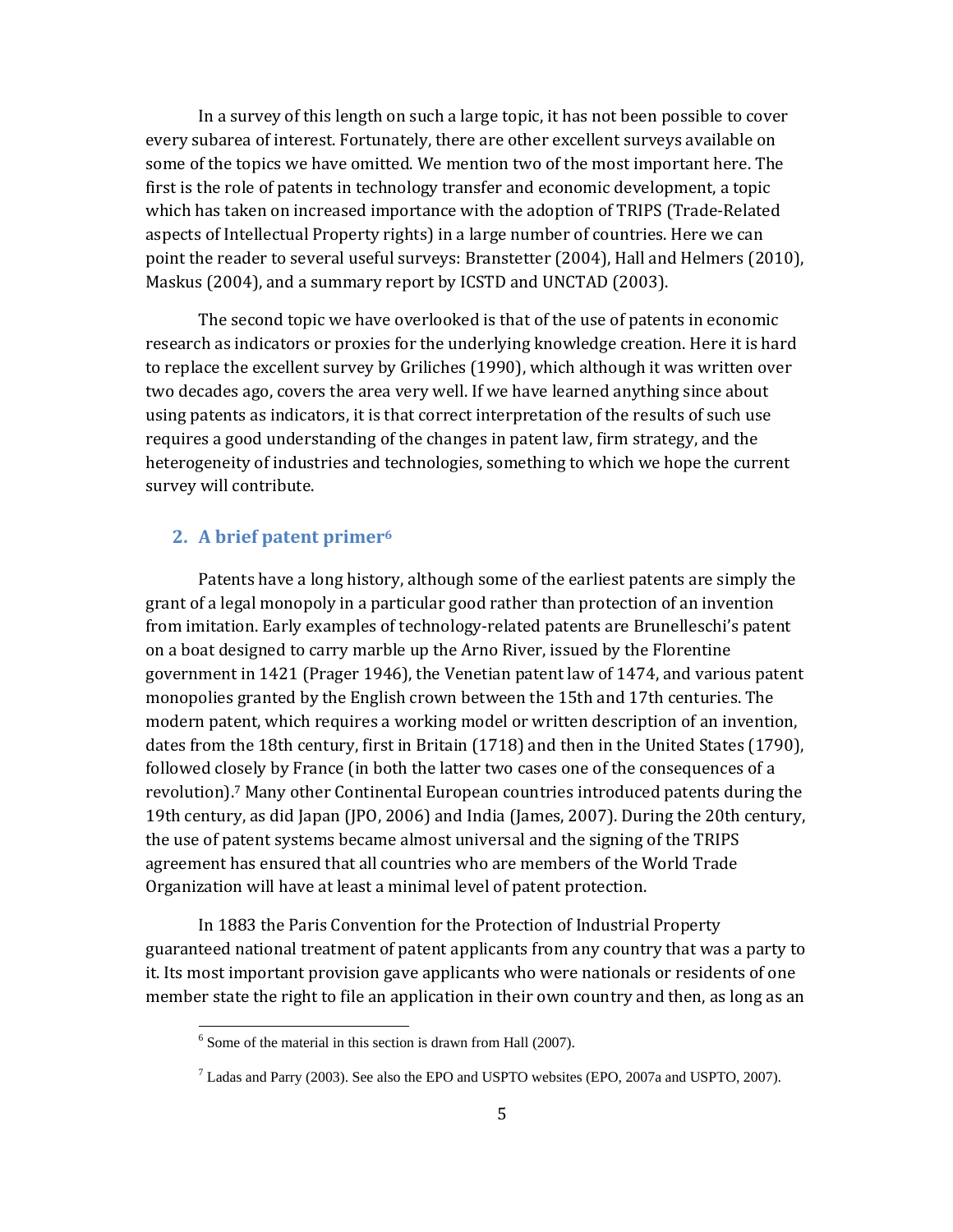In a survey of this length on such a large topic, it has not been possible to cover every subarea of interest. Fortunately, there are other excellent surveys available on some of the topics we have omitted. We mention two of the most important here. The first is the role of patents in technology transfer and economic development, a topic which has taken on increased importance with the adoption of TRIPS (Trade-Related aspects of Intellectual Property rights) in a large number of countries. Here we can point the reader to several useful surveys: Branstetter (2004), Hall and Helmers (2010), Maskus (2004), and a summary report by ICSTD and UNCTAD (2003).

The second topic we have overlooked is that of the use of patents in economic research as indicators or proxies for the underlying knowledge creation. Here it is hard to replace the excellent survey by Griliches (1990), which although it was written over two decades ago, covers the area very well. If we have learned anything since about using patents as indicators, it is that correct interpretation of the results of such use requires a good understanding of the changes in patent law, firm strategy, and the heterogeneity of industries and technologies, something to which we hope the current survey will contribute.

## 2. A brief patent primer[6]

Patents have a long history, although some of the earliest patents are simply the grant of a legal monopoly in a particular good rather than protection of an invention from imitation. Early examples of technology-related patents are Brunelleschi's patent on a boat designed to carry marble up the Arno River, issued by the Florentine government in 1421 (Prager 1946), the Venetian patent law of 1474, and various patent monopolies granted by the English crown between the 15th and 17th centuries. The modern patent, which requires a working model or written description of an invention, dates from the 18th century, first in Britain (1718) and then in the United States (1790), followed closely by France (in both the latter two cases one of the consequences of a revolution).[7] Many other Continental European countries introduced patents during the 19th century, as did Japan (JPO, 2006) and India (James, 2007). During the 20th century, the use of patent systems became almost universal and the signing of the TRIPS agreement has ensured that all countries who are members of the World Trade Organization will have at least a minimal level of patent protection.

In 1883 the Paris Convention for the Protection of Industrial Property guaranteed national treatment of patent applicants from any country that was a party to it. Its most important provision gave applicants who were nationals or residents of one member state the right to file an application in their own country and then, as long as an

[6] Some of the material in this section is drawn from Hall (2007).

[7] Ladas and Parry (2003). See also the EPO and USPTO websites (EPO, 2007a and USPTO, 2007).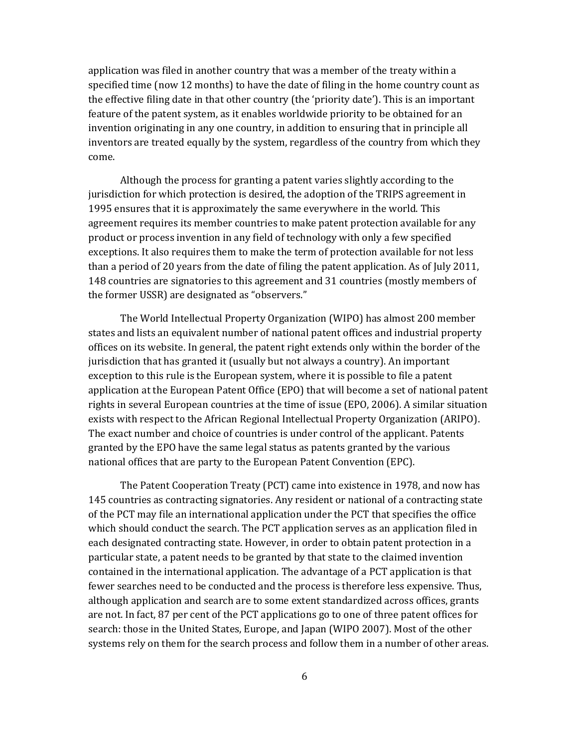application was filed in another country that was a member of the treaty within a specified time (now 12 months) to have the date of filing in the home country count as the effective filing date in that other country (the 'priority date'). This is an important feature of the patent system, as it enables worldwide priority to be obtained for an invention originating in any one country, in addition to ensuring that in principle all inventors are treated equally by the system, regardless of the country from which they come.

Although the process for granting a patent varies slightly according to the jurisdiction for which protection is desired, the adoption of the TRIPS agreement in 1995 ensures that it is approximately the same everywhere in the world. This agreement requires its member countries to make patent protection available for any product or process invention in any field of technology with only a few specified exceptions. It also requires them to make the term of protection available for not less than a period of 20 years from the date of filing the patent application. As of July 2011, 148 countries are signatories to this agreement and 31 countries (mostly members of the former USSR) are designated as "observers."

The World Intellectual Property Organization (WIPO) has almost 200 member states and lists an equivalent number of national patent offices and industrial property offices on its website. In general, the patent right extends only within the border of the jurisdiction that has granted it (usually but not always a country). An important exception to this rule is the European system, where it is possible to file a patent application at the European Patent Office (EPO) that will become a set of national patent rights in several European countries at the time of issue (EPO, 2006). A similar situation exists with respect to the African Regional Intellectual Property Organization (ARIPO). The exact number and choice of countries is under control of the applicant. Patents granted by the EPO have the same legal status as patents granted by the various national offices that are party to the European Patent Convention (EPC).

The Patent Cooperation Treaty (PCT) came into existence in 1978, and now has 145 countries as contracting signatories. Any resident or national of a contracting state of the PCT may file an international application under the PCT that specifies the office which should conduct the search. The PCT application serves as an application filed in each designated contracting state. However, in order to obtain patent protection in a particular state, a patent needs to be granted by that state to the claimed invention contained in the international application. The advantage of a PCT application is that fewer searches need to be conducted and the process is therefore less expensive. Thus, although application and search are to some extent standardized across offices, grants are not. In fact, 87 per cent of the PCT applications go to one of three patent offices for search: those in the United States, Europe, and Japan (WIPO 2007). Most of the other systems rely on them for the search process and follow them in a number of other areas.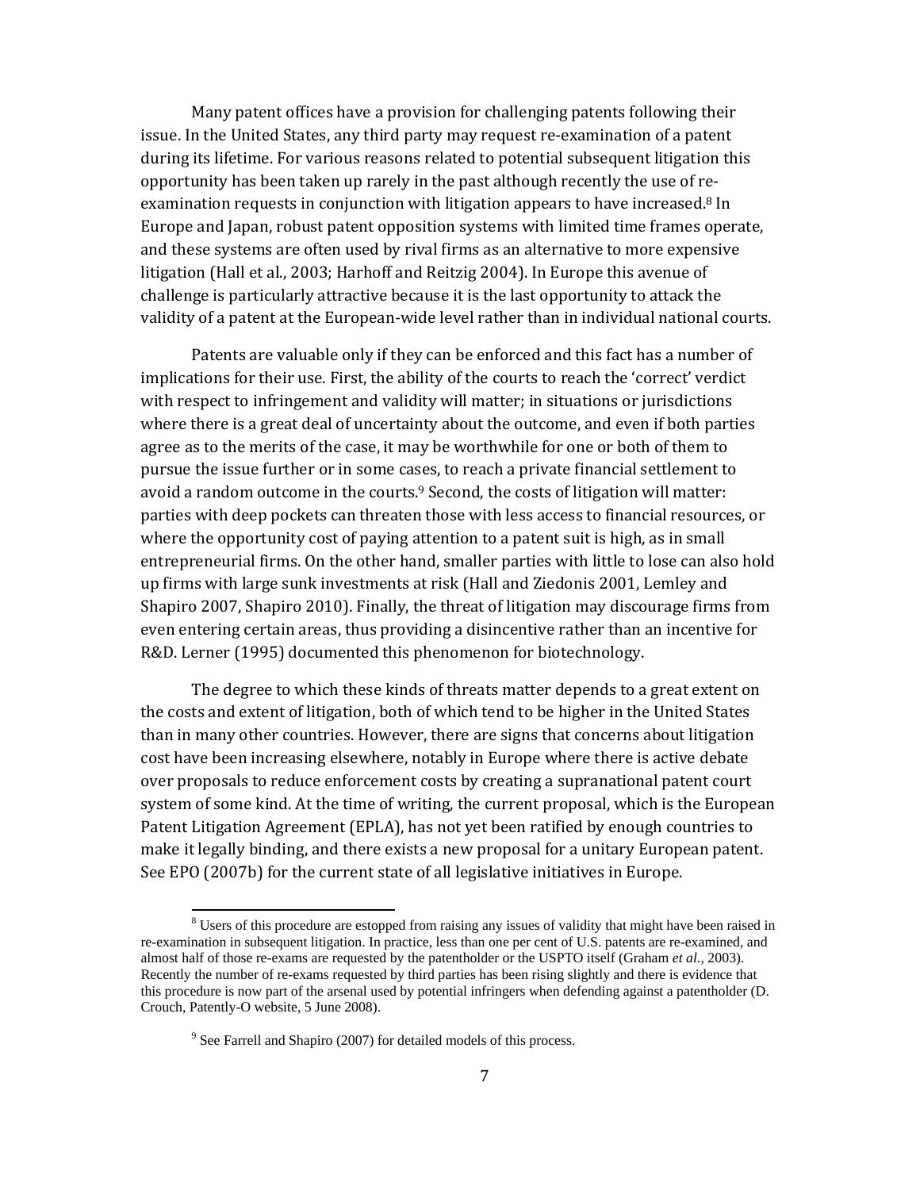Many patent offices have a provision for challenging patents following their issue. In the United States, any third party may request re-examination of a patent during its lifetime. For various reasons related to potential subsequent litigation this opportunity has been taken up rarely in the past although recently the use of re-examination requests in conjunction with litigation appears to have increased.[8] In Europe and Japan, robust patent opposition systems with limited time frames operate, and these systems are often used by rival firms as an alternative to more expensive litigation (Hall et al., 2003; Harhoff and Reitzig 2004). In Europe this avenue of challenge is particularly attractive because it is the last opportunity to attack the validity of a patent at the European-wide level rather than in individual national courts.

Patents are valuable only if they can be enforced and this fact has a number of implications for their use. First, the ability of the courts to reach the 'correct' verdict with respect to infringement and validity will matter; in situations or jurisdictions where there is a great deal of uncertainty about the outcome, and even if both parties agree as to the merits of the case, it may be worthwhile for one or both of them to pursue the issue further or in some cases, to reach a private financial settlement to avoid a random outcome in the courts.[9] Second, the costs of litigation will matter: parties with deep pockets can threaten those with less access to financial resources, or where the opportunity cost of paying attention to a patent suit is high, as in small entrepreneurial firms. On the other hand, smaller parties with little to lose can also hold up firms with large sunk investments at risk (Hall and Ziedonis 2001, Lemley and Shapiro 2007, Shapiro 2010). Finally, the threat of litigation may discourage firms from even entering certain areas, thus providing a disincentive rather than an incentive for R&D. Lerner (1995) documented this phenomenon for biotechnology.

The degree to which these kinds of threats matter depends to a great extent on the costs and extent of litigation, both of which tend to be higher in the United States than in many other countries. However, there are signs that concerns about litigation cost have been increasing elsewhere, notably in Europe where there is active debate over proposals to reduce enforcement costs by creating a supranational patent court system of some kind. At the time of writing, the current proposal, which is the European Patent Litigation Agreement (EPLA), has not yet been ratified by enough countries to make it legally binding, and there exists a new proposal for a unitary European patent. See EPO (2007b) for the current state of all legislative initiatives in Europe.

[8] Users of this procedure are estopped from raising any issues of validity that might have been raised in re-examination in subsequent litigation. In practice, less than one per cent of U.S. patents are re-examined, and almost half of those re-exams are requested by the patentholder or the USPTO itself (Graham *et al*., 2003). Recently the number of re-exams requested by third parties has been rising slightly and there is evidence that this procedure is now part of the arsenal used by potential infringers when defending against a patentholder (D. Crouch, Patently-O website, 5 June 2008).

[9] See Farrell and Shapiro (2007) for detailed models of this process.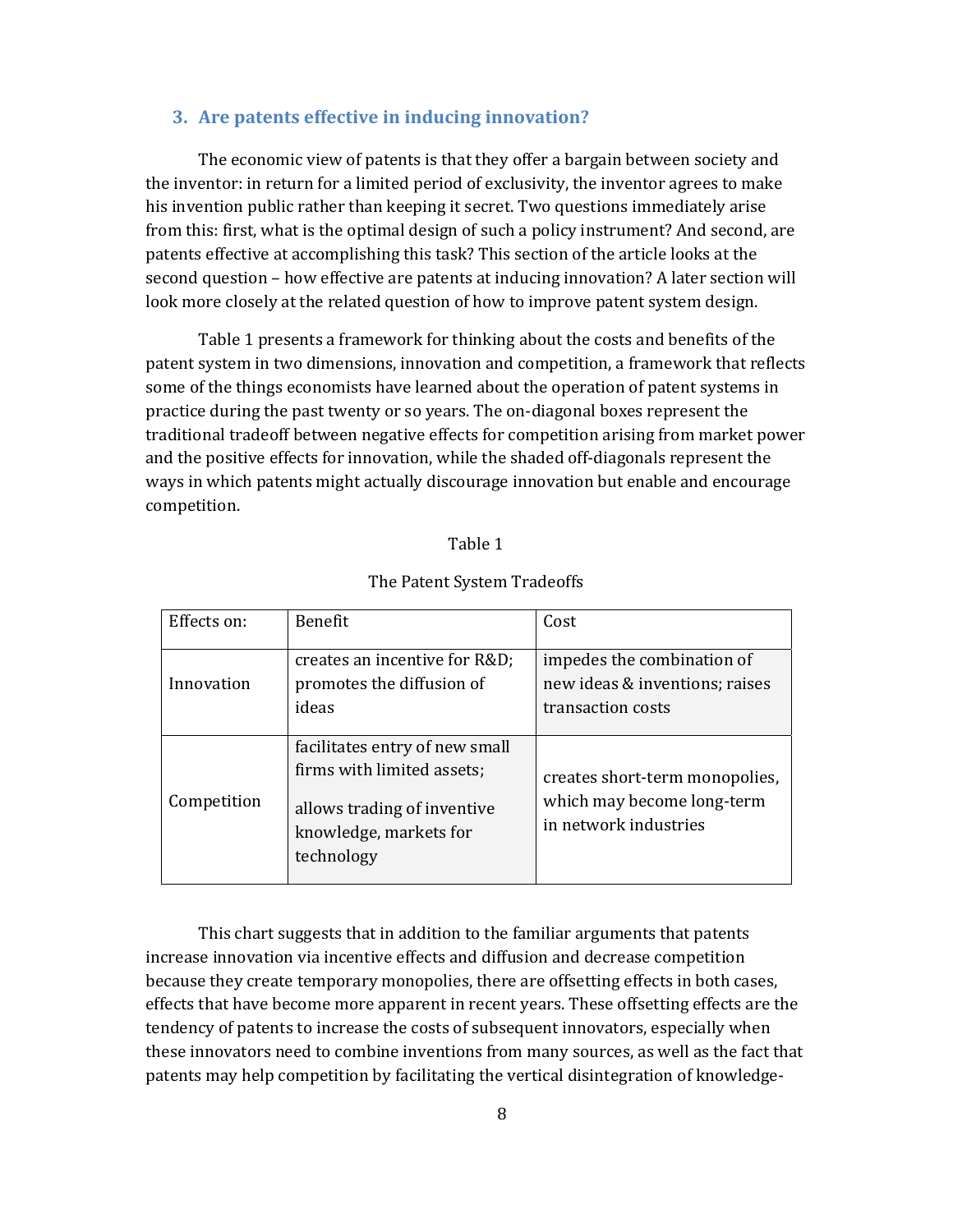## 3. Are patents effective in inducing innovation?

The economic view of patents is that they offer a bargain between society and the inventor: in return for a limited period of exclusivity, the inventor agrees to make his invention public rather than keeping it secret. Two questions immediately arise from this: first, what is the optimal design of such a policy instrument? And second, are patents effective at accomplishing this task? This section of the article looks at the second question – how effective are patents at inducing innovation? A later section will look more closely at the related question of how to improve patent system design.

Table 1 presents a framework for thinking about the costs and benefits of the patent system in two dimensions, innovation and competition, a framework that reflects some of the things economists have learned about the operation of patent systems in practice during the past twenty or so years. The on-diagonal boxes represent the traditional tradeoff between negative effects for competition arising from market power and the positive effects for innovation, while the shaded off-diagonals represent the ways in which patents might actually discourage innovation but enable and encourage competition.

Table 1

The Patent System Tradeoffs

| Effects on: | Benefit | Cost |
|---|---|---|
| Innovation | creates an incentive for R&D; promotes the diffusion of ideas | impedes the combination of new ideas & inventions; raises transaction costs |
| Competition | facilitates entry of new small firms with limited assets; allows trading of inventive knowledge, markets for technology | creates short-term monopolies, which may become long-term in network industries |

This chart suggests that in addition to the familiar arguments that patents increase innovation via incentive effects and diffusion and decrease competition because they create temporary monopolies, there are offsetting effects in both cases, effects that have become more apparent in recent years. These offsetting effects are the tendency of patents to increase the costs of subsequent innovators, especially when these innovators need to combine inventions from many sources, as well as the fact that patents may help competition by facilitating the vertical disintegration of knowledge-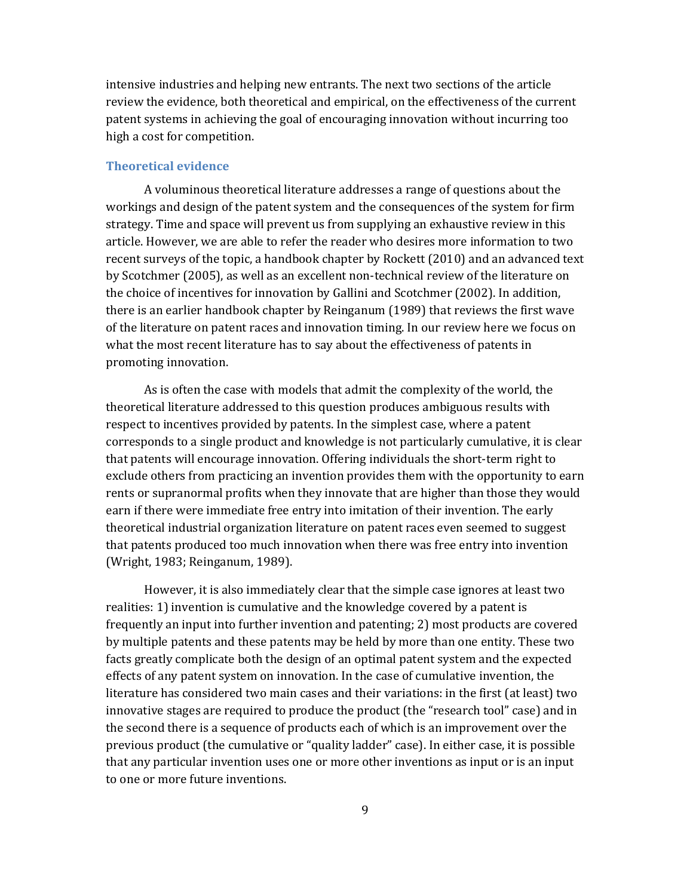intensive industries and helping new entrants. The next two sections of the article review the evidence, both theoretical and empirical, on the effectiveness of the current patent systems in achieving the goal of encouraging innovation without incurring too high a cost for competition.

### Theoretical evidence

A voluminous theoretical literature addresses a range of questions about the workings and design of the patent system and the consequences of the system for firm strategy. Time and space will prevent us from supplying an exhaustive review in this article. However, we are able to refer the reader who desires more information to two recent surveys of the topic, a handbook chapter by Rockett (2010) and an advanced text by Scotchmer (2005), as well as an excellent non-technical review of the literature on the choice of incentives for innovation by Gallini and Scotchmer (2002). In addition, there is an earlier handbook chapter by Reinganum (1989) that reviews the first wave of the literature on patent races and innovation timing. In our review here we focus on what the most recent literature has to say about the effectiveness of patents in promoting innovation.

As is often the case with models that admit the complexity of the world, the theoretical literature addressed to this question produces ambiguous results with respect to incentives provided by patents. In the simplest case, where a patent corresponds to a single product and knowledge is not particularly cumulative, it is clear that patents will encourage innovation. Offering individuals the short-term right to exclude others from practicing an invention provides them with the opportunity to earn rents or supranormal profits when they innovate that are higher than those they would earn if there were immediate free entry into imitation of their invention. The early theoretical industrial organization literature on patent races even seemed to suggest that patents produced too much innovation when there was free entry into invention (Wright, 1983; Reinganum, 1989).

However, it is also immediately clear that the simple case ignores at least two realities: 1) invention is cumulative and the knowledge covered by a patent is frequently an input into further invention and patenting; 2) most products are covered by multiple patents and these patents may be held by more than one entity. These two facts greatly complicate both the design of an optimal patent system and the expected effects of any patent system on innovation. In the case of cumulative invention, the literature has considered two main cases and their variations: in the first (at least) two innovative stages are required to produce the product (the "research tool" case) and in the second there is a sequence of products each of which is an improvement over the previous product (the cumulative or "quality ladder" case). In either case, it is possible that any particular invention uses one or more other inventions as input or is an input to one or more future inventions.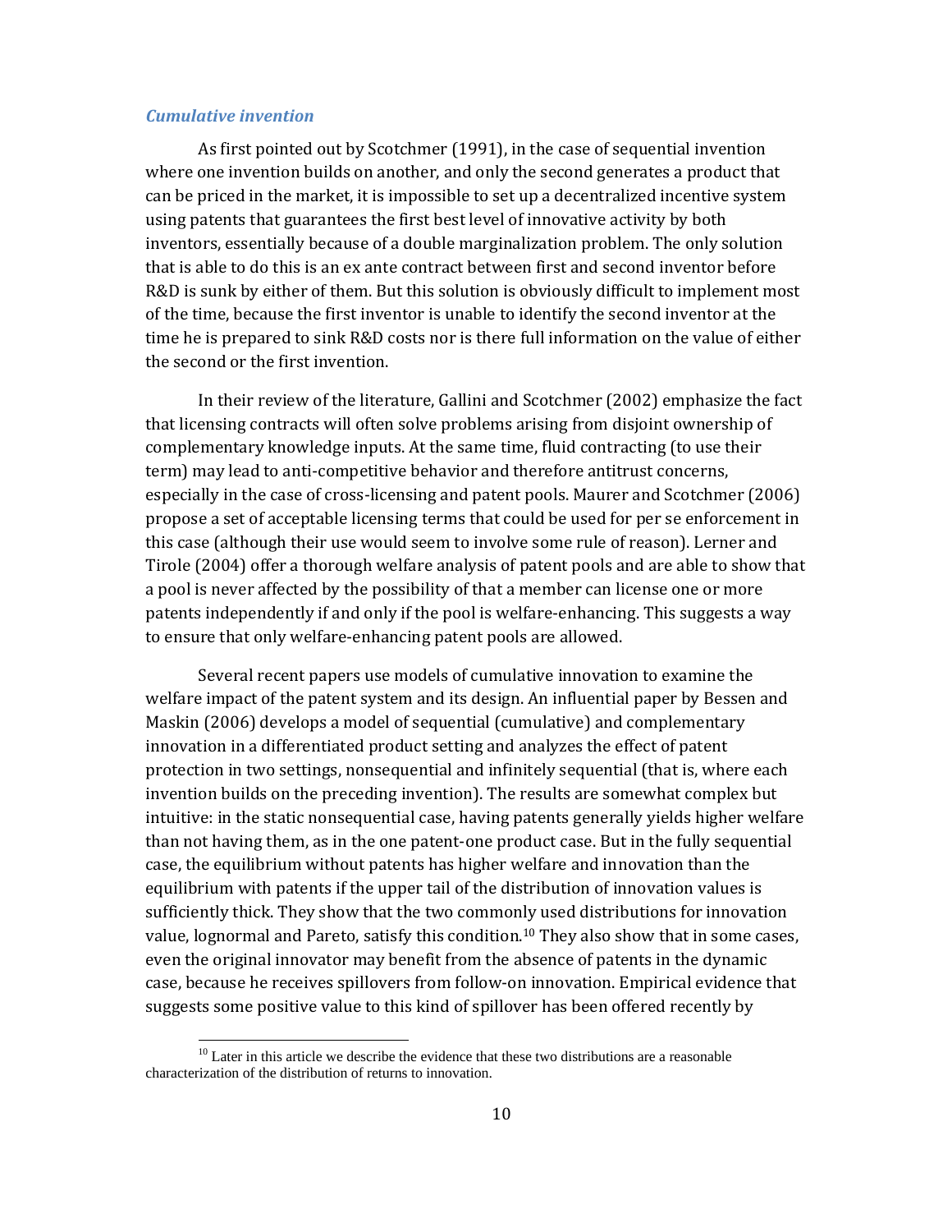### *Cumulative invention*

As first pointed out by Scotchmer (1991), in the case of sequential invention where one invention builds on another, and only the second generates a product that can be priced in the market, it is impossible to set up a decentralized incentive system using patents that guarantees the first best level of innovative activity by both inventors, essentially because of a double marginalization problem. The only solution that is able to do this is an ex ante contract between first and second inventor before R&D is sunk by either of them. But this solution is obviously difficult to implement most of the time, because the first inventor is unable to identify the second inventor at the time he is prepared to sink R&D costs nor is there full information on the value of either the second or the first invention.

In their review of the literature, Gallini and Scotchmer (2002) emphasize the fact that licensing contracts will often solve problems arising from disjoint ownership of complementary knowledge inputs. At the same time, fluid contracting (to use their term) may lead to anti-competitive behavior and therefore antitrust concerns, especially in the case of cross-licensing and patent pools. Maurer and Scotchmer (2006) propose a set of acceptable licensing terms that could be used for per se enforcement in this case (although their use would seem to involve some rule of reason). Lerner and Tirole (2004) offer a thorough welfare analysis of patent pools and are able to show that a pool is never affected by the possibility of that a member can license one or more patents independently if and only if the pool is welfare-enhancing. This suggests a way to ensure that only welfare-enhancing patent pools are allowed.

Several recent papers use models of cumulative innovation to examine the welfare impact of the patent system and its design. An influential paper by Bessen and Maskin (2006) develops a model of sequential (cumulative) and complementary innovation in a differentiated product setting and analyzes the effect of patent protection in two settings, nonsequential and infinitely sequential (that is, where each invention builds on the preceding invention). The results are somewhat complex but intuitive: in the static nonsequential case, having patents generally yields higher welfare than not having them, as in the one patent-one product case. But in the fully sequential case, the equilibrium without patents has higher welfare and innovation than the equilibrium with patents if the upper tail of the distribution of innovation values is sufficiently thick. They show that the two commonly used distributions for innovation value, lognormal and Pareto, satisfy this condition.[10] They also show that in some cases, even the original innovator may benefit from the absence of patents in the dynamic case, because he receives spillovers from follow-on innovation. Empirical evidence that suggests some positive value to this kind of spillover has been offered recently by

[10] Later in this article we describe the evidence that these two distributions are a reasonable characterization of the distribution of returns to innovation.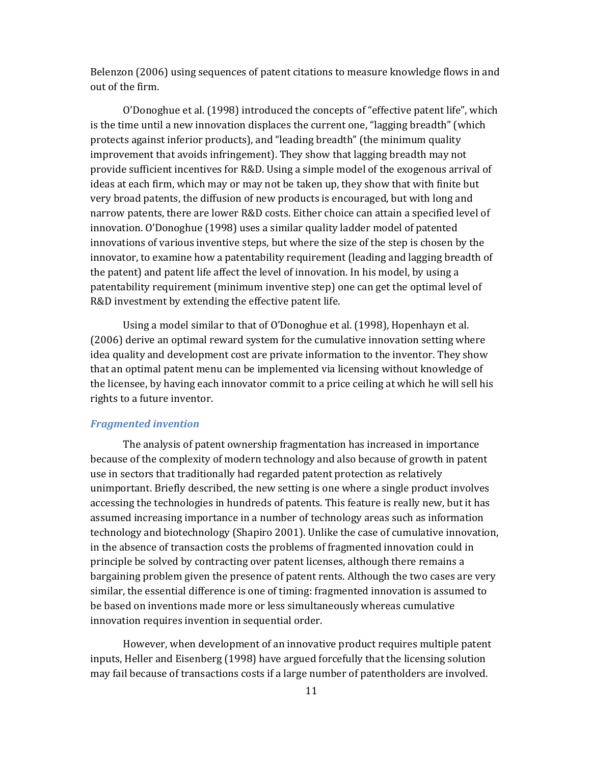Belenzon (2006) using sequences of patent citations to measure knowledge flows in and out of the firm.

O'Donoghue et al. (1998) introduced the concepts of "effective patent life", which is the time until a new innovation displaces the current one, "lagging breadth" (which protects against inferior products), and "leading breadth" (the minimum quality improvement that avoids infringement). They show that lagging breadth may not provide sufficient incentives for R&D. Using a simple model of the exogenous arrival of ideas at each firm, which may or may not be taken up, they show that with finite but very broad patents, the diffusion of new products is encouraged, but with long and narrow patents, there are lower R&D costs. Either choice can attain a specified level of innovation. O'Donoghue (1998) uses a similar quality ladder model of patented innovations of various inventive steps, but where the size of the step is chosen by the innovator, to examine how a patentability requirement (leading and lagging breadth of the patent) and patent life affect the level of innovation. In his model, by using a patentability requirement (minimum inventive step) one can get the optimal level of R&D investment by extending the effective patent life.

Using a model similar to that of O'Donoghue et al. (1998), Hopenhayn et al. (2006) derive an optimal reward system for the cumulative innovation setting where idea quality and development cost are private information to the inventor. They show that an optimal patent menu can be implemented via licensing without knowledge of the licensee, by having each innovator commit to a price ceiling at which he will sell his rights to a future inventor.

### *Fragmented invention*

The analysis of patent ownership fragmentation has increased in importance because of the complexity of modern technology and also because of growth in patent use in sectors that traditionally had regarded patent protection as relatively unimportant. Briefly described, the new setting is one where a single product involves accessing the technologies in hundreds of patents. This feature is really new, but it has assumed increasing importance in a number of technology areas such as information technology and biotechnology (Shapiro 2001). Unlike the case of cumulative innovation, in the absence of transaction costs the problems of fragmented innovation could in principle be solved by contracting over patent licenses, although there remains a bargaining problem given the presence of patent rents. Although the two cases are very similar, the essential difference is one of timing: fragmented innovation is assumed to be based on inventions made more or less simultaneously whereas cumulative innovation requires invention in sequential order.

However, when development of an innovative product requires multiple patent inputs, Heller and Eisenberg (1998) have argued forcefully that the licensing solution may fail because of transactions costs if a large number of patentholders are involved.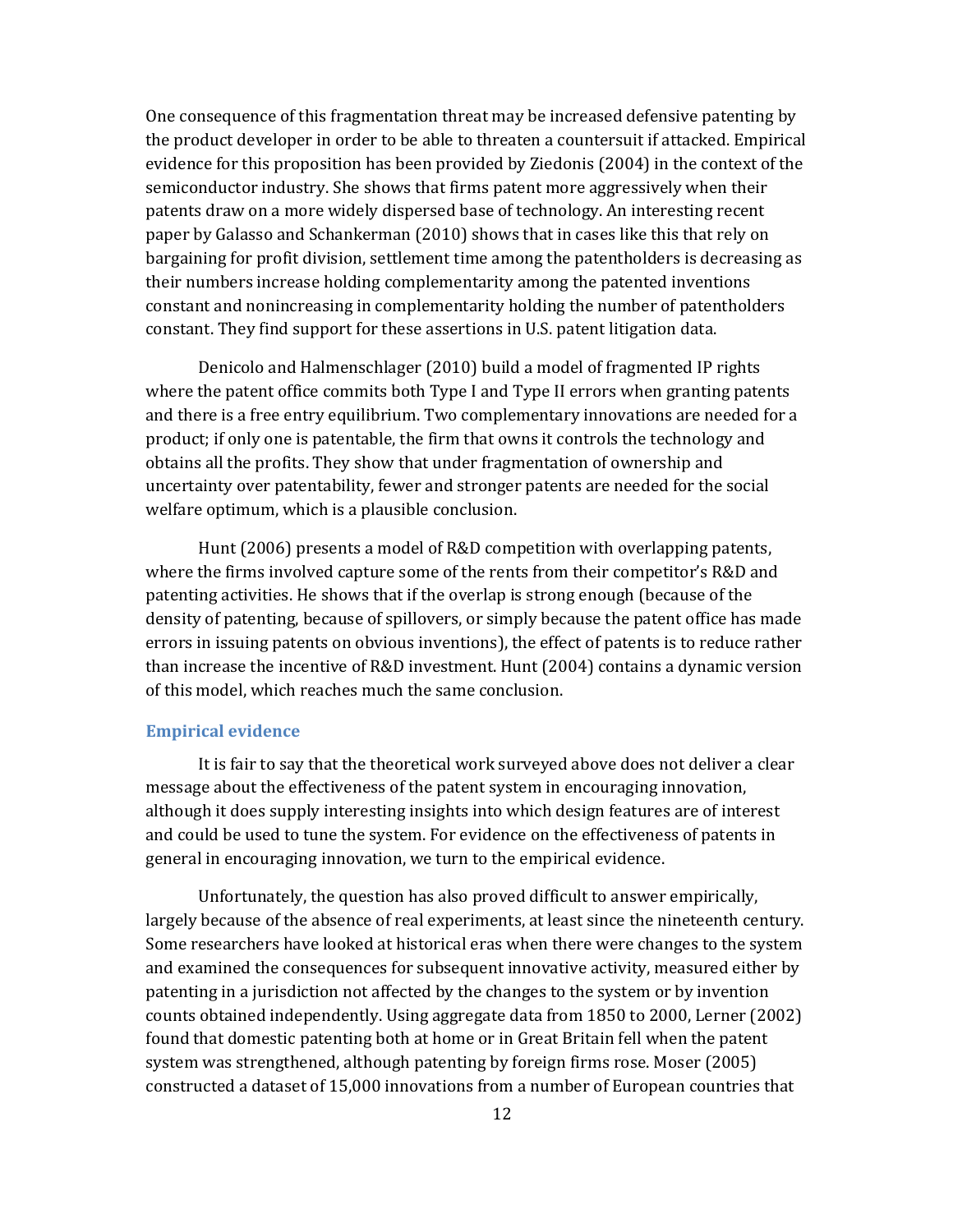One consequence of this fragmentation threat may be increased defensive patenting by the product developer in order to be able to threaten a countersuit if attacked. Empirical evidence for this proposition has been provided by Ziedonis (2004) in the context of the semiconductor industry. She shows that firms patent more aggressively when their patents draw on a more widely dispersed base of technology. An interesting recent paper by Galasso and Schankerman (2010) shows that in cases like this that rely on bargaining for profit division, settlement time among the patentholders is decreasing as their numbers increase holding complementarity among the patented inventions constant and nonincreasing in complementarity holding the number of patentholders constant. They find support for these assertions in U.S. patent litigation data.

Denicolo and Halmenschlager (2010) build a model of fragmented IP rights where the patent office commits both Type I and Type II errors when granting patents and there is a free entry equilibrium. Two complementary innovations are needed for a product; if only one is patentable, the firm that owns it controls the technology and obtains all the profits. They show that under fragmentation of ownership and uncertainty over patentability, fewer and stronger patents are needed for the social welfare optimum, which is a plausible conclusion.

Hunt (2006) presents a model of R&D competition with overlapping patents, where the firms involved capture some of the rents from their competitor's R&D and patenting activities. He shows that if the overlap is strong enough (because of the density of patenting, because of spillovers, or simply because the patent office has made errors in issuing patents on obvious inventions), the effect of patents is to reduce rather than increase the incentive of R&D investment. Hunt (2004) contains a dynamic version of this model, which reaches much the same conclusion.

### Empirical evidence

It is fair to say that the theoretical work surveyed above does not deliver a clear message about the effectiveness of the patent system in encouraging innovation, although it does supply interesting insights into which design features are of interest and could be used to tune the system. For evidence on the effectiveness of patents in general in encouraging innovation, we turn to the empirical evidence.

Unfortunately, the question has also proved difficult to answer empirically, largely because of the absence of real experiments, at least since the nineteenth century. Some researchers have looked at historical eras when there were changes to the system and examined the consequences for subsequent innovative activity, measured either by patenting in a jurisdiction not affected by the changes to the system or by invention counts obtained independently. Using aggregate data from 1850 to 2000, Lerner (2002) found that domestic patenting both at home or in Great Britain fell when the patent system was strengthened, although patenting by foreign firms rose. Moser (2005) constructed a dataset of 15,000 innovations from a number of European countries that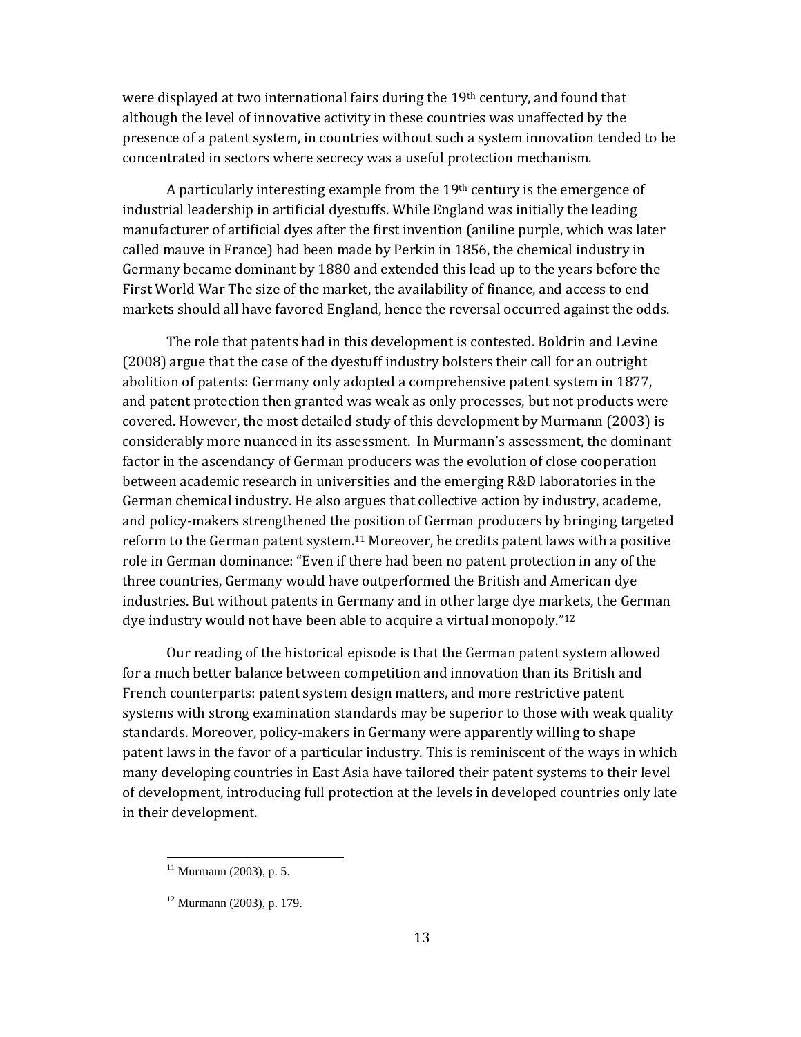were displayed at two international fairs during the 19th century, and found that although the level of innovative activity in these countries was unaffected by the presence of a patent system, in countries without such a system innovation tended to be concentrated in sectors where secrecy was a useful protection mechanism.

A particularly interesting example from the 19th century is the emergence of industrial leadership in artificial dyestuffs. While England was initially the leading manufacturer of artificial dyes after the first invention (aniline purple, which was later called mauve in France) had been made by Perkin in 1856, the chemical industry in Germany became dominant by 1880 and extended this lead up to the years before the First World War The size of the market, the availability of finance, and access to end markets should all have favored England, hence the reversal occurred against the odds.

The role that patents had in this development is contested. Boldrin and Levine (2008) argue that the case of the dyestuff industry bolsters their call for an outright abolition of patents: Germany only adopted a comprehensive patent system in 1877, and patent protection then granted was weak as only processes, but not products were covered. However, the most detailed study of this development by Murmann (2003) is considerably more nuanced in its assessment. In Murmann's assessment, the dominant factor in the ascendancy of German producers was the evolution of close cooperation between academic research in universities and the emerging R&D laboratories in the German chemical industry. He also argues that collective action by industry, academe, and policy-makers strengthened the position of German producers by bringing targeted reform to the German patent system.[11] Moreover, he credits patent laws with a positive role in German dominance: "Even if there had been no patent protection in any of the three countries, Germany would have outperformed the British and American dye industries. But without patents in Germany and in other large dye markets, the German dye industry would not have been able to acquire a virtual monopoly."[12]

Our reading of the historical episode is that the German patent system allowed for a much better balance between competition and innovation than its British and French counterparts: patent system design matters, and more restrictive patent systems with strong examination standards may be superior to those with weak quality standards. Moreover, policy-makers in Germany were apparently willing to shape patent laws in the favor of a particular industry. This is reminiscent of the ways in which many developing countries in East Asia have tailored their patent systems to their level of development, introducing full protection at the levels in developed countries only late in their development.

[11] Murmann (2003), p. 5.

[12] Murmann (2003), p. 179.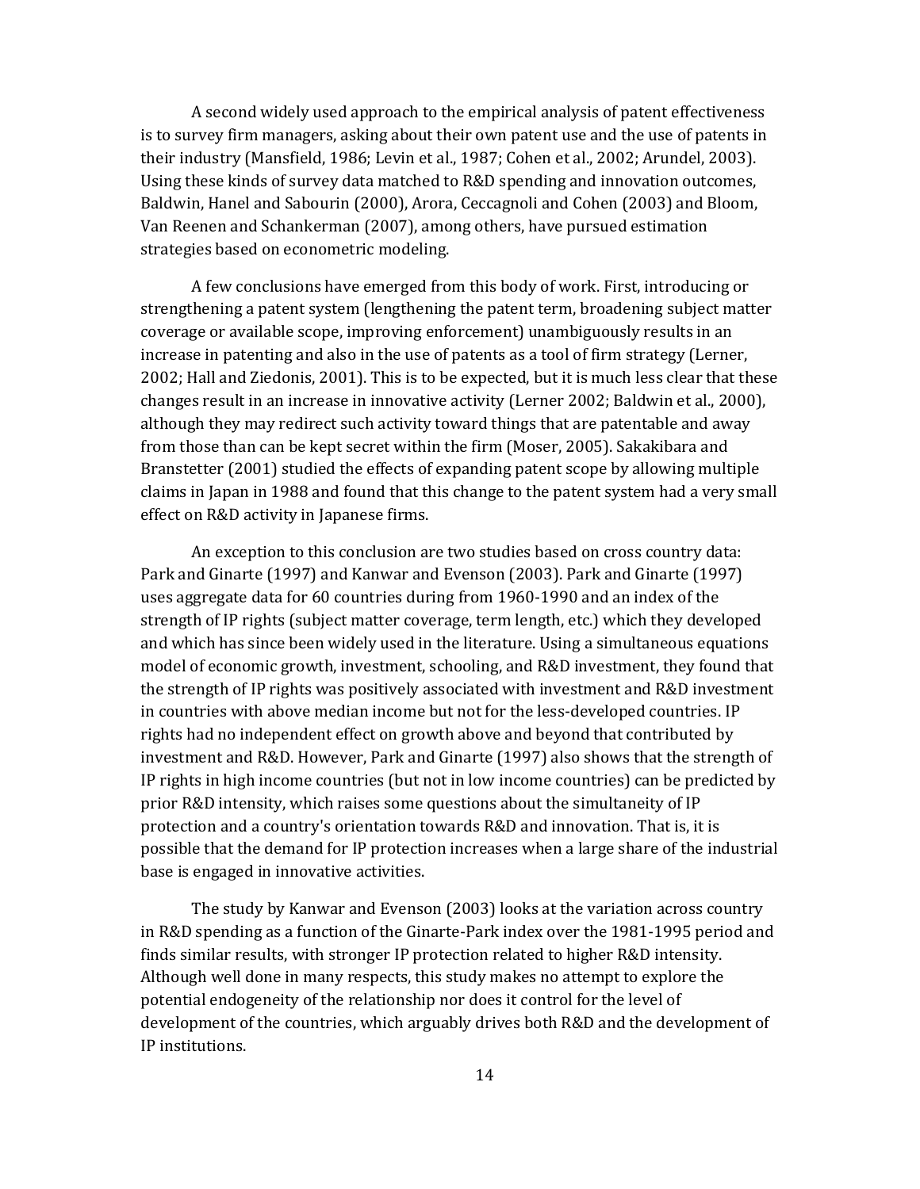A second widely used approach to the empirical analysis of patent effectiveness is to survey firm managers, asking about their own patent use and the use of patents in their industry (Mansfield, 1986; Levin et al., 1987; Cohen et al., 2002; Arundel, 2003). Using these kinds of survey data matched to R&D spending and innovation outcomes, Baldwin, Hanel and Sabourin (2000), Arora, Ceccagnoli and Cohen (2003) and Bloom, Van Reenen and Schankerman (2007), among others, have pursued estimation strategies based on econometric modeling.

A few conclusions have emerged from this body of work. First, introducing or strengthening a patent system (lengthening the patent term, broadening subject matter coverage or available scope, improving enforcement) unambiguously results in an increase in patenting and also in the use of patents as a tool of firm strategy (Lerner, 2002; Hall and Ziedonis, 2001). This is to be expected, but it is much less clear that these changes result in an increase in innovative activity (Lerner 2002; Baldwin et al., 2000), although they may redirect such activity toward things that are patentable and away from those than can be kept secret within the firm (Moser, 2005). Sakakibara and Branstetter (2001) studied the effects of expanding patent scope by allowing multiple claims in Japan in 1988 and found that this change to the patent system had a very small effect on R&D activity in Japanese firms.

An exception to this conclusion are two studies based on cross country data: Park and Ginarte (1997) and Kanwar and Evenson (2003). Park and Ginarte (1997) uses aggregate data for 60 countries during from 1960-1990 and an index of the strength of IP rights (subject matter coverage, term length, etc.) which they developed and which has since been widely used in the literature. Using a simultaneous equations model of economic growth, investment, schooling, and R&D investment, they found that the strength of IP rights was positively associated with investment and R&D investment in countries with above median income but not for the less-developed countries. IP rights had no independent effect on growth above and beyond that contributed by investment and R&D. However, Park and Ginarte (1997) also shows that the strength of IP rights in high income countries (but not in low income countries) can be predicted by prior R&D intensity, which raises some questions about the simultaneity of IP protection and a country's orientation towards R&D and innovation. That is, it is possible that the demand for IP protection increases when a large share of the industrial base is engaged in innovative activities.

The study by Kanwar and Evenson (2003) looks at the variation across country in R&D spending as a function of the Ginarte-Park index over the 1981-1995 period and finds similar results, with stronger IP protection related to higher R&D intensity. Although well done in many respects, this study makes no attempt to explore the potential endogeneity of the relationship nor does it control for the level of development of the countries, which arguably drives both R&D and the development of IP institutions.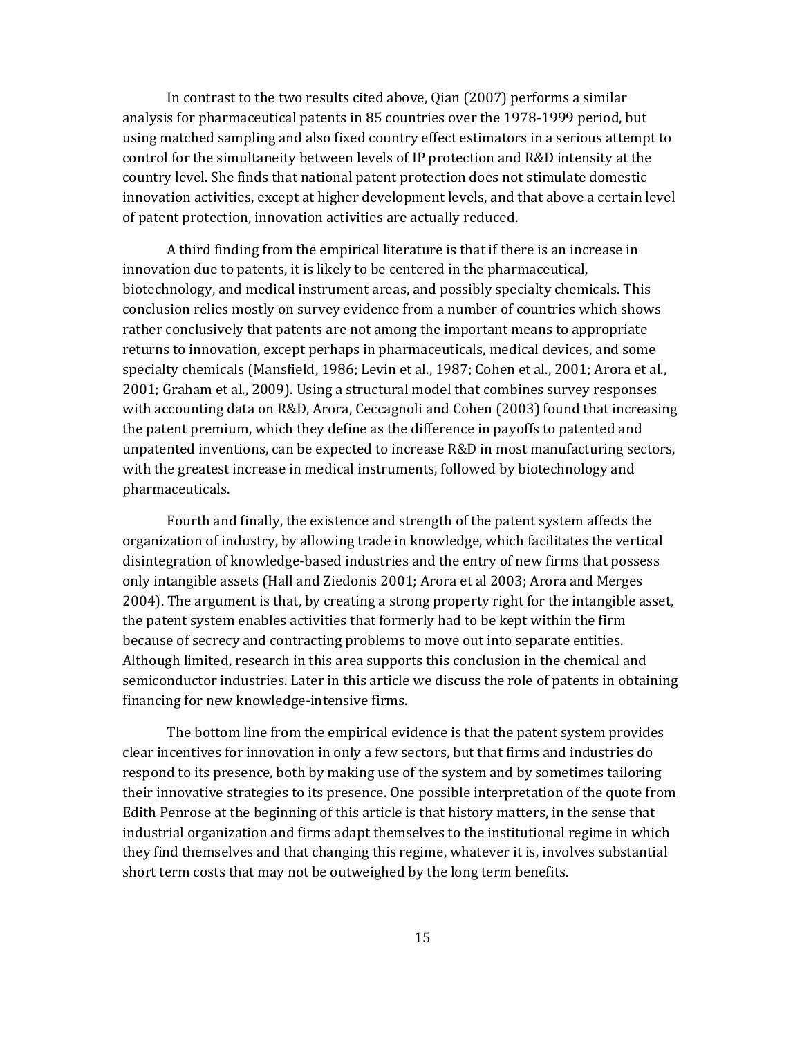In contrast to the two results cited above, Qian (2007) performs a similar analysis for pharmaceutical patents in 85 countries over the 1978-1999 period, but using matched sampling and also fixed country effect estimators in a serious attempt to control for the simultaneity between levels of IP protection and R&D intensity at the country level. She finds that national patent protection does not stimulate domestic innovation activities, except at higher development levels, and that above a certain level of patent protection, innovation activities are actually reduced.

A third finding from the empirical literature is that if there is an increase in innovation due to patents, it is likely to be centered in the pharmaceutical, biotechnology, and medical instrument areas, and possibly specialty chemicals. This conclusion relies mostly on survey evidence from a number of countries which shows rather conclusively that patents are not among the important means to appropriate returns to innovation, except perhaps in pharmaceuticals, medical devices, and some specialty chemicals (Mansfield, 1986; Levin et al., 1987; Cohen et al., 2001; Arora et al., 2001; Graham et al., 2009). Using a structural model that combines survey responses with accounting data on R&D, Arora, Ceccagnoli and Cohen (2003) found that increasing the patent premium, which they define as the difference in payoffs to patented and unpatented inventions, can be expected to increase R&D in most manufacturing sectors, with the greatest increase in medical instruments, followed by biotechnology and pharmaceuticals.

Fourth and finally, the existence and strength of the patent system affects the organization of industry, by allowing trade in knowledge, which facilitates the vertical disintegration of knowledge-based industries and the entry of new firms that possess only intangible assets (Hall and Ziedonis 2001; Arora et al 2003; Arora and Merges 2004). The argument is that, by creating a strong property right for the intangible asset, the patent system enables activities that formerly had to be kept within the firm because of secrecy and contracting problems to move out into separate entities. Although limited, research in this area supports this conclusion in the chemical and semiconductor industries. Later in this article we discuss the role of patents in obtaining financing for new knowledge-intensive firms.

The bottom line from the empirical evidence is that the patent system provides clear incentives for innovation in only a few sectors, but that firms and industries do respond to its presence, both by making use of the system and by sometimes tailoring their innovative strategies to its presence. One possible interpretation of the quote from Edith Penrose at the beginning of this article is that history matters, in the sense that industrial organization and firms adapt themselves to the institutional regime in which they find themselves and that changing this regime, whatever it is, involves substantial short term costs that may not be outweighed by the long term benefits.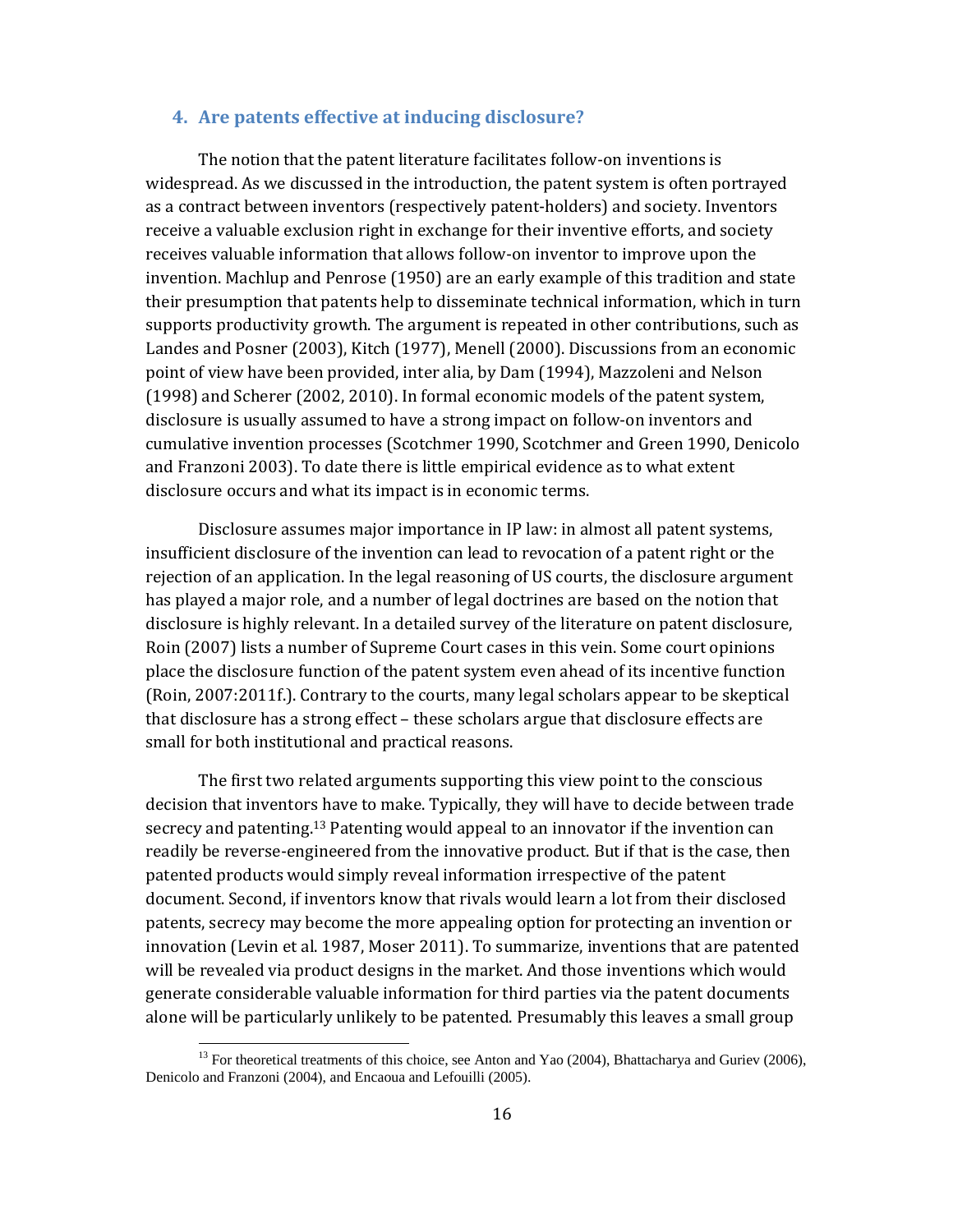## 4. Are patents effective at inducing disclosure?

The notion that the patent literature facilitates follow-on inventions is widespread. As we discussed in the introduction, the patent system is often portrayed as a contract between inventors (respectively patent-holders) and society. Inventors receive a valuable exclusion right in exchange for their inventive efforts, and society receives valuable information that allows follow-on inventor to improve upon the invention. Machlup and Penrose (1950) are an early example of this tradition and state their presumption that patents help to disseminate technical information, which in turn supports productivity growth. The argument is repeated in other contributions, such as Landes and Posner (2003), Kitch (1977), Menell (2000). Discussions from an economic point of view have been provided, inter alia, by Dam (1994), Mazzoleni and Nelson (1998) and Scherer (2002, 2010). In formal economic models of the patent system, disclosure is usually assumed to have a strong impact on follow-on inventors and cumulative invention processes (Scotchmer 1990, Scotchmer and Green 1990, Denicolo and Franzoni 2003). To date there is little empirical evidence as to what extent disclosure occurs and what its impact is in economic terms.

Disclosure assumes major importance in IP law: in almost all patent systems, insufficient disclosure of the invention can lead to revocation of a patent right or the rejection of an application. In the legal reasoning of US courts, the disclosure argument has played a major role, and a number of legal doctrines are based on the notion that disclosure is highly relevant. In a detailed survey of the literature on patent disclosure, Roin (2007) lists a number of Supreme Court cases in this vein. Some court opinions place the disclosure function of the patent system even ahead of its incentive function (Roin, 2007:2011f.). Contrary to the courts, many legal scholars appear to be skeptical that disclosure has a strong effect – these scholars argue that disclosure effects are small for both institutional and practical reasons.

The first two related arguments supporting this view point to the conscious decision that inventors have to make. Typically, they will have to decide between trade secrecy and patenting.[13] Patenting would appeal to an innovator if the invention can readily be reverse-engineered from the innovative product. But if that is the case, then patented products would simply reveal information irrespective of the patent document. Second, if inventors know that rivals would learn a lot from their disclosed patents, secrecy may become the more appealing option for protecting an invention or innovation (Levin et al. 1987, Moser 2011). To summarize, inventions that are patented will be revealed via product designs in the market. And those inventions which would generate considerable valuable information for third parties via the patent documents alone will be particularly unlikely to be patented. Presumably this leaves a small group

[13] For theoretical treatments of this choice, see Anton and Yao (2004), Bhattacharya and Guriev (2006), Denicolo and Franzoni (2004), and Encaoua and Lefouilli (2005).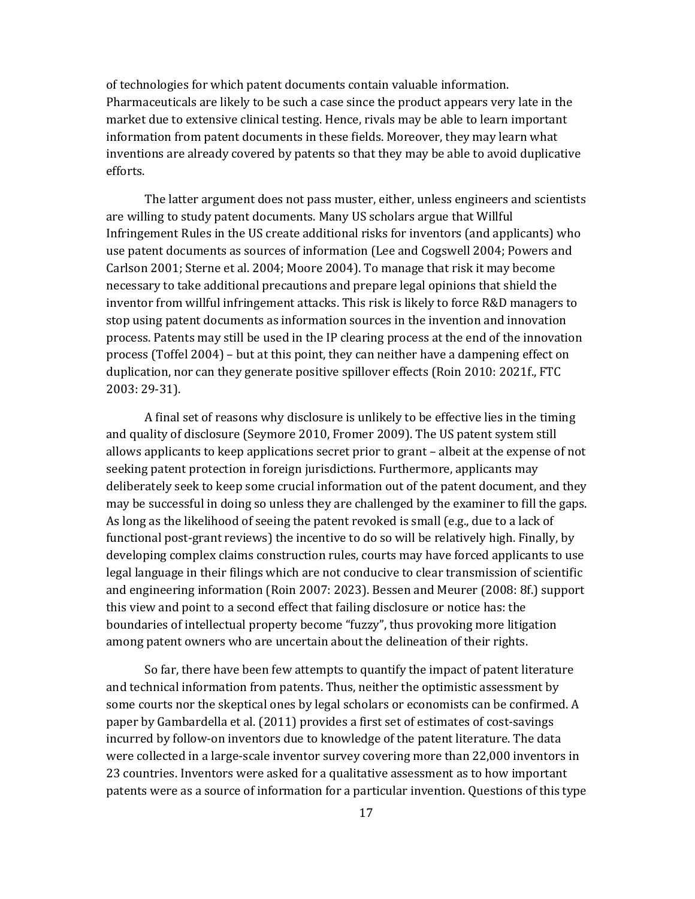of technologies for which patent documents contain valuable information. Pharmaceuticals are likely to be such a case since the product appears very late in the market due to extensive clinical testing. Hence, rivals may be able to learn important information from patent documents in these fields. Moreover, they may learn what inventions are already covered by patents so that they may be able to avoid duplicative efforts.

The latter argument does not pass muster, either, unless engineers and scientists are willing to study patent documents. Many US scholars argue that Willful Infringement Rules in the US create additional risks for inventors (and applicants) who use patent documents as sources of information (Lee and Cogswell 2004; Powers and Carlson 2001; Sterne et al. 2004; Moore 2004). To manage that risk it may become necessary to take additional precautions and prepare legal opinions that shield the inventor from willful infringement attacks. This risk is likely to force R&D managers to stop using patent documents as information sources in the invention and innovation process. Patents may still be used in the IP clearing process at the end of the innovation process (Toffel 2004) – but at this point, they can neither have a dampening effect on duplication, nor can they generate positive spillover effects (Roin 2010: 2021f., FTC 2003: 29-31).

A final set of reasons why disclosure is unlikely to be effective lies in the timing and quality of disclosure (Seymore 2010, Fromer 2009). The US patent system still allows applicants to keep applications secret prior to grant – albeit at the expense of not seeking patent protection in foreign jurisdictions. Furthermore, applicants may deliberately seek to keep some crucial information out of the patent document, and they may be successful in doing so unless they are challenged by the examiner to fill the gaps. As long as the likelihood of seeing the patent revoked is small (e.g., due to a lack of functional post-grant reviews) the incentive to do so will be relatively high. Finally, by developing complex claims construction rules, courts may have forced applicants to use legal language in their filings which are not conducive to clear transmission of scientific and engineering information (Roin 2007: 2023). Bessen and Meurer (2008: 8f.) support this view and point to a second effect that failing disclosure or notice has: the boundaries of intellectual property become "fuzzy", thus provoking more litigation among patent owners who are uncertain about the delineation of their rights.

So far, there have been few attempts to quantify the impact of patent literature and technical information from patents. Thus, neither the optimistic assessment by some courts nor the skeptical ones by legal scholars or economists can be confirmed. A paper by Gambardella et al. (2011) provides a first set of estimates of cost-savings incurred by follow-on inventors due to knowledge of the patent literature. The data were collected in a large-scale inventor survey covering more than 22,000 inventors in 23 countries. Inventors were asked for a qualitative assessment as to how important patents were as a source of information for a particular invention. Questions of this type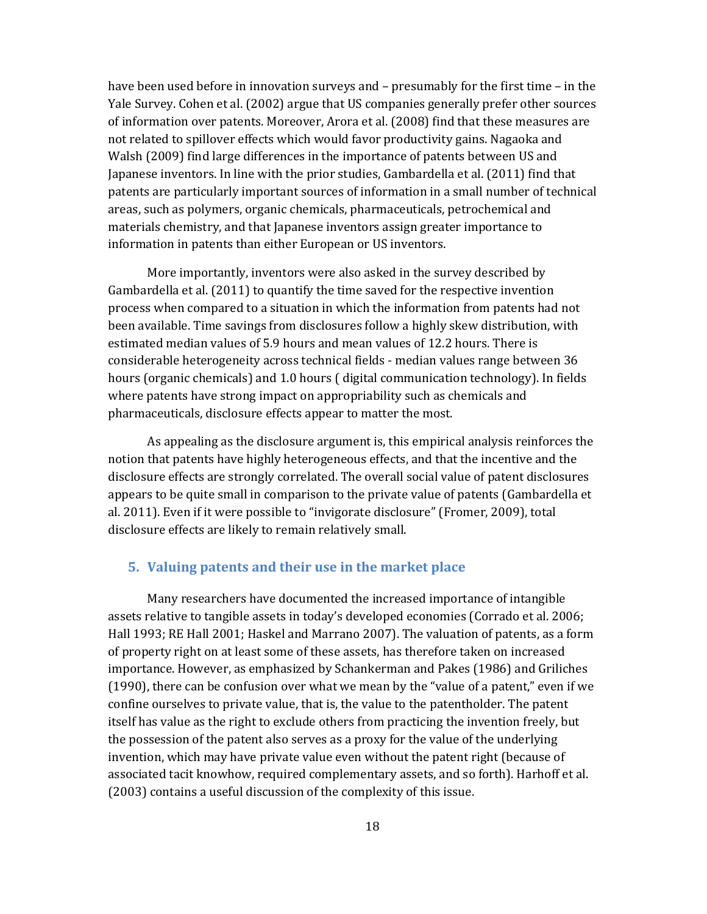have been used before in innovation surveys and – presumably for the first time – in the Yale Survey. Cohen et al. (2002) argue that US companies generally prefer other sources of information over patents. Moreover, Arora et al. (2008) find that these measures are not related to spillover effects which would favor productivity gains. Nagaoka and Walsh (2009) find large differences in the importance of patents between US and Japanese inventors. In line with the prior studies, Gambardella et al. (2011) find that patents are particularly important sources of information in a small number of technical areas, such as polymers, organic chemicals, pharmaceuticals, petrochemical and materials chemistry, and that Japanese inventors assign greater importance to information in patents than either European or US inventors.

More importantly, inventors were also asked in the survey described by Gambardella et al. (2011) to quantify the time saved for the respective invention process when compared to a situation in which the information from patents had not been available. Time savings from disclosures follow a highly skew distribution, with estimated median values of 5.9 hours and mean values of 12.2 hours. There is considerable heterogeneity across technical fields - median values range between 36 hours (organic chemicals) and 1.0 hours ( digital communication technology). In fields where patents have strong impact on appropriability such as chemicals and pharmaceuticals, disclosure effects appear to matter the most.

As appealing as the disclosure argument is, this empirical analysis reinforces the notion that patents have highly heterogeneous effects, and that the incentive and the disclosure effects are strongly correlated. The overall social value of patent disclosures appears to be quite small in comparison to the private value of patents (Gambardella et al. 2011). Even if it were possible to "invigorate disclosure" (Fromer, 2009), total disclosure effects are likely to remain relatively small.

## 5. Valuing patents and their use in the market place

Many researchers have documented the increased importance of intangible assets relative to tangible assets in today's developed economies (Corrado et al. 2006; Hall 1993; RE Hall 2001; Haskel and Marrano 2007). The valuation of patents, as a form of property right on at least some of these assets, has therefore taken on increased importance. However, as emphasized by Schankerman and Pakes (1986) and Griliches (1990), there can be confusion over what we mean by the "value of a patent," even if we confine ourselves to private value, that is, the value to the patentholder. The patent itself has value as the right to exclude others from practicing the invention freely, but the possession of the patent also serves as a proxy for the value of the underlying invention, which may have private value even without the patent right (because of associated tacit knowhow, required complementary assets, and so forth). Harhoff et al. (2003) contains a useful discussion of the complexity of this issue.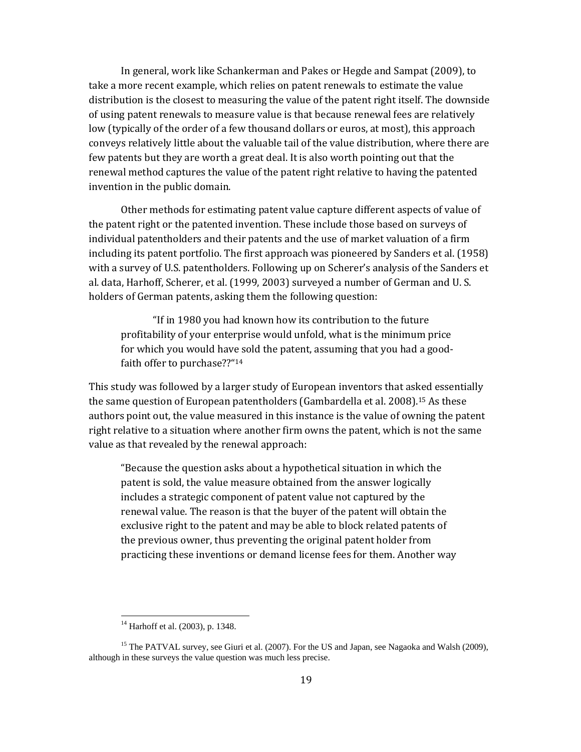In general, work like Schankerman and Pakes or Hegde and Sampat (2009), to take a more recent example, which relies on patent renewals to estimate the value distribution is the closest to measuring the value of the patent right itself. The downside of using patent renewals to measure value is that because renewal fees are relatively low (typically of the order of a few thousand dollars or euros, at most), this approach conveys relatively little about the valuable tail of the value distribution, where there are few patents but they are worth a great deal. It is also worth pointing out that the renewal method captures the value of the patent right relative to having the patented invention in the public domain.

Other methods for estimating patent value capture different aspects of value of the patent right or the patented invention. These include those based on surveys of individual patentholders and their patents and the use of market valuation of a firm including its patent portfolio. The first approach was pioneered by Sanders et al. (1958) with a survey of U.S. patentholders. Following up on Scherer's analysis of the Sanders et al. data, Harhoff, Scherer, et al. (1999, 2003) surveyed a number of German and U. S. holders of German patents, asking them the following question:

> "If in 1980 you had known how its contribution to the future profitability of your enterprise would unfold, what is the minimum price for which you would have sold the patent, assuming that you had a good-faith offer to purchase??"[14]

This study was followed by a larger study of European inventors that asked essentially the same question of European patentholders (Gambardella et al. 2008).[15] As these authors point out, the value measured in this instance is the value of owning the patent right relative to a situation where another firm owns the patent, which is not the same value as that revealed by the renewal approach:

> "Because the question asks about a hypothetical situation in which the patent is sold, the value measure obtained from the answer logically includes a strategic component of patent value not captured by the renewal value. The reason is that the buyer of the patent will obtain the exclusive right to the patent and may be able to block related patents of the previous owner, thus preventing the original patent holder from practicing these inventions or demand license fees for them. Another way

[14] Harhoff et al. (2003), p. 1348.

[15] The PATVAL survey, see Giuri et al. (2007). For the US and Japan, see Nagaoka and Walsh (2009), although in these surveys the value question was much less precise.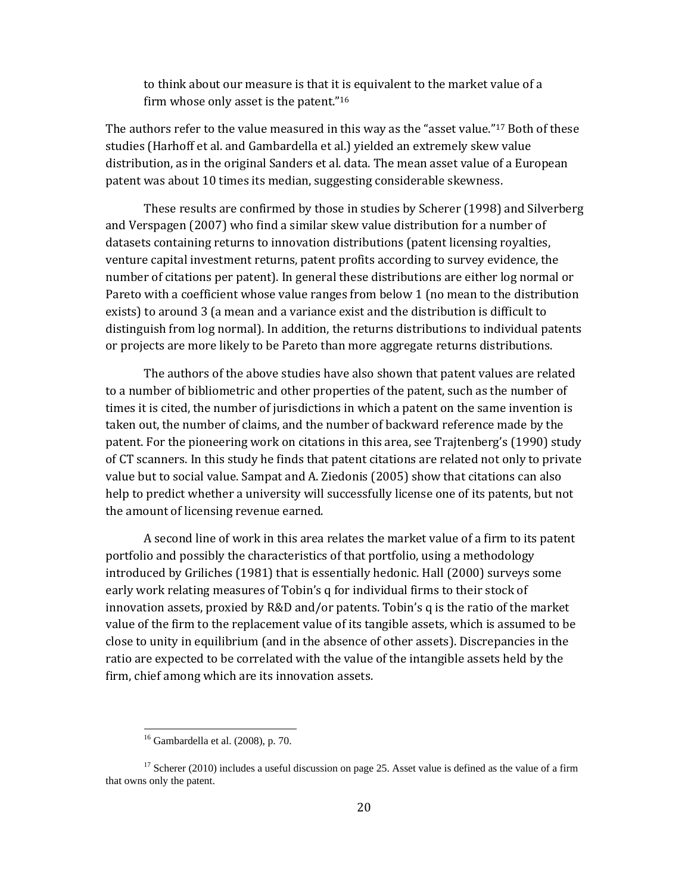> to think about our measure is that it is equivalent to the market value of a firm whose only asset is the patent."[16]

The authors refer to the value measured in this way as the "asset value."[17] Both of these studies (Harhoff et al. and Gambardella et al.) yielded an extremely skew value distribution, as in the original Sanders et al. data. The mean asset value of a European patent was about 10 times its median, suggesting considerable skewness.

These results are confirmed by those in studies by Scherer (1998) and Silverberg and Verspagen (2007) who find a similar skew value distribution for a number of datasets containing returns to innovation distributions (patent licensing royalties, venture capital investment returns, patent profits according to survey evidence, the number of citations per patent). In general these distributions are either log normal or Pareto with a coefficient whose value ranges from below 1 (no mean to the distribution exists) to around 3 (a mean and a variance exist and the distribution is difficult to distinguish from log normal). In addition, the returns distributions to individual patents or projects are more likely to be Pareto than more aggregate returns distributions.

The authors of the above studies have also shown that patent values are related to a number of bibliometric and other properties of the patent, such as the number of times it is cited, the number of jurisdictions in which a patent on the same invention is taken out, the number of claims, and the number of backward reference made by the patent. For the pioneering work on citations in this area, see Trajtenberg's (1990) study of CT scanners. In this study he finds that patent citations are related not only to private value but to social value. Sampat and A. Ziedonis (2005) show that citations can also help to predict whether a university will successfully license one of its patents, but not the amount of licensing revenue earned.

A second line of work in this area relates the market value of a firm to its patent portfolio and possibly the characteristics of that portfolio, using a methodology introduced by Griliches (1981) that is essentially hedonic. Hall (2000) surveys some early work relating measures of Tobin's q for individual firms to their stock of innovation assets, proxied by R&D and/or patents. Tobin's q is the ratio of the market value of the firm to the replacement value of its tangible assets, which is assumed to be close to unity in equilibrium (and in the absence of other assets). Discrepancies in the ratio are expected to be correlated with the value of the intangible assets held by the firm, chief among which are its innovation assets.

---

[16] Gambardella et al. (2008), p. 70.

[17] Scherer (2010) includes a useful discussion on page 25. Asset value is defined as the value of a firm that owns only the patent.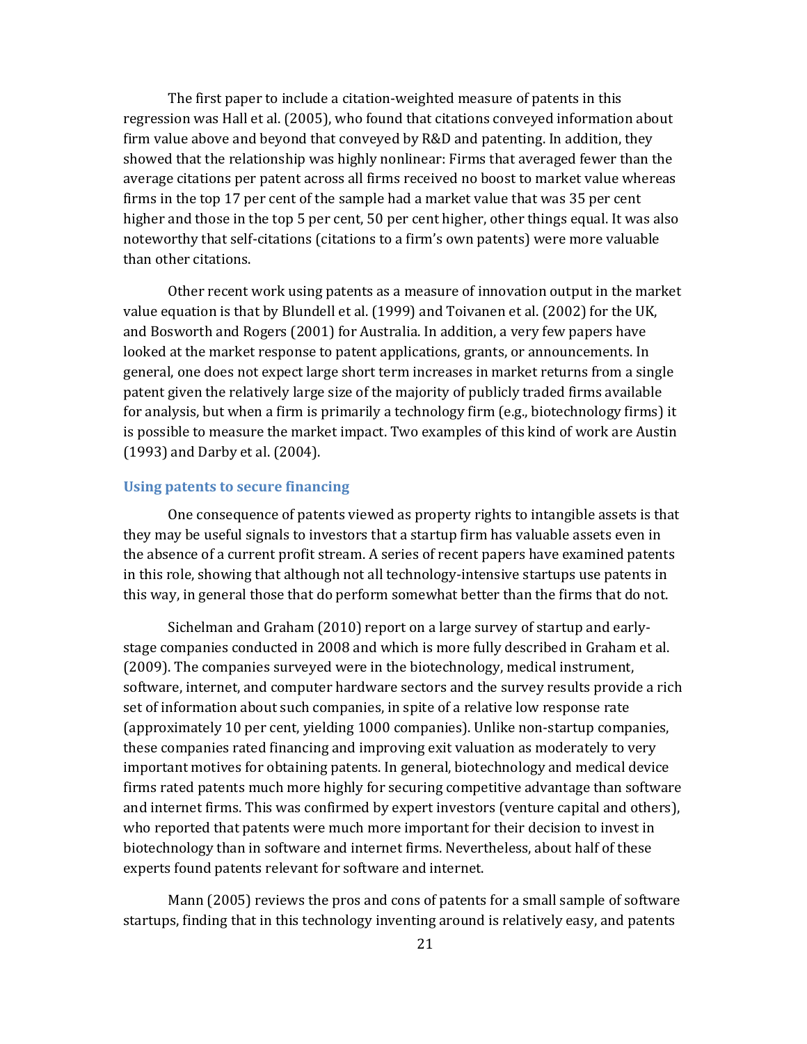The first paper to include a citation-weighted measure of patents in this regression was Hall et al. (2005), who found that citations conveyed information about firm value above and beyond that conveyed by R&D and patenting. In addition, they showed that the relationship was highly nonlinear: Firms that averaged fewer than the average citations per patent across all firms received no boost to market value whereas firms in the top 17 per cent of the sample had a market value that was 35 per cent higher and those in the top 5 per cent, 50 per cent higher, other things equal. It was also noteworthy that self-citations (citations to a firm's own patents) were more valuable than other citations.

Other recent work using patents as a measure of innovation output in the market value equation is that by Blundell et al. (1999) and Toivanen et al. (2002) for the UK, and Bosworth and Rogers (2001) for Australia. In addition, a very few papers have looked at the market response to patent applications, grants, or announcements. In general, one does not expect large short term increases in market returns from a single patent given the relatively large size of the majority of publicly traded firms available for analysis, but when a firm is primarily a technology firm (e.g., biotechnology firms) it is possible to measure the market impact. Two examples of this kind of work are Austin (1993) and Darby et al. (2004).

### Using patents to secure financing

One consequence of patents viewed as property rights to intangible assets is that they may be useful signals to investors that a startup firm has valuable assets even in the absence of a current profit stream. A series of recent papers have examined patents in this role, showing that although not all technology-intensive startups use patents in this way, in general those that do perform somewhat better than the firms that do not.

Sichelman and Graham (2010) report on a large survey of startup and early-stage companies conducted in 2008 and which is more fully described in Graham et al. (2009). The companies surveyed were in the biotechnology, medical instrument, software, internet, and computer hardware sectors and the survey results provide a rich set of information about such companies, in spite of a relative low response rate (approximately 10 per cent, yielding 1000 companies). Unlike non-startup companies, these companies rated financing and improving exit valuation as moderately to very important motives for obtaining patents. In general, biotechnology and medical device firms rated patents much more highly for securing competitive advantage than software and internet firms. This was confirmed by expert investors (venture capital and others), who reported that patents were much more important for their decision to invest in biotechnology than in software and internet firms. Nevertheless, about half of these experts found patents relevant for software and internet.

Mann (2005) reviews the pros and cons of patents for a small sample of software startups, finding that in this technology inventing around is relatively easy, and patents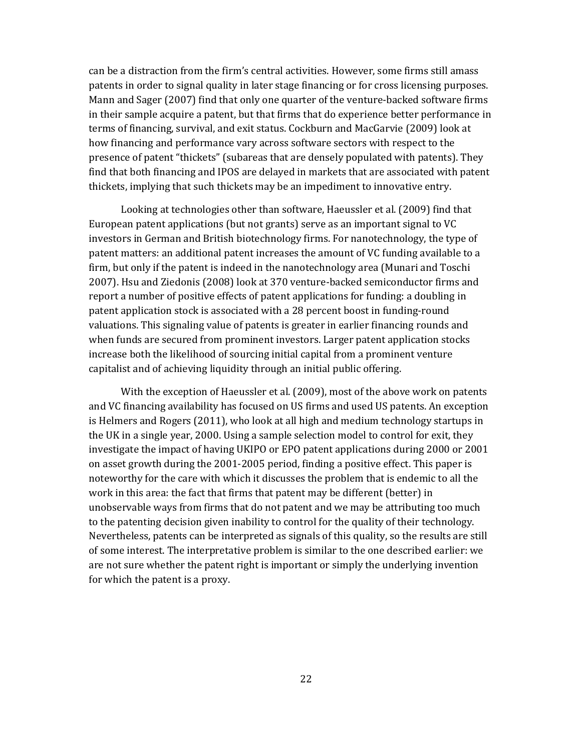can be a distraction from the firm's central activities. However, some firms still amass patents in order to signal quality in later stage financing or for cross licensing purposes. Mann and Sager (2007) find that only one quarter of the venture-backed software firms in their sample acquire a patent, but that firms that do experience better performance in terms of financing, survival, and exit status. Cockburn and MacGarvie (2009) look at how financing and performance vary across software sectors with respect to the presence of patent "thickets" (subareas that are densely populated with patents). They find that both financing and IPOS are delayed in markets that are associated with patent thickets, implying that such thickets may be an impediment to innovative entry.

Looking at technologies other than software, Haeussler et al. (2009) find that European patent applications (but not grants) serve as an important signal to VC investors in German and British biotechnology firms. For nanotechnology, the type of patent matters: an additional patent increases the amount of VC funding available to a firm, but only if the patent is indeed in the nanotechnology area (Munari and Toschi 2007). Hsu and Ziedonis (2008) look at 370 venture-backed semiconductor firms and report a number of positive effects of patent applications for funding: a doubling in patent application stock is associated with a 28 percent boost in funding-round valuations. This signaling value of patents is greater in earlier financing rounds and when funds are secured from prominent investors. Larger patent application stocks increase both the likelihood of sourcing initial capital from a prominent venture capitalist and of achieving liquidity through an initial public offering.

With the exception of Haeussler et al. (2009), most of the above work on patents and VC financing availability has focused on US firms and used US patents. An exception is Helmers and Rogers (2011), who look at all high and medium technology startups in the UK in a single year, 2000. Using a sample selection model to control for exit, they investigate the impact of having UKIPO or EPO patent applications during 2000 or 2001 on asset growth during the 2001-2005 period, finding a positive effect. This paper is noteworthy for the care with which it discusses the problem that is endemic to all the work in this area: the fact that firms that patent may be different (better) in unobservable ways from firms that do not patent and we may be attributing too much to the patenting decision given inability to control for the quality of their technology. Nevertheless, patents can be interpreted as signals of this quality, so the results are still of some interest. The interpretative problem is similar to the one described earlier: we are not sure whether the patent right is important or simply the underlying invention for which the patent is a proxy.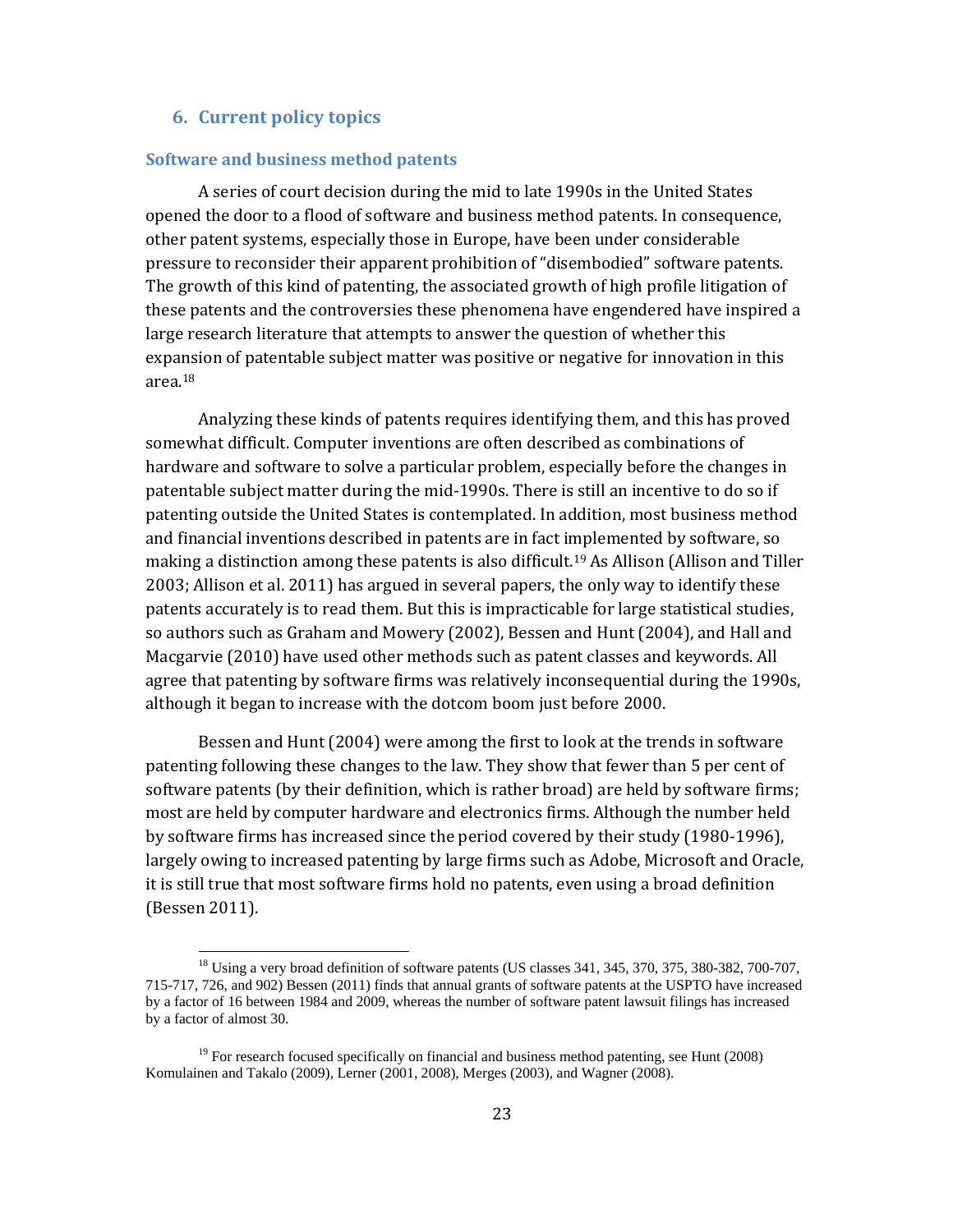## 6. Current policy topics

### Software and business method patents

A series of court decision during the mid to late 1990s in the United States opened the door to a flood of software and business method patents. In consequence, other patent systems, especially those in Europe, have been under considerable pressure to reconsider their apparent prohibition of "disembodied" software patents. The growth of this kind of patenting, the associated growth of high profile litigation of these patents and the controversies these phenomena have engendered have inspired a large research literature that attempts to answer the question of whether this expansion of patentable subject matter was positive or negative for innovation in this area.[18]

Analyzing these kinds of patents requires identifying them, and this has proved somewhat difficult. Computer inventions are often described as combinations of hardware and software to solve a particular problem, especially before the changes in patentable subject matter during the mid-1990s. There is still an incentive to do so if patenting outside the United States is contemplated. In addition, most business method and financial inventions described in patents are in fact implemented by software, so making a distinction among these patents is also difficult.[19] As Allison (Allison and Tiller 2003; Allison et al. 2011) has argued in several papers, the only way to identify these patents accurately is to read them. But this is impracticable for large statistical studies, so authors such as Graham and Mowery (2002), Bessen and Hunt (2004), and Hall and Macgarvie (2010) have used other methods such as patent classes and keywords. All agree that patenting by software firms was relatively inconsequential during the 1990s, although it began to increase with the dotcom boom just before 2000.

Bessen and Hunt (2004) were among the first to look at the trends in software patenting following these changes to the law. They show that fewer than 5 per cent of software patents (by their definition, which is rather broad) are held by software firms; most are held by computer hardware and electronics firms. Although the number held by software firms has increased since the period covered by their study (1980-1996), largely owing to increased patenting by large firms such as Adobe, Microsoft and Oracle, it is still true that most software firms hold no patents, even using a broad definition (Bessen 2011).

[18] Using a very broad definition of software patents (US classes 341, 345, 370, 375, 380-382, 700-707, 715-717, 726, and 902) Bessen (2011) finds that annual grants of software patents at the USPTO have increased by a factor of 16 between 1984 and 2009, whereas the number of software patent lawsuit filings has increased by a factor of almost 30.

[19] For research focused specifically on financial and business method patenting, see Hunt (2008) Komulainen and Takalo (2009), Lerner (2001, 2008), Merges (2003), and Wagner (2008).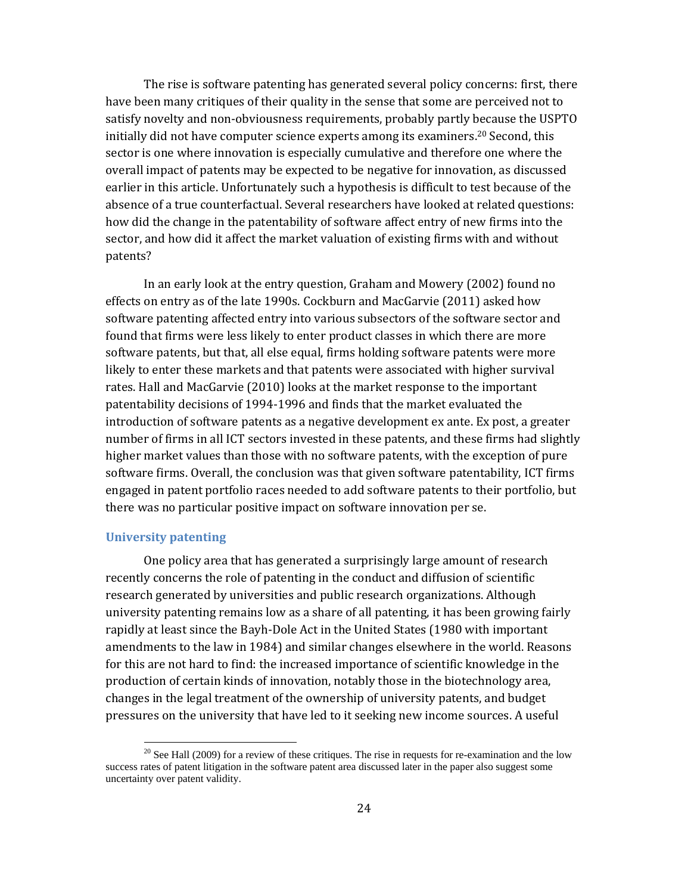The rise is software patenting has generated several policy concerns: first, there have been many critiques of their quality in the sense that some are perceived not to satisfy novelty and non-obviousness requirements, probably partly because the USPTO initially did not have computer science experts among its examiners.[20] Second, this sector is one where innovation is especially cumulative and therefore one where the overall impact of patents may be expected to be negative for innovation, as discussed earlier in this article. Unfortunately such a hypothesis is difficult to test because of the absence of a true counterfactual. Several researchers have looked at related questions: how did the change in the patentability of software affect entry of new firms into the sector, and how did it affect the market valuation of existing firms with and without patents?

In an early look at the entry question, Graham and Mowery (2002) found no effects on entry as of the late 1990s. Cockburn and MacGarvie (2011) asked how software patenting affected entry into various subsectors of the software sector and found that firms were less likely to enter product classes in which there are more software patents, but that, all else equal, firms holding software patents were more likely to enter these markets and that patents were associated with higher survival rates. Hall and MacGarvie (2010) looks at the market response to the important patentability decisions of 1994-1996 and finds that the market evaluated the introduction of software patents as a negative development ex ante. Ex post, a greater number of firms in all ICT sectors invested in these patents, and these firms had slightly higher market values than those with no software patents, with the exception of pure software firms. Overall, the conclusion was that given software patentability, ICT firms engaged in patent portfolio races needed to add software patents to their portfolio, but there was no particular positive impact on software innovation per se.

### University patenting

One policy area that has generated a surprisingly large amount of research recently concerns the role of patenting in the conduct and diffusion of scientific research generated by universities and public research organizations. Although university patenting remains low as a share of all patenting, it has been growing fairly rapidly at least since the Bayh-Dole Act in the United States (1980 with important amendments to the law in 1984) and similar changes elsewhere in the world. Reasons for this are not hard to find: the increased importance of scientific knowledge in the production of certain kinds of innovation, notably those in the biotechnology area, changes in the legal treatment of the ownership of university patents, and budget pressures on the university that have led to it seeking new income sources. A useful

[20] See Hall (2009) for a review of these critiques. The rise in requests for re-examination and the low success rates of patent litigation in the software patent area discussed later in the paper also suggest some uncertainty over patent validity.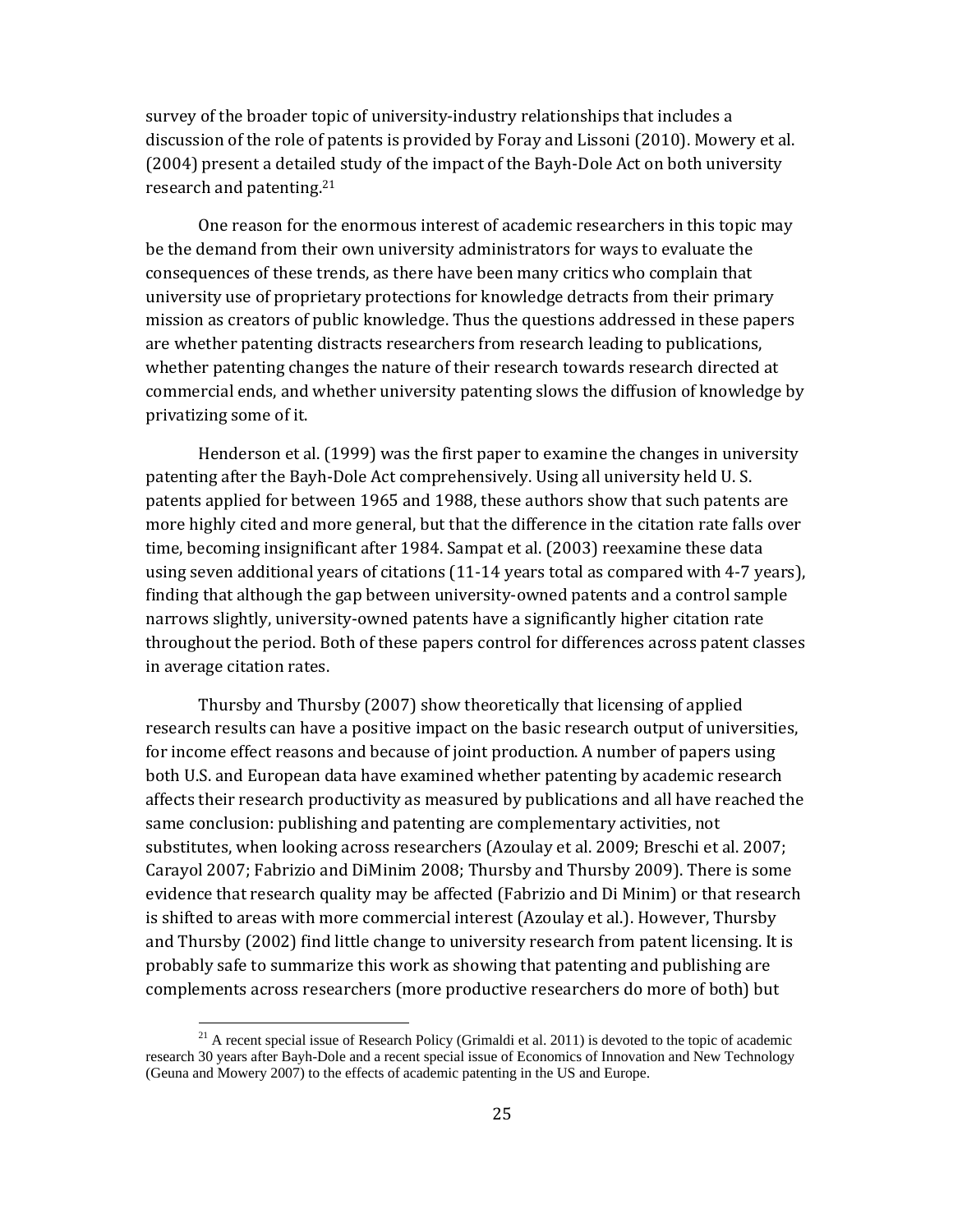survey of the broader topic of university-industry relationships that includes a discussion of the role of patents is provided by Foray and Lissoni (2010). Mowery et al. (2004) present a detailed study of the impact of the Bayh-Dole Act on both university research and patenting.[21]

One reason for the enormous interest of academic researchers in this topic may be the demand from their own university administrators for ways to evaluate the consequences of these trends, as there have been many critics who complain that university use of proprietary protections for knowledge detracts from their primary mission as creators of public knowledge. Thus the questions addressed in these papers are whether patenting distracts researchers from research leading to publications, whether patenting changes the nature of their research towards research directed at commercial ends, and whether university patenting slows the diffusion of knowledge by privatizing some of it.

Henderson et al. (1999) was the first paper to examine the changes in university patenting after the Bayh-Dole Act comprehensively. Using all university held U. S. patents applied for between 1965 and 1988, these authors show that such patents are more highly cited and more general, but that the difference in the citation rate falls over time, becoming insignificant after 1984. Sampat et al. (2003) reexamine these data using seven additional years of citations (11-14 years total as compared with 4-7 years), finding that although the gap between university-owned patents and a control sample narrows slightly, university-owned patents have a significantly higher citation rate throughout the period. Both of these papers control for differences across patent classes in average citation rates.

Thursby and Thursby (2007) show theoretically that licensing of applied research results can have a positive impact on the basic research output of universities, for income effect reasons and because of joint production. A number of papers using both U.S. and European data have examined whether patenting by academic research affects their research productivity as measured by publications and all have reached the same conclusion: publishing and patenting are complementary activities, not substitutes, when looking across researchers (Azoulay et al. 2009; Breschi et al. 2007; Carayol 2007; Fabrizio and DiMinim 2008; Thursby and Thursby 2009). There is some evidence that research quality may be affected (Fabrizio and Di Minim) or that research is shifted to areas with more commercial interest (Azoulay et al.). However, Thursby and Thursby (2002) find little change to university research from patent licensing. It is probably safe to summarize this work as showing that patenting and publishing are complements across researchers (more productive researchers do more of both) but

[21] A recent special issue of Research Policy (Grimaldi et al. 2011) is devoted to the topic of academic research 30 years after Bayh-Dole and a recent special issue of Economics of Innovation and New Technology (Geuna and Mowery 2007) to the effects of academic patenting in the US and Europe.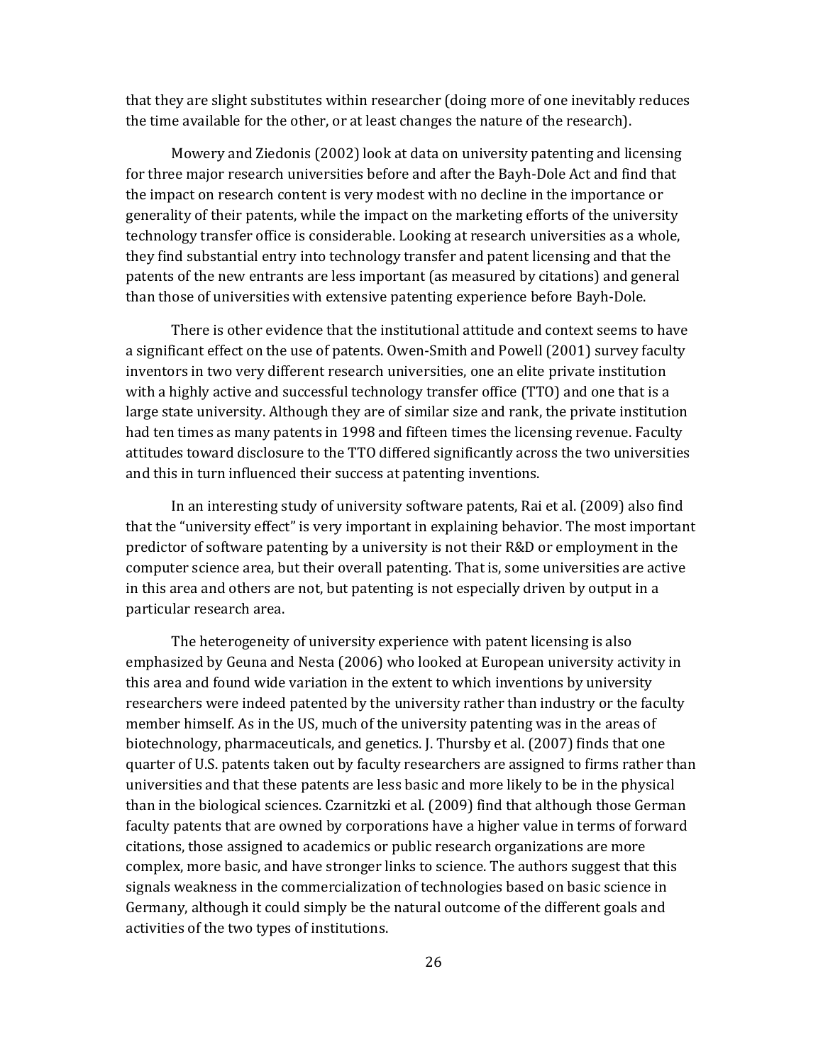that they are slight substitutes within researcher (doing more of one inevitably reduces the time available for the other, or at least changes the nature of the research).

Mowery and Ziedonis (2002) look at data on university patenting and licensing for three major research universities before and after the Bayh-Dole Act and find that the impact on research content is very modest with no decline in the importance or generality of their patents, while the impact on the marketing efforts of the university technology transfer office is considerable. Looking at research universities as a whole, they find substantial entry into technology transfer and patent licensing and that the patents of the new entrants are less important (as measured by citations) and general than those of universities with extensive patenting experience before Bayh-Dole.

There is other evidence that the institutional attitude and context seems to have a significant effect on the use of patents. Owen-Smith and Powell (2001) survey faculty inventors in two very different research universities, one an elite private institution with a highly active and successful technology transfer office (TTO) and one that is a large state university. Although they are of similar size and rank, the private institution had ten times as many patents in 1998 and fifteen times the licensing revenue. Faculty attitudes toward disclosure to the TTO differed significantly across the two universities and this in turn influenced their success at patenting inventions.

In an interesting study of university software patents, Rai et al. (2009) also find that the "university effect" is very important in explaining behavior. The most important predictor of software patenting by a university is not their R&D or employment in the computer science area, but their overall patenting. That is, some universities are active in this area and others are not, but patenting is not especially driven by output in a particular research area.

The heterogeneity of university experience with patent licensing is also emphasized by Geuna and Nesta (2006) who looked at European university activity in this area and found wide variation in the extent to which inventions by university researchers were indeed patented by the university rather than industry or the faculty member himself. As in the US, much of the university patenting was in the areas of biotechnology, pharmaceuticals, and genetics. J. Thursby et al. (2007) finds that one quarter of U.S. patents taken out by faculty researchers are assigned to firms rather than universities and that these patents are less basic and more likely to be in the physical than in the biological sciences. Czarnitzki et al. (2009) find that although those German faculty patents that are owned by corporations have a higher value in terms of forward citations, those assigned to academics or public research organizations are more complex, more basic, and have stronger links to science. The authors suggest that this signals weakness in the commercialization of technologies based on basic science in Germany, although it could simply be the natural outcome of the different goals and activities of the two types of institutions.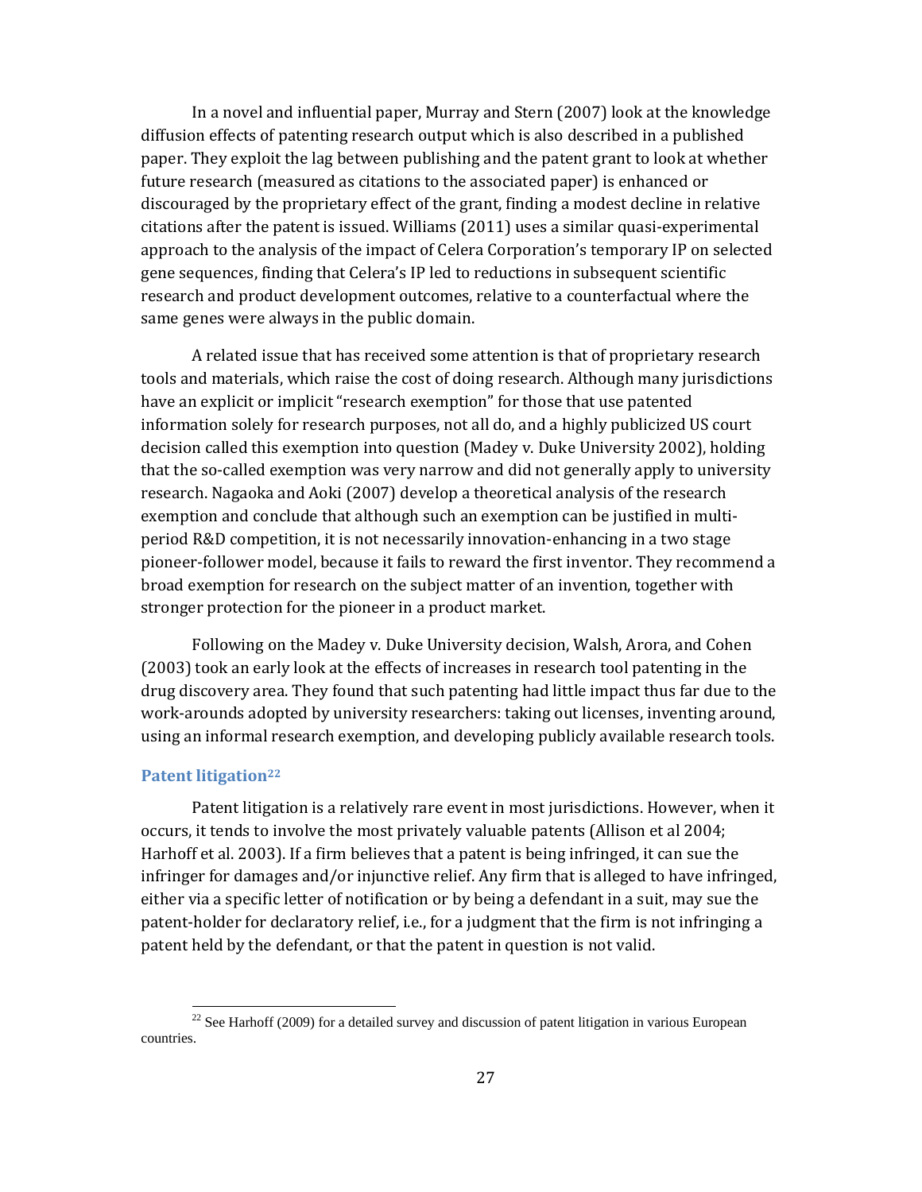In a novel and influential paper, Murray and Stern (2007) look at the knowledge diffusion effects of patenting research output which is also described in a published paper. They exploit the lag between publishing and the patent grant to look at whether future research (measured as citations to the associated paper) is enhanced or discouraged by the proprietary effect of the grant, finding a modest decline in relative citations after the patent is issued. Williams (2011) uses a similar quasi-experimental approach to the analysis of the impact of Celera Corporation's temporary IP on selected gene sequences, finding that Celera's IP led to reductions in subsequent scientific research and product development outcomes, relative to a counterfactual where the same genes were always in the public domain.

A related issue that has received some attention is that of proprietary research tools and materials, which raise the cost of doing research. Although many jurisdictions have an explicit or implicit "research exemption" for those that use patented information solely for research purposes, not all do, and a highly publicized US court decision called this exemption into question (Madey v. Duke University 2002), holding that the so-called exemption was very narrow and did not generally apply to university research. Nagaoka and Aoki (2007) develop a theoretical analysis of the research exemption and conclude that although such an exemption can be justified in multi-period R&D competition, it is not necessarily innovation-enhancing in a two stage pioneer-follower model, because it fails to reward the first inventor. They recommend a broad exemption for research on the subject matter of an invention, together with stronger protection for the pioneer in a product market.

Following on the Madey v. Duke University decision, Walsh, Arora, and Cohen (2003) took an early look at the effects of increases in research tool patenting in the drug discovery area. They found that such patenting had little impact thus far due to the work-arounds adopted by university researchers: taking out licenses, inventing around, using an informal research exemption, and developing publicly available research tools.

### Patent litigation[22]

Patent litigation is a relatively rare event in most jurisdictions. However, when it occurs, it tends to involve the most privately valuable patents (Allison et al 2004; Harhoff et al. 2003). If a firm believes that a patent is being infringed, it can sue the infringer for damages and/or injunctive relief. Any firm that is alleged to have infringed, either via a specific letter of notification or by being a defendant in a suit, may sue the patent-holder for declaratory relief, i.e., for a judgment that the firm is not infringing a patent held by the defendant, or that the patent in question is not valid.

[22] See Harhoff (2009) for a detailed survey and discussion of patent litigation in various European countries.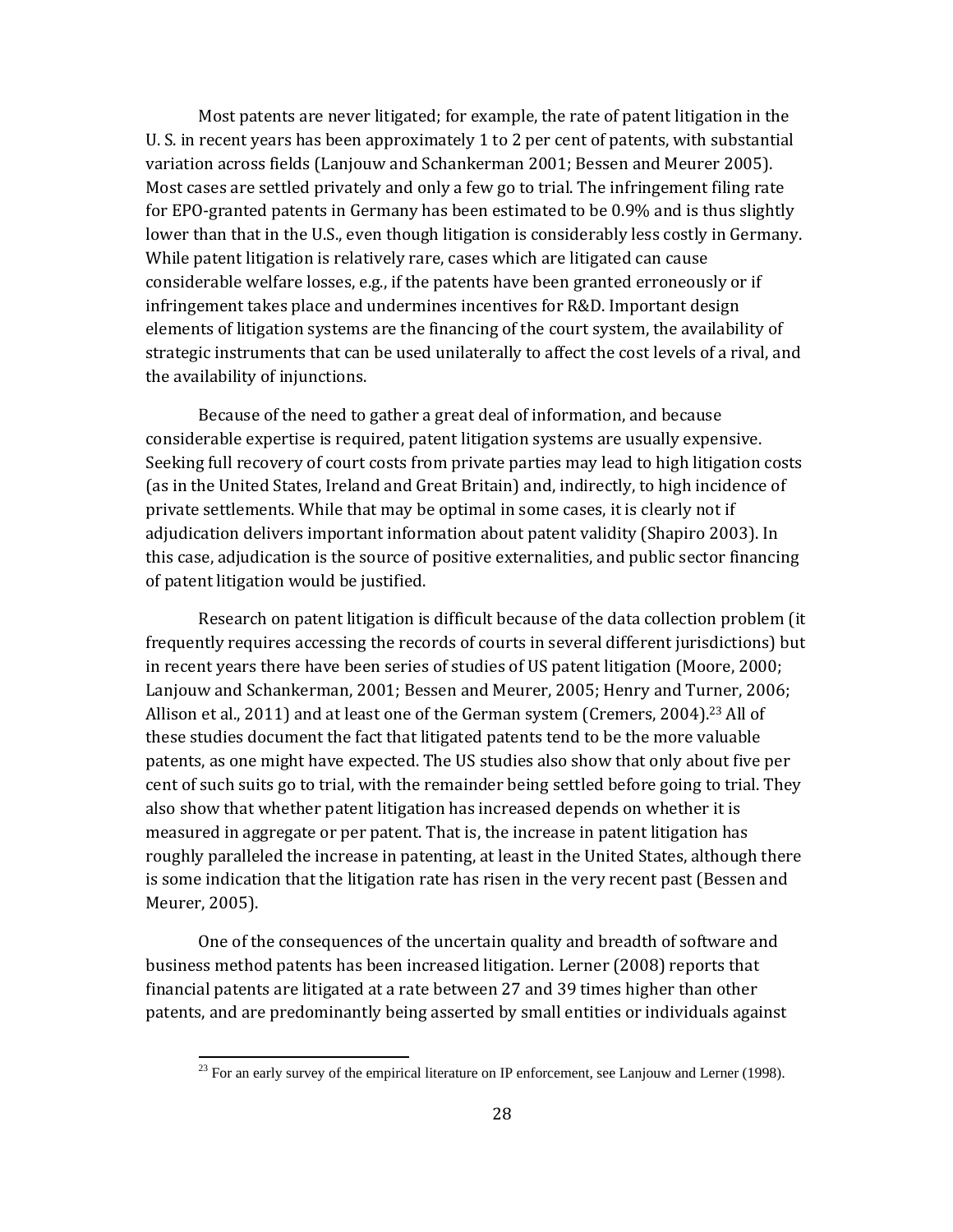Most patents are never litigated; for example, the rate of patent litigation in the U. S. in recent years has been approximately 1 to 2 per cent of patents, with substantial variation across fields (Lanjouw and Schankerman 2001; Bessen and Meurer 2005). Most cases are settled privately and only a few go to trial. The infringement filing rate for EPO-granted patents in Germany has been estimated to be 0.9% and is thus slightly lower than that in the U.S., even though litigation is considerably less costly in Germany. While patent litigation is relatively rare, cases which are litigated can cause considerable welfare losses, e.g., if the patents have been granted erroneously or if infringement takes place and undermines incentives for R&D. Important design elements of litigation systems are the financing of the court system, the availability of strategic instruments that can be used unilaterally to affect the cost levels of a rival, and the availability of injunctions.

Because of the need to gather a great deal of information, and because considerable expertise is required, patent litigation systems are usually expensive. Seeking full recovery of court costs from private parties may lead to high litigation costs (as in the United States, Ireland and Great Britain) and, indirectly, to high incidence of private settlements. While that may be optimal in some cases, it is clearly not if adjudication delivers important information about patent validity (Shapiro 2003). In this case, adjudication is the source of positive externalities, and public sector financing of patent litigation would be justified.

Research on patent litigation is difficult because of the data collection problem (it frequently requires accessing the records of courts in several different jurisdictions) but in recent years there have been series of studies of US patent litigation (Moore, 2000; Lanjouw and Schankerman, 2001; Bessen and Meurer, 2005; Henry and Turner, 2006; Allison et al., 2011) and at least one of the German system (Cremers, 2004).[23] All of these studies document the fact that litigated patents tend to be the more valuable patents, as one might have expected. The US studies also show that only about five per cent of such suits go to trial, with the remainder being settled before going to trial. They also show that whether patent litigation has increased depends on whether it is measured in aggregate or per patent. That is, the increase in patent litigation has roughly paralleled the increase in patenting, at least in the United States, although there is some indication that the litigation rate has risen in the very recent past (Bessen and Meurer, 2005).

One of the consequences of the uncertain quality and breadth of software and business method patents has been increased litigation. Lerner (2008) reports that financial patents are litigated at a rate between 27 and 39 times higher than other patents, and are predominantly being asserted by small entities or individuals against

[23] For an early survey of the empirical literature on IP enforcement, see Lanjouw and Lerner (1998).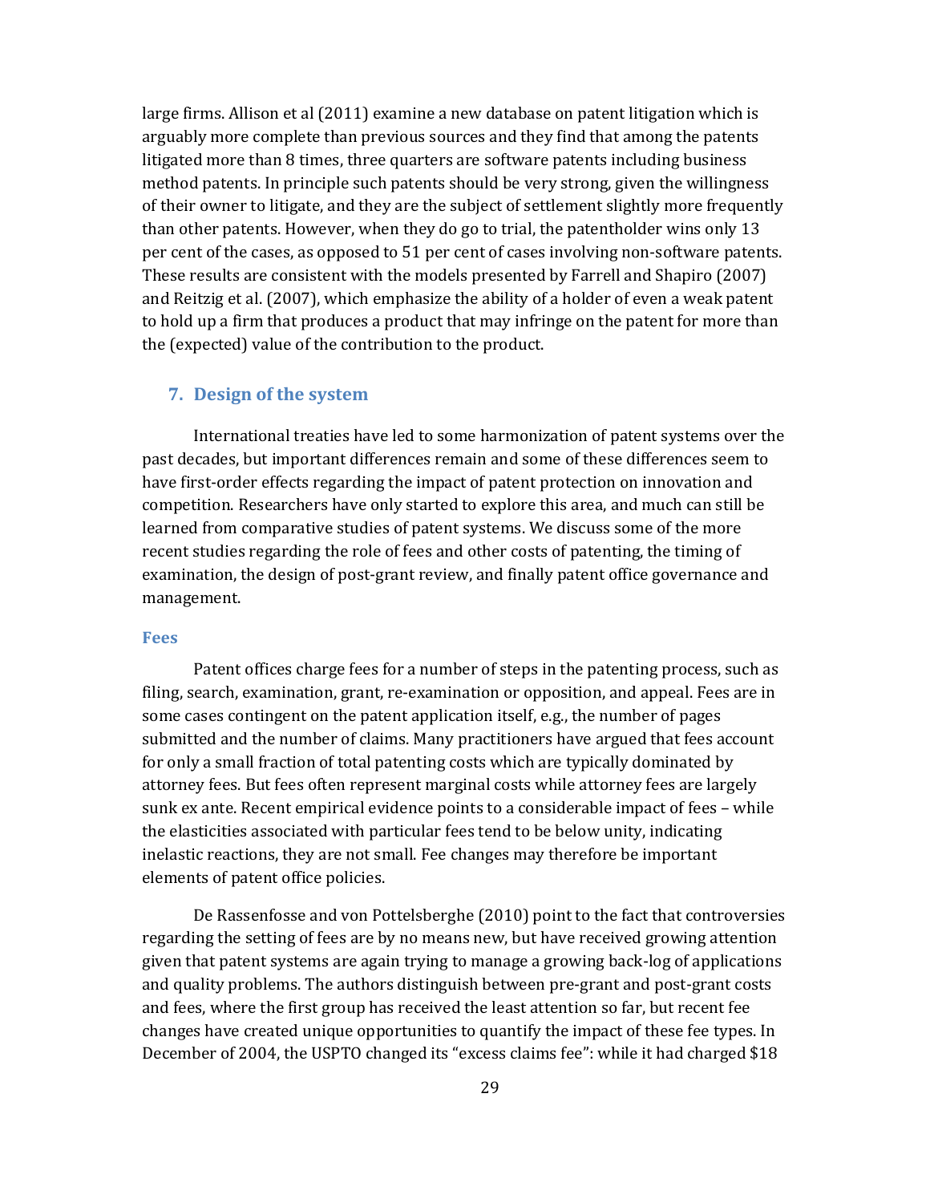large firms. Allison et al (2011) examine a new database on patent litigation which is arguably more complete than previous sources and they find that among the patents litigated more than 8 times, three quarters are software patents including business method patents. In principle such patents should be very strong, given the willingness of their owner to litigate, and they are the subject of settlement slightly more frequently than other patents. However, when they do go to trial, the patentholder wins only 13 per cent of the cases, as opposed to 51 per cent of cases involving non-software patents. These results are consistent with the models presented by Farrell and Shapiro (2007) and Reitzig et al. (2007), which emphasize the ability of a holder of even a weak patent to hold up a firm that produces a product that may infringe on the patent for more than the (expected) value of the contribution to the product.

## 7. Design of the system

International treaties have led to some harmonization of patent systems over the past decades, but important differences remain and some of these differences seem to have first-order effects regarding the impact of patent protection on innovation and competition. Researchers have only started to explore this area, and much can still be learned from comparative studies of patent systems. We discuss some of the more recent studies regarding the role of fees and other costs of patenting, the timing of examination, the design of post-grant review, and finally patent office governance and management.

### Fees

Patent offices charge fees for a number of steps in the patenting process, such as filing, search, examination, grant, re-examination or opposition, and appeal. Fees are in some cases contingent on the patent application itself, e.g., the number of pages submitted and the number of claims. Many practitioners have argued that fees account for only a small fraction of total patenting costs which are typically dominated by attorney fees. But fees often represent marginal costs while attorney fees are largely sunk ex ante. Recent empirical evidence points to a considerable impact of fees – while the elasticities associated with particular fees tend to be below unity, indicating inelastic reactions, they are not small. Fee changes may therefore be important elements of patent office policies.

De Rassenfosse and von Pottelsberghe (2010) point to the fact that controversies regarding the setting of fees are by no means new, but have received growing attention given that patent systems are again trying to manage a growing back-log of applications and quality problems. The authors distinguish between pre-grant and post-grant costs and fees, where the first group has received the least attention so far, but recent fee changes have created unique opportunities to quantify the impact of these fee types. In December of 2004, the USPTO changed its "excess claims fee": while it had charged $18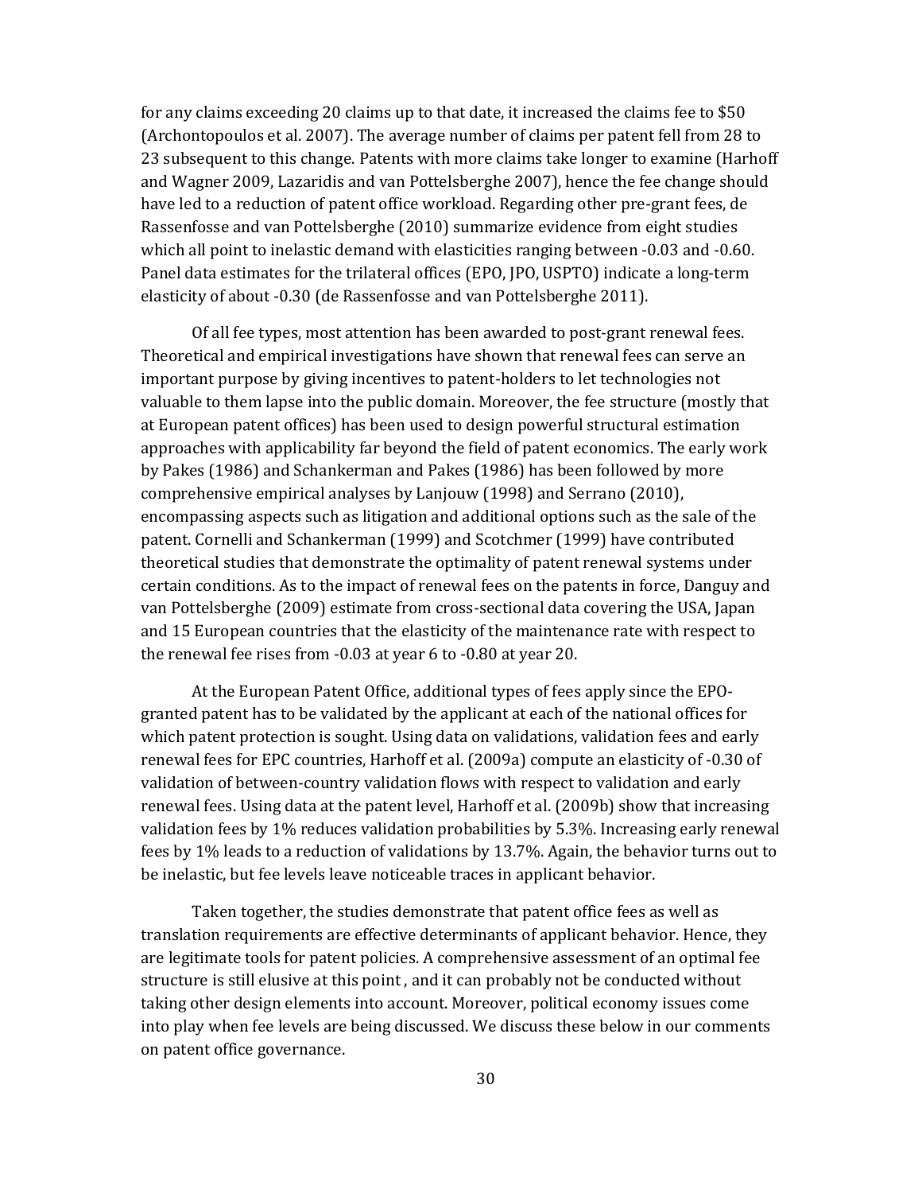for any claims exceeding 20 claims up to that date, it increased the claims fee to $50 (Archontopoulos et al. 2007). The average number of claims per patent fell from 28 to 23 subsequent to this change. Patents with more claims take longer to examine (Harhoff and Wagner 2009, Lazaridis and van Pottelsberghe 2007), hence the fee change should have led to a reduction of patent office workload. Regarding other pre-grant fees, de Rassenfosse and van Pottelsberghe (2010) summarize evidence from eight studies which all point to inelastic demand with elasticities ranging between -0.03 and -0.60. Panel data estimates for the trilateral offices (EPO, JPO, USPTO) indicate a long-term elasticity of about -0.30 (de Rassenfosse and van Pottelsberghe 2011).

Of all fee types, most attention has been awarded to post-grant renewal fees. Theoretical and empirical investigations have shown that renewal fees can serve an important purpose by giving incentives to patent-holders to let technologies not valuable to them lapse into the public domain. Moreover, the fee structure (mostly that at European patent offices) has been used to design powerful structural estimation approaches with applicability far beyond the field of patent economics. The early work by Pakes (1986) and Schankerman and Pakes (1986) has been followed by more comprehensive empirical analyses by Lanjouw (1998) and Serrano (2010), encompassing aspects such as litigation and additional options such as the sale of the patent. Cornelli and Schankerman (1999) and Scotchmer (1999) have contributed theoretical studies that demonstrate the optimality of patent renewal systems under certain conditions. As to the impact of renewal fees on the patents in force, Danguy and van Pottelsberghe (2009) estimate from cross-sectional data covering the USA, Japan and 15 European countries that the elasticity of the maintenance rate with respect to the renewal fee rises from -0.03 at year 6 to -0.80 at year 20.

At the European Patent Office, additional types of fees apply since the EPO-granted patent has to be validated by the applicant at each of the national offices for which patent protection is sought. Using data on validations, validation fees and early renewal fees for EPC countries, Harhoff et al. (2009a) compute an elasticity of -0.30 of validation of between-country validation flows with respect to validation and early renewal fees. Using data at the patent level, Harhoff et al. (2009b) show that increasing validation fees by 1% reduces validation probabilities by 5.3%. Increasing early renewal fees by 1% leads to a reduction of validations by 13.7%. Again, the behavior turns out to be inelastic, but fee levels leave noticeable traces in applicant behavior.

Taken together, the studies demonstrate that patent office fees as well as translation requirements are effective determinants of applicant behavior. Hence, they are legitimate tools for patent policies. A comprehensive assessment of an optimal fee structure is still elusive at this point , and it can probably not be conducted without taking other design elements into account. Moreover, political economy issues come into play when fee levels are being discussed. We discuss these below in our comments on patent office governance.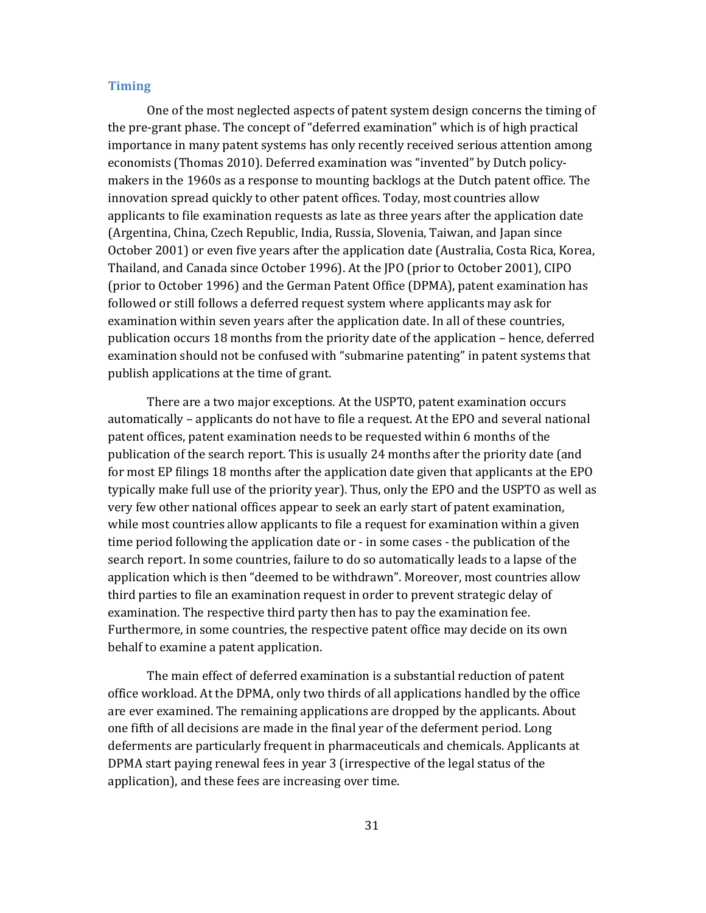### Timing

One of the most neglected aspects of patent system design concerns the timing of the pre-grant phase. The concept of "deferred examination" which is of high practical importance in many patent systems has only recently received serious attention among economists (Thomas 2010). Deferred examination was "invented" by Dutch policy-makers in the 1960s as a response to mounting backlogs at the Dutch patent office. The innovation spread quickly to other patent offices. Today, most countries allow applicants to file examination requests as late as three years after the application date (Argentina, China, Czech Republic, India, Russia, Slovenia, Taiwan, and Japan since October 2001) or even five years after the application date (Australia, Costa Rica, Korea, Thailand, and Canada since October 1996). At the JPO (prior to October 2001), CIPO (prior to October 1996) and the German Patent Office (DPMA), patent examination has followed or still follows a deferred request system where applicants may ask for examination within seven years after the application date. In all of these countries, publication occurs 18 months from the priority date of the application – hence, deferred examination should not be confused with "submarine patenting" in patent systems that publish applications at the time of grant.

There are a two major exceptions. At the USPTO, patent examination occurs automatically – applicants do not have to file a request. At the EPO and several national patent offices, patent examination needs to be requested within 6 months of the publication of the search report. This is usually 24 months after the priority date (and for most EP filings 18 months after the application date given that applicants at the EPO typically make full use of the priority year). Thus, only the EPO and the USPTO as well as very few other national offices appear to seek an early start of patent examination, while most countries allow applicants to file a request for examination within a given time period following the application date or - in some cases - the publication of the search report. In some countries, failure to do so automatically leads to a lapse of the application which is then "deemed to be withdrawn". Moreover, most countries allow third parties to file an examination request in order to prevent strategic delay of examination. The respective third party then has to pay the examination fee. Furthermore, in some countries, the respective patent office may decide on its own behalf to examine a patent application.

The main effect of deferred examination is a substantial reduction of patent office workload. At the DPMA, only two thirds of all applications handled by the office are ever examined. The remaining applications are dropped by the applicants. About one fifth of all decisions are made in the final year of the deferment period. Long deferments are particularly frequent in pharmaceuticals and chemicals. Applicants at DPMA start paying renewal fees in year 3 (irrespective of the legal status of the application), and these fees are increasing over time.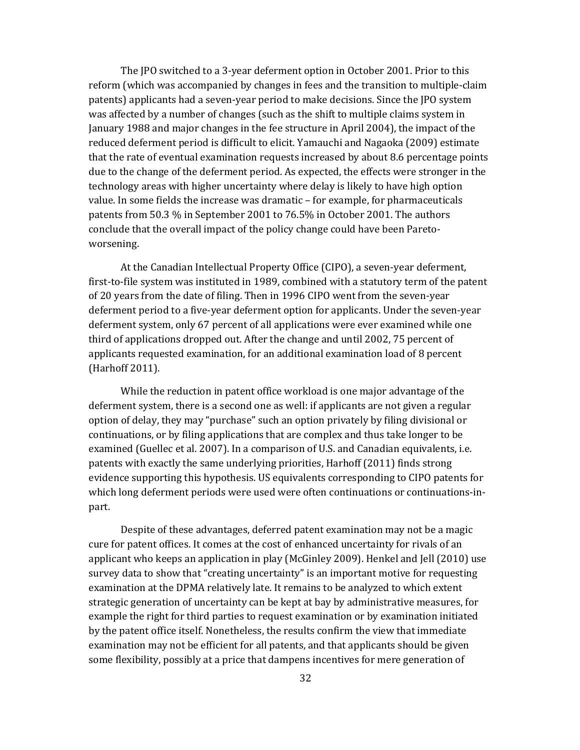The JPO switched to a 3-year deferment option in October 2001. Prior to this reform (which was accompanied by changes in fees and the transition to multiple-claim patents) applicants had a seven-year period to make decisions. Since the JPO system was affected by a number of changes (such as the shift to multiple claims system in January 1988 and major changes in the fee structure in April 2004), the impact of the reduced deferment period is difficult to elicit. Yamauchi and Nagaoka (2009) estimate that the rate of eventual examination requests increased by about 8.6 percentage points due to the change of the deferment period. As expected, the effects were stronger in the technology areas with higher uncertainty where delay is likely to have high option value. In some fields the increase was dramatic – for example, for pharmaceuticals patents from 50.3 % in September 2001 to 76.5% in October 2001. The authors conclude that the overall impact of the policy change could have been Pareto-worsening.

At the Canadian Intellectual Property Office (CIPO), a seven-year deferment, first-to-file system was instituted in 1989, combined with a statutory term of the patent of 20 years from the date of filing. Then in 1996 CIPO went from the seven-year deferment period to a five-year deferment option for applicants. Under the seven-year deferment system, only 67 percent of all applications were ever examined while one third of applications dropped out. After the change and until 2002, 75 percent of applicants requested examination, for an additional examination load of 8 percent (Harhoff 2011).

While the reduction in patent office workload is one major advantage of the deferment system, there is a second one as well: if applicants are not given a regular option of delay, they may "purchase" such an option privately by filing divisional or continuations, or by filing applications that are complex and thus take longer to be examined (Guellec et al. 2007). In a comparison of U.S. and Canadian equivalents, i.e. patents with exactly the same underlying priorities, Harhoff (2011) finds strong evidence supporting this hypothesis. US equivalents corresponding to CIPO patents for which long deferment periods were used were often continuations or continuations-in-part.

Despite of these advantages, deferred patent examination may not be a magic cure for patent offices. It comes at the cost of enhanced uncertainty for rivals of an applicant who keeps an application in play (McGinley 2009). Henkel and Jell (2010) use survey data to show that "creating uncertainty" is an important motive for requesting examination at the DPMA relatively late. It remains to be analyzed to which extent strategic generation of uncertainty can be kept at bay by administrative measures, for example the right for third parties to request examination or by examination initiated by the patent office itself. Nonetheless, the results confirm the view that immediate examination may not be efficient for all patents, and that applicants should be given some flexibility, possibly at a price that dampens incentives for mere generation of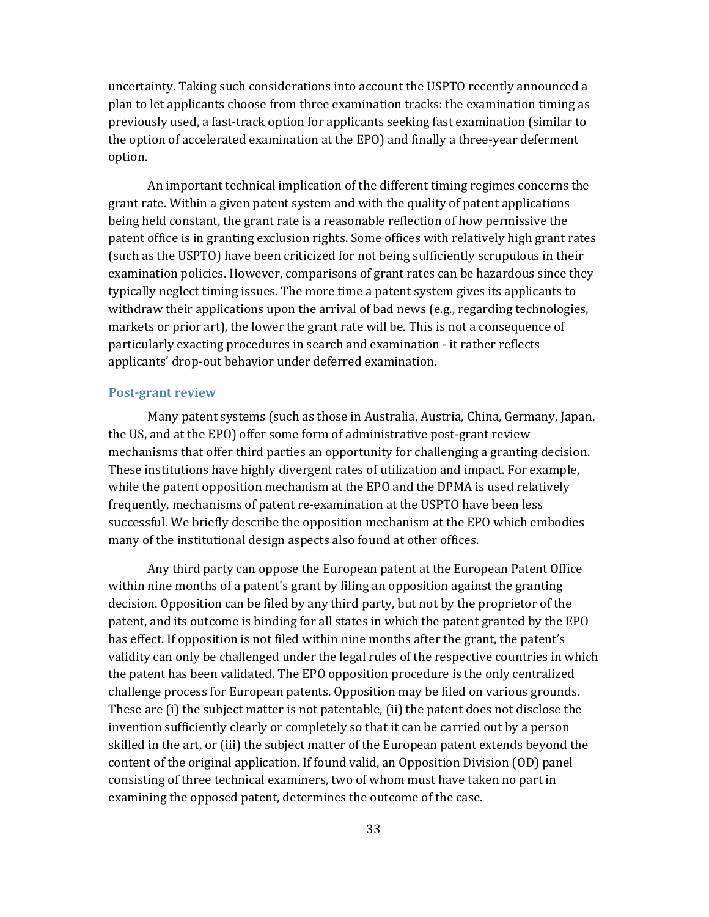uncertainty. Taking such considerations into account the USPTO recently announced a plan to let applicants choose from three examination tracks: the examination timing as previously used, a fast-track option for applicants seeking fast examination (similar to the option of accelerated examination at the EPO) and finally a three-year deferment option.

An important technical implication of the different timing regimes concerns the grant rate. Within a given patent system and with the quality of patent applications being held constant, the grant rate is a reasonable reflection of how permissive the patent office is in granting exclusion rights. Some offices with relatively high grant rates (such as the USPTO) have been criticized for not being sufficiently scrupulous in their examination policies. However, comparisons of grant rates can be hazardous since they typically neglect timing issues. The more time a patent system gives its applicants to withdraw their applications upon the arrival of bad news (e.g., regarding technologies, markets or prior art), the lower the grant rate will be. This is not a consequence of particularly exacting procedures in search and examination - it rather reflects applicants' drop-out behavior under deferred examination.

### Post-grant review

Many patent systems (such as those in Australia, Austria, China, Germany, Japan, the US, and at the EPO) offer some form of administrative post-grant review mechanisms that offer third parties an opportunity for challenging a granting decision. These institutions have highly divergent rates of utilization and impact. For example, while the patent opposition mechanism at the EPO and the DPMA is used relatively frequently, mechanisms of patent re-examination at the USPTO have been less successful. We briefly describe the opposition mechanism at the EPO which embodies many of the institutional design aspects also found at other offices.

Any third party can oppose the European patent at the European Patent Office within nine months of a patent's grant by filing an opposition against the granting decision. Opposition can be filed by any third party, but not by the proprietor of the patent, and its outcome is binding for all states in which the patent granted by the EPO has effect. If opposition is not filed within nine months after the grant, the patent's validity can only be challenged under the legal rules of the respective countries in which the patent has been validated. The EPO opposition procedure is the only centralized challenge process for European patents. Opposition may be filed on various grounds. These are (i) the subject matter is not patentable, (ii) the patent does not disclose the invention sufficiently clearly or completely so that it can be carried out by a person skilled in the art, or (iii) the subject matter of the European patent extends beyond the content of the original application. If found valid, an Opposition Division (OD) panel consisting of three technical examiners, two of whom must have taken no part in examining the opposed patent, determines the outcome of the case.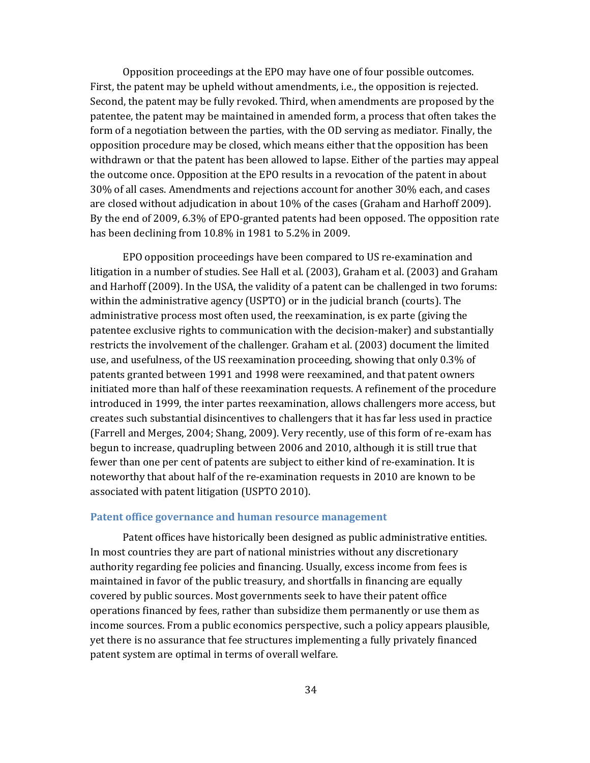Opposition proceedings at the EPO may have one of four possible outcomes. First, the patent may be upheld without amendments, i.e., the opposition is rejected. Second, the patent may be fully revoked. Third, when amendments are proposed by the patentee, the patent may be maintained in amended form, a process that often takes the form of a negotiation between the parties, with the OD serving as mediator. Finally, the opposition procedure may be closed, which means either that the opposition has been withdrawn or that the patent has been allowed to lapse. Either of the parties may appeal the outcome once. Opposition at the EPO results in a revocation of the patent in about 30% of all cases. Amendments and rejections account for another 30% each, and cases are closed without adjudication in about 10% of the cases (Graham and Harhoff 2009). By the end of 2009, 6.3% of EPO-granted patents had been opposed. The opposition rate has been declining from 10.8% in 1981 to 5.2% in 2009.

EPO opposition proceedings have been compared to US re-examination and litigation in a number of studies. See Hall et al. (2003), Graham et al. (2003) and Graham and Harhoff (2009). In the USA, the validity of a patent can be challenged in two forums: within the administrative agency (USPTO) or in the judicial branch (courts). The administrative process most often used, the reexamination, is ex parte (giving the patentee exclusive rights to communication with the decision-maker) and substantially restricts the involvement of the challenger. Graham et al. (2003) document the limited use, and usefulness, of the US reexamination proceeding, showing that only 0.3% of patents granted between 1991 and 1998 were reexamined, and that patent owners initiated more than half of these reexamination requests. A refinement of the procedure introduced in 1999, the inter partes reexamination, allows challengers more access, but creates such substantial disincentives to challengers that it has far less used in practice (Farrell and Merges, 2004; Shang, 2009). Very recently, use of this form of re-exam has begun to increase, quadrupling between 2006 and 2010, although it is still true that fewer than one per cent of patents are subject to either kind of re-examination. It is noteworthy that about half of the re-examination requests in 2010 are known to be associated with patent litigation (USPTO 2010).

### Patent office governance and human resource management

Patent offices have historically been designed as public administrative entities. In most countries they are part of national ministries without any discretionary authority regarding fee policies and financing. Usually, excess income from fees is maintained in favor of the public treasury, and shortfalls in financing are equally covered by public sources. Most governments seek to have their patent office operations financed by fees, rather than subsidize them permanently or use them as income sources. From a public economics perspective, such a policy appears plausible, yet there is no assurance that fee structures implementing a fully privately financed patent system are optimal in terms of overall welfare.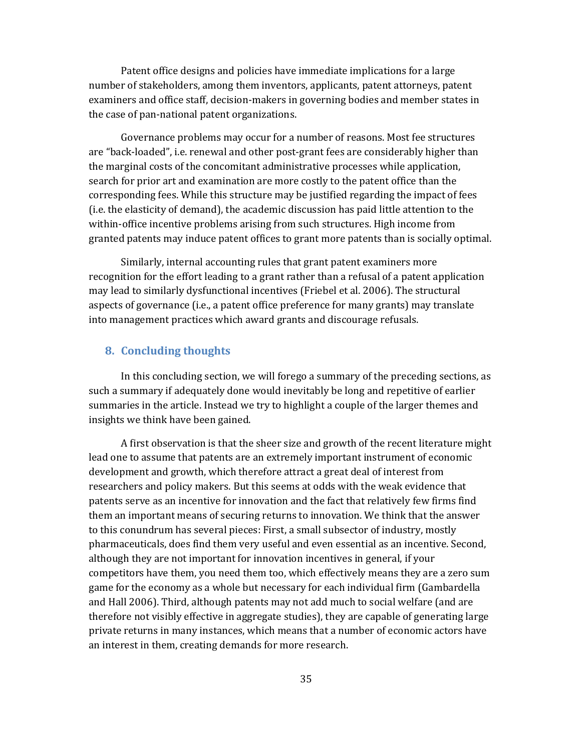Patent office designs and policies have immediate implications for a large number of stakeholders, among them inventors, applicants, patent attorneys, patent examiners and office staff, decision-makers in governing bodies and member states in the case of pan-national patent organizations.

Governance problems may occur for a number of reasons. Most fee structures are "back-loaded", i.e. renewal and other post-grant fees are considerably higher than the marginal costs of the concomitant administrative processes while application, search for prior art and examination are more costly to the patent office than the corresponding fees. While this structure may be justified regarding the impact of fees (i.e. the elasticity of demand), the academic discussion has paid little attention to the within-office incentive problems arising from such structures. High income from granted patents may induce patent offices to grant more patents than is socially optimal.

Similarly, internal accounting rules that grant patent examiners more recognition for the effort leading to a grant rather than a refusal of a patent application may lead to similarly dysfunctional incentives (Friebel et al. 2006). The structural aspects of governance (i.e., a patent office preference for many grants) may translate into management practices which award grants and discourage refusals.

## 8. Concluding thoughts

In this concluding section, we will forego a summary of the preceding sections, as such a summary if adequately done would inevitably be long and repetitive of earlier summaries in the article. Instead we try to highlight a couple of the larger themes and insights we think have been gained.

A first observation is that the sheer size and growth of the recent literature might lead one to assume that patents are an extremely important instrument of economic development and growth, which therefore attract a great deal of interest from researchers and policy makers. But this seems at odds with the weak evidence that patents serve as an incentive for innovation and the fact that relatively few firms find them an important means of securing returns to innovation. We think that the answer to this conundrum has several pieces: First, a small subsector of industry, mostly pharmaceuticals, does find them very useful and even essential as an incentive. Second, although they are not important for innovation incentives in general, if your competitors have them, you need them too, which effectively means they are a zero sum game for the economy as a whole but necessary for each individual firm (Gambardella and Hall 2006). Third, although patents may not add much to social welfare (and are therefore not visibly effective in aggregate studies), they are capable of generating large private returns in many instances, which means that a number of economic actors have an interest in them, creating demands for more research.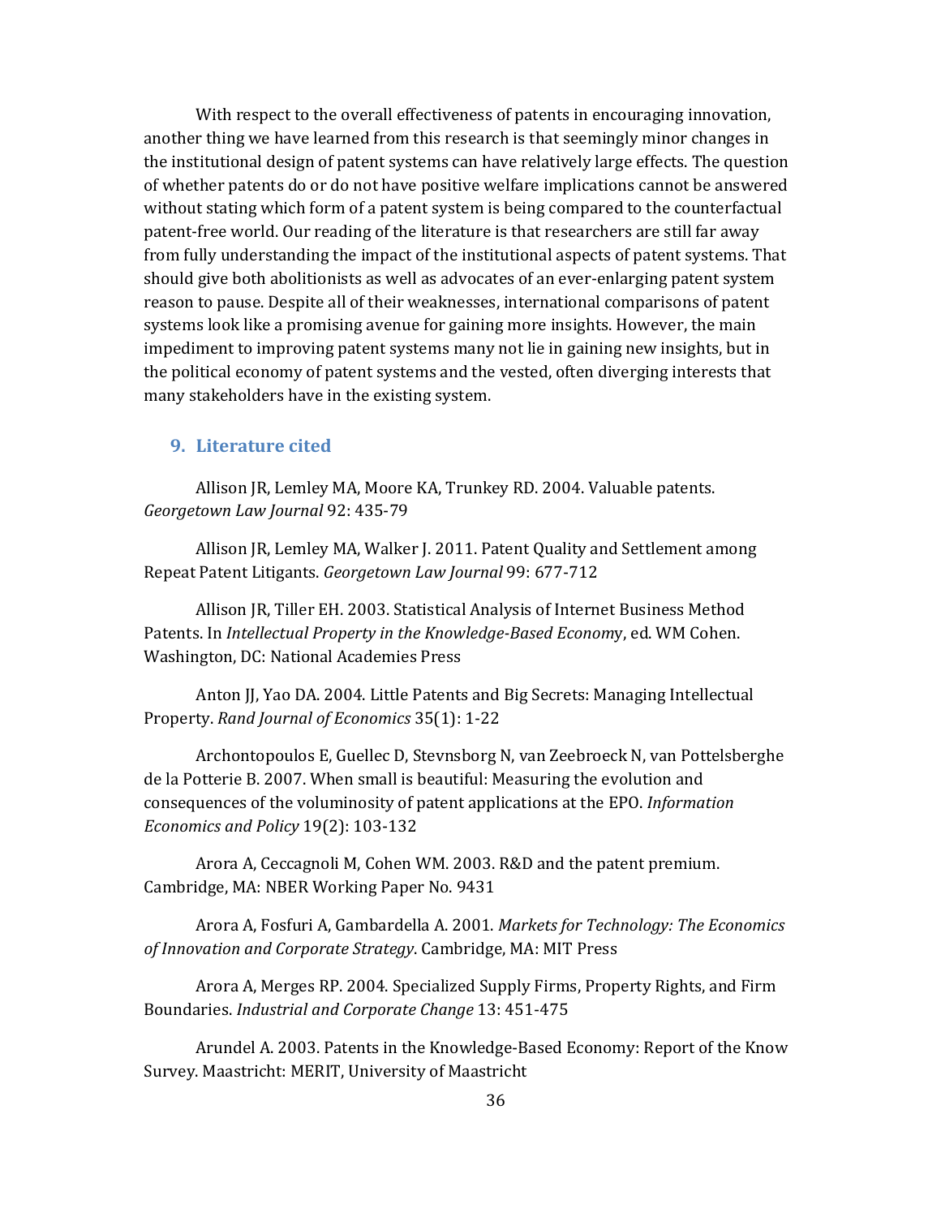With respect to the overall effectiveness of patents in encouraging innovation, another thing we have learned from this research is that seemingly minor changes in the institutional design of patent systems can have relatively large effects. The question of whether patents do or do not have positive welfare implications cannot be answered without stating which form of a patent system is being compared to the counterfactual patent-free world. Our reading of the literature is that researchers are still far away from fully understanding the impact of the institutional aspects of patent systems. That should give both abolitionists as well as advocates of an ever-enlarging patent system reason to pause. Despite all of their weaknesses, international comparisons of patent systems look like a promising avenue for gaining more insights. However, the main impediment to improving patent systems many not lie in gaining new insights, but in the political economy of patent systems and the vested, often diverging interests that many stakeholders have in the existing system.

## 9. Literature cited

Allison JR, Lemley MA, Moore KA, Trunkey RD. 2004. Valuable patents. *Georgetown Law Journal* 92: 435-79

Allison JR, Lemley MA, Walker J. 2011. Patent Quality and Settlement among Repeat Patent Litigants. *Georgetown Law Journal* 99: 677-712

Allison JR, Tiller EH. 2003. Statistical Analysis of Internet Business Method Patents. In *Intellectual Property in the Knowledge-Based Econom*y, ed. WM Cohen. Washington, DC: National Academies Press

Anton JJ, Yao DA. 2004. Little Patents and Big Secrets: Managing Intellectual Property. *Rand Journal of Economics* 35(1): 1-22

Archontopoulos E, Guellec D, Stevnsborg N, van Zeebroeck N, van Pottelsberghe de la Potterie B. 2007. When small is beautiful: Measuring the evolution and consequences of the voluminosity of patent applications at the EPO. *Information Economics and Policy* 19(2): 103-132

Arora A, Ceccagnoli M, Cohen WM. 2003. R&D and the patent premium. Cambridge, MA: NBER Working Paper No. 9431

Arora A, Fosfuri A, Gambardella A. 2001. *Markets for Technology: The Economics of Innovation and Corporate Strategy*. Cambridge, MA: MIT Press

Arora A, Merges RP. 2004. Specialized Supply Firms, Property Rights, and Firm Boundaries. *Industrial and Corporate Change* 13: 451-475

Arundel A. 2003. Patents in the Knowledge-Based Economy: Report of the Know Survey. Maastricht: MERIT, University of Maastricht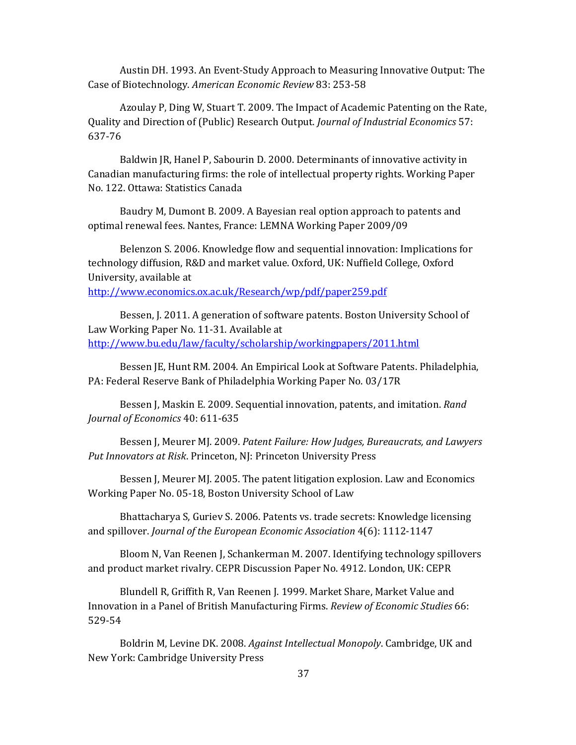Austin DH. 1993. An Event-Study Approach to Measuring Innovative Output: The Case of Biotechnology. *American Economic Review* 83: 253-58

Azoulay P, Ding W, Stuart T. 2009. The Impact of Academic Patenting on the Rate, Quality and Direction of (Public) Research Output. *Journal of Industrial Economics* 57: 637-76

Baldwin JR, Hanel P, Sabourin D. 2000. Determinants of innovative activity in Canadian manufacturing firms: the role of intellectual property rights. Working Paper No. 122. Ottawa: Statistics Canada

Baudry M, Dumont B. 2009. A Bayesian real option approach to patents and optimal renewal fees. Nantes, France: LEMNA Working Paper 2009/09

Belenzon S. 2006. Knowledge flow and sequential innovation: Implications for technology diffusion, R&D and market value. Oxford, UK: Nuffield College, Oxford University, available at http://www.economics.ox.ac.uk/Research/wp/pdf/paper259.pdf

Bessen, J. 2011. A generation of software patents. Boston University School of Law Working Paper No. 11-31. Available at http://www.bu.edu/law/faculty/scholarship/workingpapers/2011.html

Bessen JE, Hunt RM. 2004. An Empirical Look at Software Patents. Philadelphia, PA: Federal Reserve Bank of Philadelphia Working Paper No. 03/17R

Bessen J, Maskin E. 2009. Sequential innovation, patents, and imitation. *Rand Journal of Economics* 40: 611-635

Bessen J, Meurer MJ. 2009. *Patent Failure: How Judges, Bureaucrats, and Lawyers Put Innovators at Risk*. Princeton, NJ: Princeton University Press

Bessen J, Meurer MJ. 2005. The patent litigation explosion. Law and Economics Working Paper No. 05-18, Boston University School of Law

Bhattacharya S, Guriev S. 2006. Patents vs. trade secrets: Knowledge licensing and spillover. *Journal of the European Economic Association* 4(6): 1112-1147

Bloom N, Van Reenen J, Schankerman M. 2007. Identifying technology spillovers and product market rivalry. CEPR Discussion Paper No. 4912. London, UK: CEPR

Blundell R, Griffith R, Van Reenen J. 1999. Market Share, Market Value and Innovation in a Panel of British Manufacturing Firms. *Review of Economic Studies* 66: 529-54

Boldrin M, Levine DK. 2008. *Against Intellectual Monopoly*. Cambridge, UK and New York: Cambridge University Press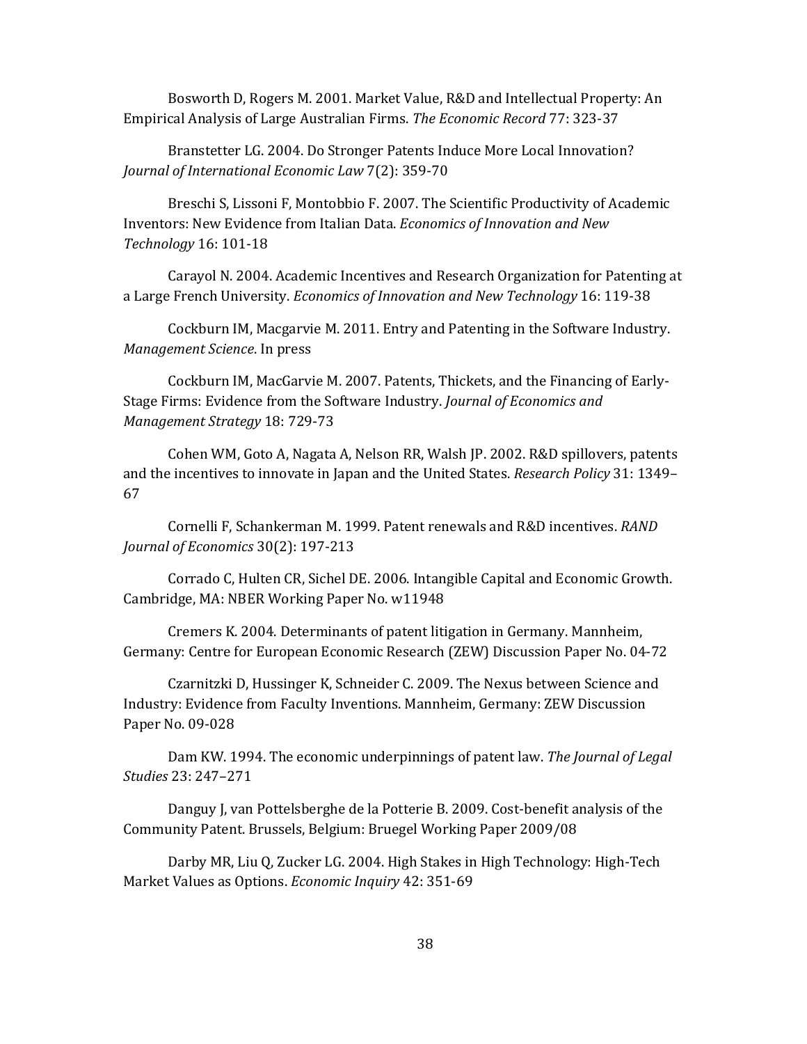Bosworth D, Rogers M. 2001. Market Value, R&D and Intellectual Property: An Empirical Analysis of Large Australian Firms. *The Economic Record* 77: 323-37

Branstetter LG. 2004. Do Stronger Patents Induce More Local Innovation? *Journal of International Economic Law* 7(2): 359-70

Breschi S, Lissoni F, Montobbio F. 2007. The Scientific Productivity of Academic Inventors: New Evidence from Italian Data. *Economics of Innovation and New Technology* 16: 101-18

Carayol N. 2004. Academic Incentives and Research Organization for Patenting at a Large French University. *Economics of Innovation and New Technology* 16: 119-38

Cockburn IM, Macgarvie M. 2011. Entry and Patenting in the Software Industry. *Management Science*. In press

Cockburn IM, MacGarvie M. 2007. Patents, Thickets, and the Financing of Early-Stage Firms: Evidence from the Software Industry. *Journal of Economics and Management Strategy* 18: 729-73

Cohen WM, Goto A, Nagata A, Nelson RR, Walsh JP. 2002. R&D spillovers, patents and the incentives to innovate in Japan and the United States. *Research Policy* 31: 1349–67

Cornelli F, Schankerman M. 1999. Patent renewals and R&D incentives. *RAND Journal of Economics* 30(2): 197-213

Corrado C, Hulten CR, Sichel DE. 2006. Intangible Capital and Economic Growth. Cambridge, MA: NBER Working Paper No. w11948

Cremers K. 2004. Determinants of patent litigation in Germany. Mannheim, Germany: Centre for European Economic Research (ZEW) Discussion Paper No. 04-72

Czarnitzki D, Hussinger K, Schneider C. 2009. The Nexus between Science and Industry: Evidence from Faculty Inventions. Mannheim, Germany: ZEW Discussion Paper No. 09-028

Dam KW. 1994. The economic underpinnings of patent law. *The Journal of Legal Studies* 23: 247–271

Danguy J, van Pottelsberghe de la Potterie B. 2009. Cost-benefit analysis of the Community Patent. Brussels, Belgium: Bruegel Working Paper 2009/08

Darby MR, Liu Q, Zucker LG. 2004. High Stakes in High Technology: High-Tech Market Values as Options. *Economic Inquiry* 42: 351-69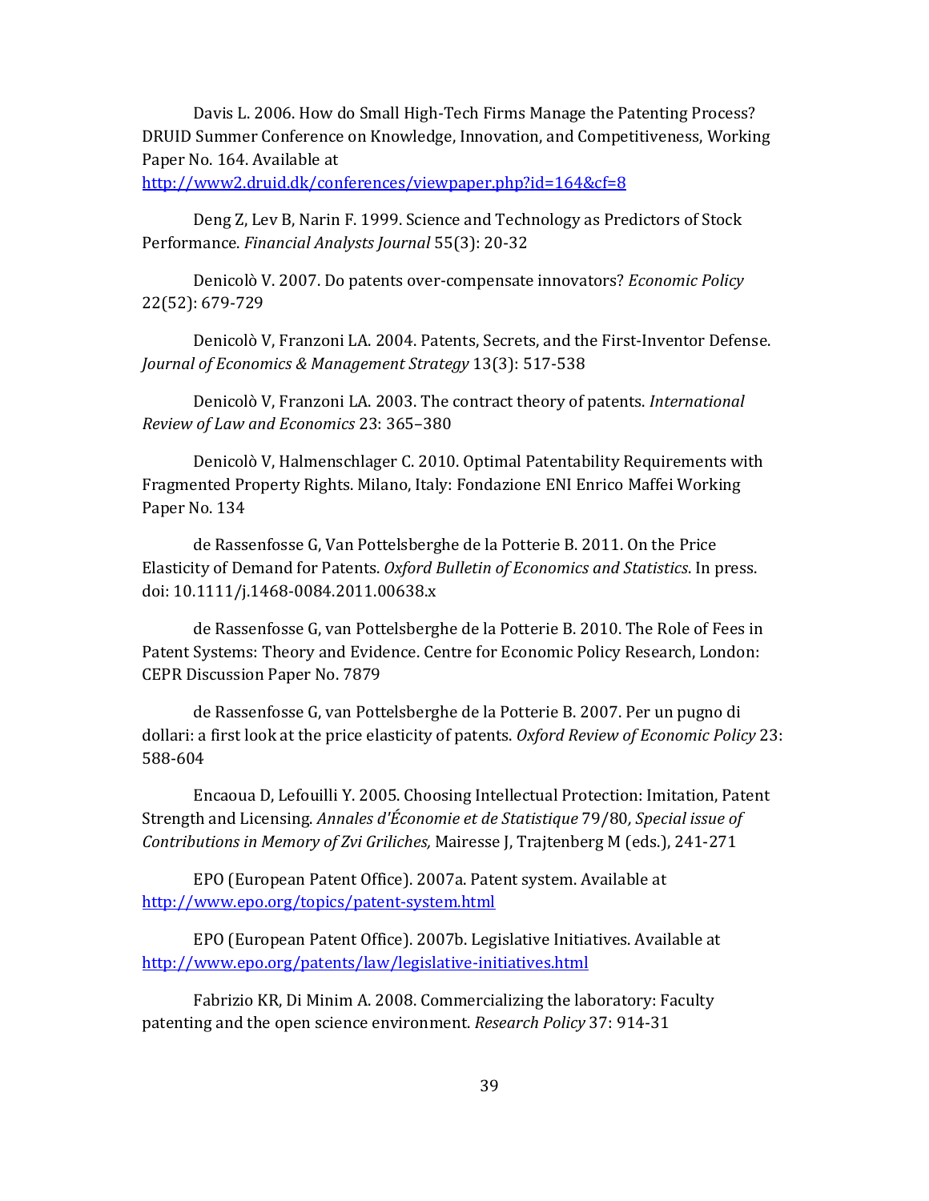Davis L. 2006. How do Small High-Tech Firms Manage the Patenting Process? DRUID Summer Conference on Knowledge, Innovation, and Competitiveness, Working Paper No. 164. Available at http://www2.druid.dk/conferences/viewpaper.php?id=164&cf=8

Deng Z, Lev B, Narin F. 1999. Science and Technology as Predictors of Stock Performance. *Financial Analysts Journal* 55(3): 20-32

Denicolò V. 2007. Do patents over-compensate innovators? *Economic Policy* 22(52): 679-729

Denicolò V, Franzoni LA. 2004. Patents, Secrets, and the First-Inventor Defense. *Journal of Economics & Management Strategy* 13(3): 517-538

Denicolò V, Franzoni LA. 2003. The contract theory of patents. *International Review of Law and Economics* 23: 365–380

Denicolò V, Halmenschlager C. 2010. Optimal Patentability Requirements with Fragmented Property Rights. Milano, Italy: Fondazione ENI Enrico Maffei Working Paper No. 134

de Rassenfosse G, Van Pottelsberghe de la Potterie B. 2011. On the Price Elasticity of Demand for Patents. *Oxford Bulletin of Economics and Statistics*. In press. doi: 10.1111/j.1468-0084.2011.00638.x

de Rassenfosse G, van Pottelsberghe de la Potterie B. 2010. The Role of Fees in Patent Systems: Theory and Evidence. Centre for Economic Policy Research, London: CEPR Discussion Paper No. 7879

de Rassenfosse G, van Pottelsberghe de la Potterie B. 2007. Per un pugno di dollari: a first look at the price elasticity of patents. *Oxford Review of Economic Policy* 23: 588-604

Encaoua D, Lefouilli Y. 2005. Choosing Intellectual Protection: Imitation, Patent Strength and Licensing. *Annales d'Économie et de Statistique* 79/80*, Special issue of Contributions in Memory of Zvi Griliches,* Mairesse J, Trajtenberg M (eds.), 241-271

EPO (European Patent Office). 2007a. Patent system. Available at http://www.epo.org/topics/patent-system.html

EPO (European Patent Office). 2007b. Legislative Initiatives. Available at http://www.epo.org/patents/law/legislative-initiatives.html

Fabrizio KR, Di Minim A. 2008. Commercializing the laboratory: Faculty patenting and the open science environment. *Research Policy* 37: 914-31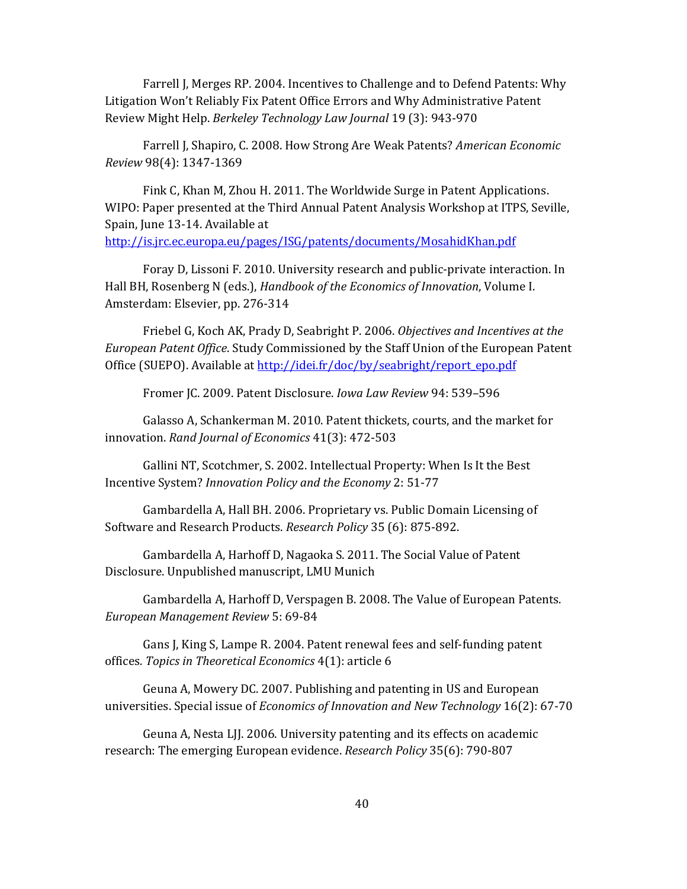Farrell J, Merges RP. 2004. Incentives to Challenge and to Defend Patents: Why Litigation Won't Reliably Fix Patent Office Errors and Why Administrative Patent Review Might Help. *Berkeley Technology Law Journal* 19 (3): 943-970

Farrell J, Shapiro, C. 2008. How Strong Are Weak Patents? *American Economic Review* 98(4): 1347-1369

Fink C, Khan M, Zhou H. 2011. The Worldwide Surge in Patent Applications. WIPO: Paper presented at the Third Annual Patent Analysis Workshop at ITPS, Seville, Spain, June 13-14. Available at http://is.jrc.ec.europa.eu/pages/ISG/patents/documents/MosahidKhan.pdf

Foray D, Lissoni F. 2010. University research and public-private interaction. In Hall BH, Rosenberg N (eds.), *Handbook of the Economics of Innovation*, Volume I. Amsterdam: Elsevier, pp. 276-314

Friebel G, Koch AK, Prady D, Seabright P. 2006. *Objectives and Incentives at the European Patent Office*. Study Commissioned by the Staff Union of the European Patent Office (SUEPO). Available at http://idei.fr/doc/by/seabright/report_epo.pdf

Fromer JC. 2009. Patent Disclosure. *Iowa Law Review* 94: 539–596

Galasso A, Schankerman M. 2010. Patent thickets, courts, and the market for innovation. *Rand Journal of Economics* 41(3): 472-503

Gallini NT, Scotchmer, S. 2002. Intellectual Property: When Is It the Best Incentive System? *Innovation Policy and the Economy* 2: 51-77

Gambardella A, Hall BH. 2006. Proprietary vs. Public Domain Licensing of Software and Research Products. *Research Policy* 35 (6): 875-892.

Gambardella A, Harhoff D, Nagaoka S. 2011. The Social Value of Patent Disclosure. Unpublished manuscript, LMU Munich

Gambardella A, Harhoff D, Verspagen B. 2008. The Value of European Patents. *European Management Review* 5: 69-84

Gans J, King S, Lampe R. 2004. Patent renewal fees and self-funding patent offices. *Topics in Theoretical Economics* 4(1): article 6

Geuna A, Mowery DC. 2007. Publishing and patenting in US and European universities. Special issue of *Economics of Innovation and New Technology* 16(2): 67-70

Geuna A, Nesta LJJ. 2006. University patenting and its effects on academic research: The emerging European evidence. *Research Policy* 35(6): 790-807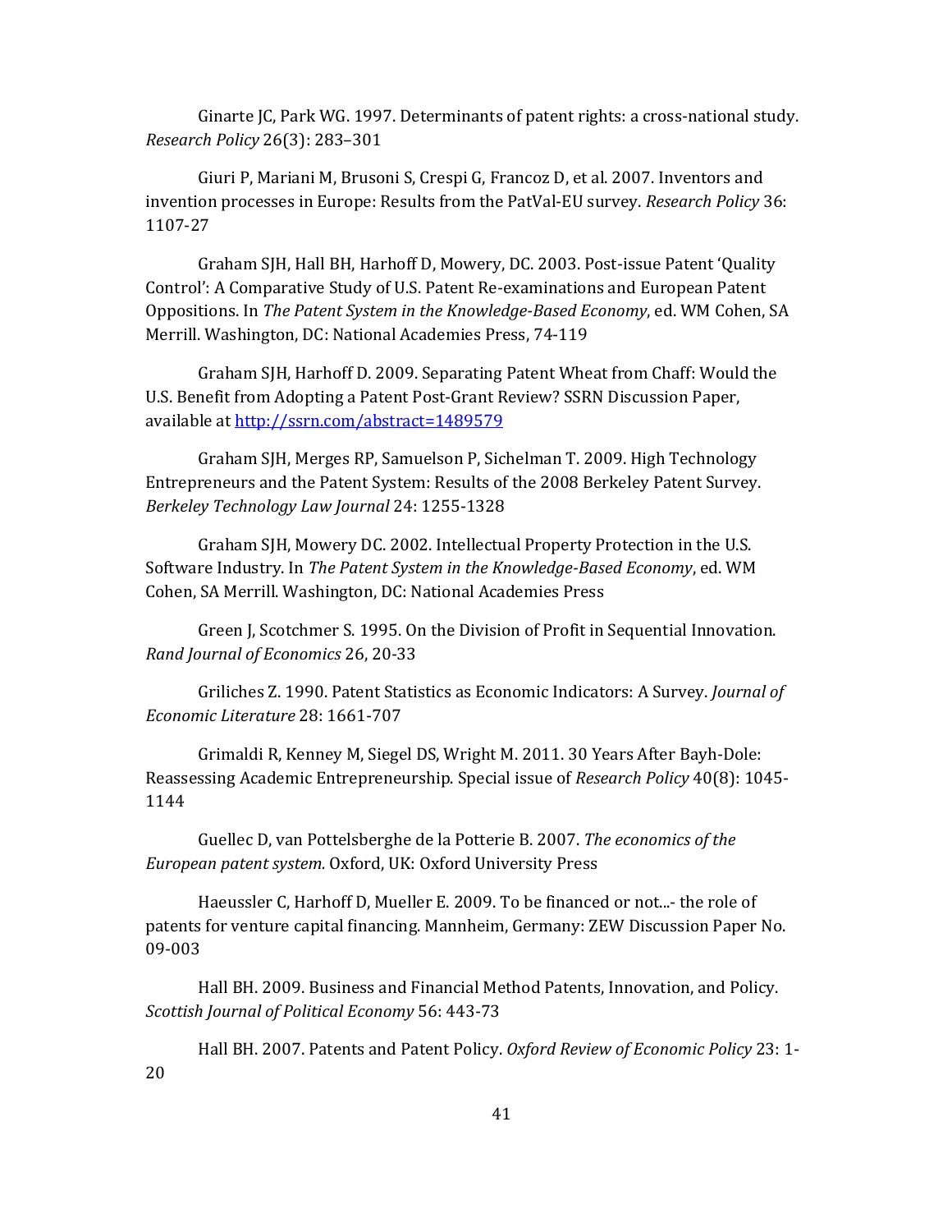Ginarte JC, Park WG. 1997. Determinants of patent rights: a cross-national study. *Research Policy* 26(3): 283–301

Giuri P, Mariani M, Brusoni S, Crespi G, Francoz D, et al. 2007. Inventors and invention processes in Europe: Results from the PatVal-EU survey. *Research Policy* 36: 1107-27

Graham SJH, Hall BH, Harhoff D, Mowery, DC. 2003. Post-issue Patent 'Quality Control': A Comparative Study of U.S. Patent Re-examinations and European Patent Oppositions. In *The Patent System in the Knowledge-Based Economy*, ed. WM Cohen, SA Merrill. Washington, DC: National Academies Press, 74-119

Graham SJH, Harhoff D. 2009. Separating Patent Wheat from Chaff: Would the U.S. Benefit from Adopting a Patent Post-Grant Review? SSRN Discussion Paper, available at http://ssrn.com/abstract=1489579

Graham SJH, Merges RP, Samuelson P, Sichelman T. 2009. High Technology Entrepreneurs and the Patent System: Results of the 2008 Berkeley Patent Survey. *Berkeley Technology Law Journal* 24: 1255-1328

Graham SJH, Mowery DC. 2002. Intellectual Property Protection in the U.S. Software Industry. In *The Patent System in the Knowledge-Based Economy*, ed. WM Cohen, SA Merrill. Washington, DC: National Academies Press

Green J, Scotchmer S. 1995. On the Division of Profit in Sequential Innovation. *Rand Journal of Economics* 26, 20-33

Griliches Z. 1990. Patent Statistics as Economic Indicators: A Survey. *Journal of Economic Literature* 28: 1661-707

Grimaldi R, Kenney M, Siegel DS, Wright M. 2011. 30 Years After Bayh-Dole: Reassessing Academic Entrepreneurship. Special issue of *Research Policy* 40(8): 1045-1144

Guellec D, van Pottelsberghe de la Potterie B. 2007. *The economics of the European patent system.* Oxford, UK: Oxford University Press

Haeussler C, Harhoff D, Mueller E. 2009. To be financed or not...- the role of patents for venture capital financing. Mannheim, Germany: ZEW Discussion Paper No. 09-003

Hall BH. 2009. Business and Financial Method Patents, Innovation, and Policy. *Scottish Journal of Political Economy* 56: 443-73

Hall BH. 2007. Patents and Patent Policy. *Oxford Review of Economic Policy* 23: 1-20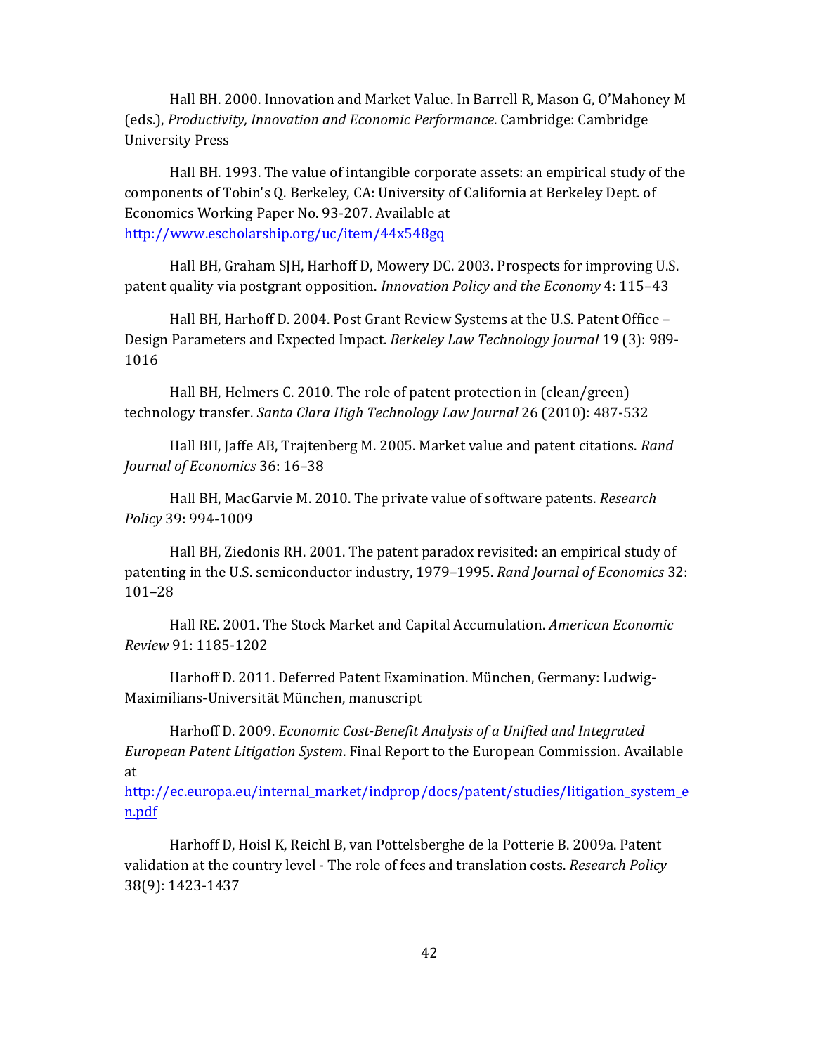Hall BH. 2000. Innovation and Market Value. In Barrell R, Mason G, O'Mahoney M (eds.), *Productivity, Innovation and Economic Performance*. Cambridge: Cambridge University Press

Hall BH. 1993. The value of intangible corporate assets: an empirical study of the components of Tobin's Q. Berkeley, CA: University of California at Berkeley Dept. of Economics Working Paper No. 93-207. Available at http://www.escholarship.org/uc/item/44x548gq

Hall BH, Graham SJH, Harhoff D, Mowery DC. 2003. Prospects for improving U.S. patent quality via postgrant opposition. *Innovation Policy and the Economy* 4: 115–43

Hall BH, Harhoff D. 2004. Post Grant Review Systems at the U.S. Patent Office – Design Parameters and Expected Impact. *Berkeley Law Technology Journal* 19 (3): 989-1016

Hall BH, Helmers C. 2010. The role of patent protection in (clean/green) technology transfer. *Santa Clara High Technology Law Journal* 26 (2010): 487-532

Hall BH, Jaffe AB, Trajtenberg M. 2005. Market value and patent citations. *Rand Journal of Economics* 36: 16–38

Hall BH, MacGarvie M. 2010. The private value of software patents. *Research Policy* 39: 994-1009

Hall BH, Ziedonis RH. 2001. The patent paradox revisited: an empirical study of patenting in the U.S. semiconductor industry, 1979–1995. *Rand Journal of Economics* 32: 101–28

Hall RE. 2001. The Stock Market and Capital Accumulation. *American Economic Review* 91: 1185-1202

Harhoff D. 2011. Deferred Patent Examination. München, Germany: Ludwig-Maximilians-Universität München, manuscript

Harhoff D. 2009. *Economic Cost-Benefit Analysis of a Unified and Integrated European Patent Litigation System*. Final Report to the European Commission. Available at http://ec.europa.eu/internal_market/indprop/docs/patent/studies/litigation_system_en.pdf

Harhoff D, Hoisl K, Reichl B, van Pottelsberghe de la Potterie B. 2009a. Patent validation at the country level - The role of fees and translation costs. *Research Policy* 38(9): 1423-1437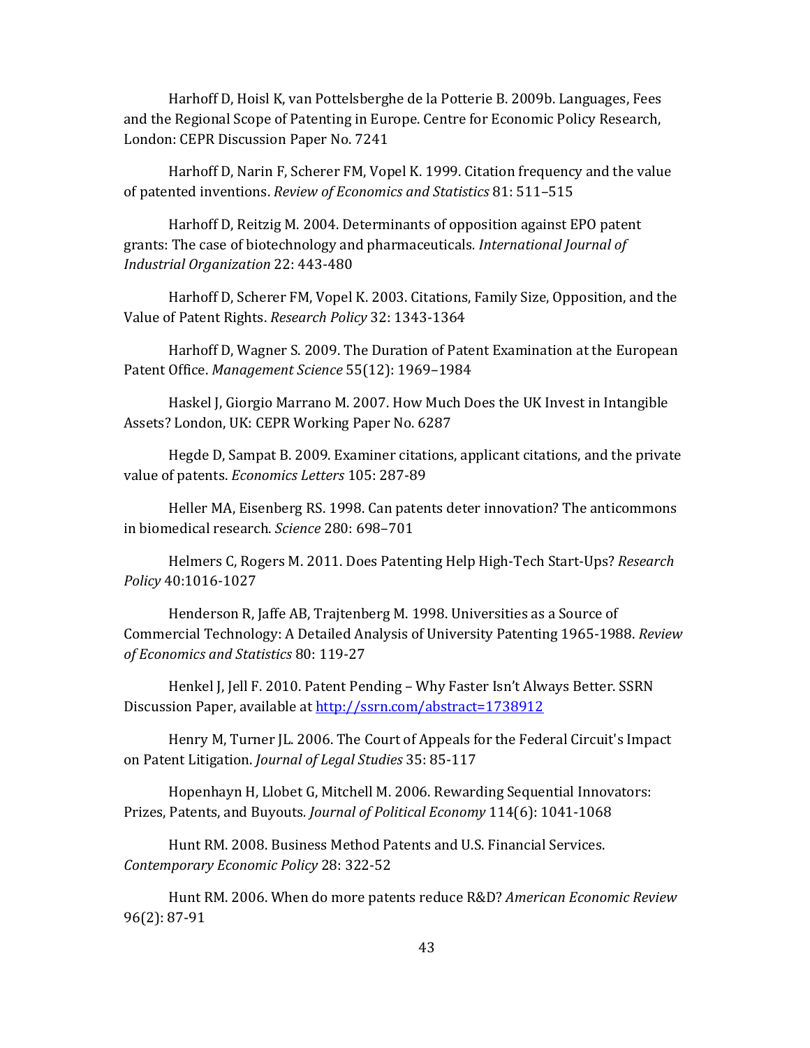Harhoff D, Hoisl K, van Pottelsberghe de la Potterie B. 2009b. Languages, Fees and the Regional Scope of Patenting in Europe. Centre for Economic Policy Research, London: CEPR Discussion Paper No. 7241

Harhoff D, Narin F, Scherer FM, Vopel K. 1999. Citation frequency and the value of patented inventions. *Review of Economics and Statistics* 81: 511–515

Harhoff D, Reitzig M. 2004. Determinants of opposition against EPO patent grants: The case of biotechnology and pharmaceuticals. *International Journal of Industrial Organization* 22: 443-480

Harhoff D, Scherer FM, Vopel K. 2003. Citations, Family Size, Opposition, and the Value of Patent Rights. *Research Policy* 32: 1343-1364

Harhoff D, Wagner S. 2009. The Duration of Patent Examination at the European Patent Office. *Management Science* 55(12): 1969–1984

Haskel J, Giorgio Marrano M. 2007. How Much Does the UK Invest in Intangible Assets? London, UK: CEPR Working Paper No. 6287

Hegde D, Sampat B. 2009. Examiner citations, applicant citations, and the private value of patents. *Economics Letters* 105: 287-89

Heller MA, Eisenberg RS. 1998. Can patents deter innovation? The anticommons in biomedical research. *Science* 280: 698–701

Helmers C, Rogers M. 2011. Does Patenting Help High-Tech Start-Ups? *Research Policy* 40:1016-1027

Henderson R, Jaffe AB, Trajtenberg M. 1998. Universities as a Source of Commercial Technology: A Detailed Analysis of University Patenting 1965-1988. *Review of Economics and Statistics* 80: 119-27

Henkel J, Jell F. 2010. Patent Pending – Why Faster Isn't Always Better. SSRN Discussion Paper, available at http://ssrn.com/abstract=1738912

Henry M, Turner JL. 2006. The Court of Appeals for the Federal Circuit's Impact on Patent Litigation. *Journal of Legal Studies* 35: 85-117

Hopenhayn H, Llobet G, Mitchell M. 2006. Rewarding Sequential Innovators: Prizes, Patents, and Buyouts. *Journal of Political Economy* 114(6): 1041-1068

Hunt RM. 2008. Business Method Patents and U.S. Financial Services. *Contemporary Economic Policy* 28: 322-52

Hunt RM. 2006. When do more patents reduce R&D? *American Economic Review* 96(2): 87-91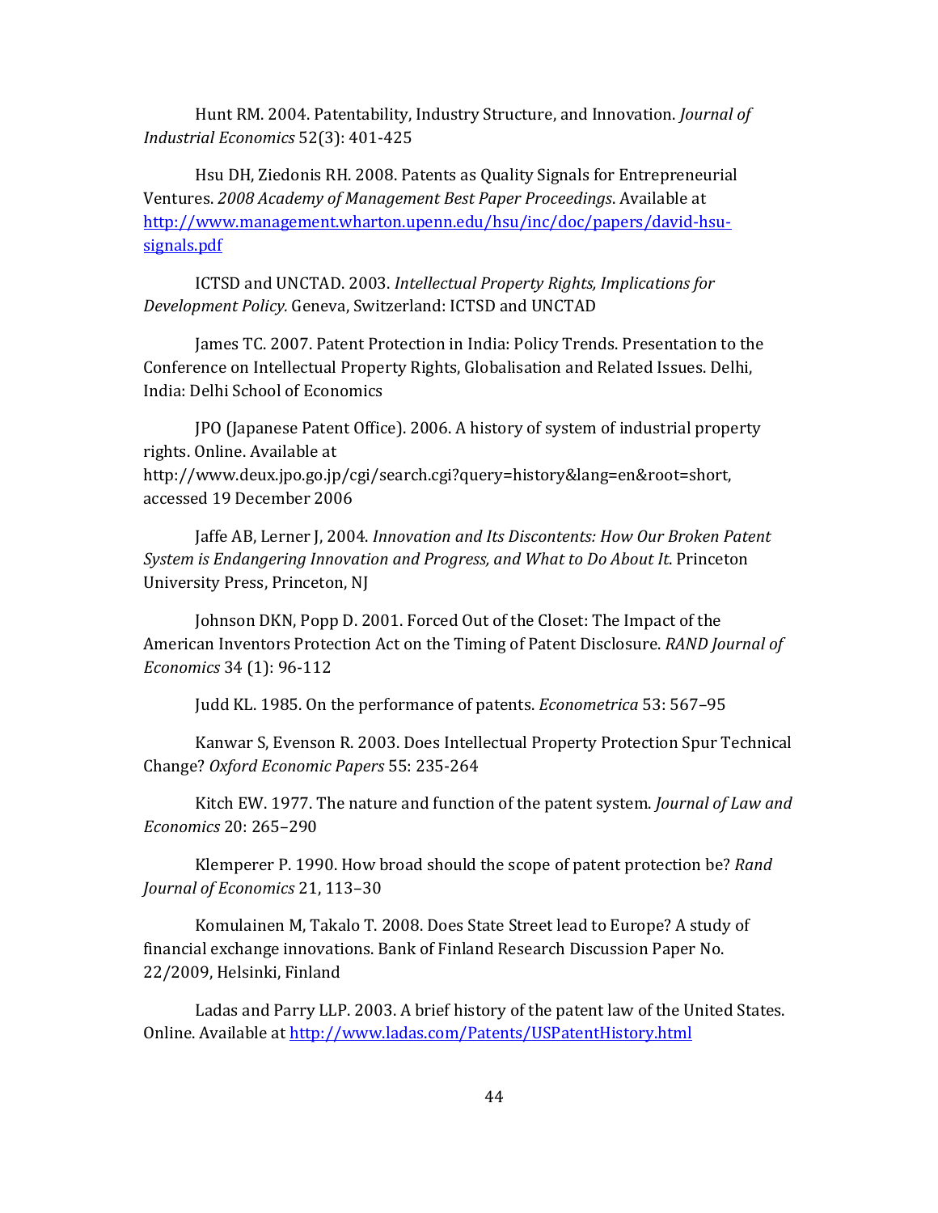Hunt RM. 2004. Patentability, Industry Structure, and Innovation. *Journal of Industrial Economics* 52(3): 401-425

Hsu DH, Ziedonis RH. 2008. Patents as Quality Signals for Entrepreneurial Ventures. *2008 Academy of Management Best Paper Proceedings*. Available at http://www.management.wharton.upenn.edu/hsu/inc/doc/papers/david-hsu-signals.pdf

ICTSD and UNCTAD. 2003. *Intellectual Property Rights, Implications for Development Policy.* Geneva, Switzerland: ICTSD and UNCTAD

James TC. 2007. Patent Protection in India: Policy Trends. Presentation to the Conference on Intellectual Property Rights, Globalisation and Related Issues. Delhi, India: Delhi School of Economics

JPO (Japanese Patent Office). 2006. A history of system of industrial property rights. Online. Available at http://www.deux.jpo.go.jp/cgi/search.cgi?query=history&lang=en&root=short, accessed 19 December 2006

Jaffe AB, Lerner J, 2004. *Innovation and Its Discontents: How Our Broken Patent System is Endangering Innovation and Progress, and What to Do About It.* Princeton University Press, Princeton, NJ

Johnson DKN, Popp D. 2001. Forced Out of the Closet: The Impact of the American Inventors Protection Act on the Timing of Patent Disclosure. *RAND Journal of Economics* 34 (1): 96-112

Judd KL. 1985. On the performance of patents. *Econometrica* 53: 567–95

Kanwar S, Evenson R. 2003. Does Intellectual Property Protection Spur Technical Change? *Oxford Economic Papers* 55: 235-264

Kitch EW. 1977. The nature and function of the patent system. *Journal of Law and Economics* 20: 265–290

Klemperer P. 1990. How broad should the scope of patent protection be? *Rand Journal of Economics* 21, 113–30

Komulainen M, Takalo T. 2008. Does State Street lead to Europe? A study of financial exchange innovations. Bank of Finland Research Discussion Paper No. 22/2009, Helsinki, Finland

Ladas and Parry LLP. 2003. A brief history of the patent law of the United States. Online. Available at http://www.ladas.com/Patents/USPatentHistory.html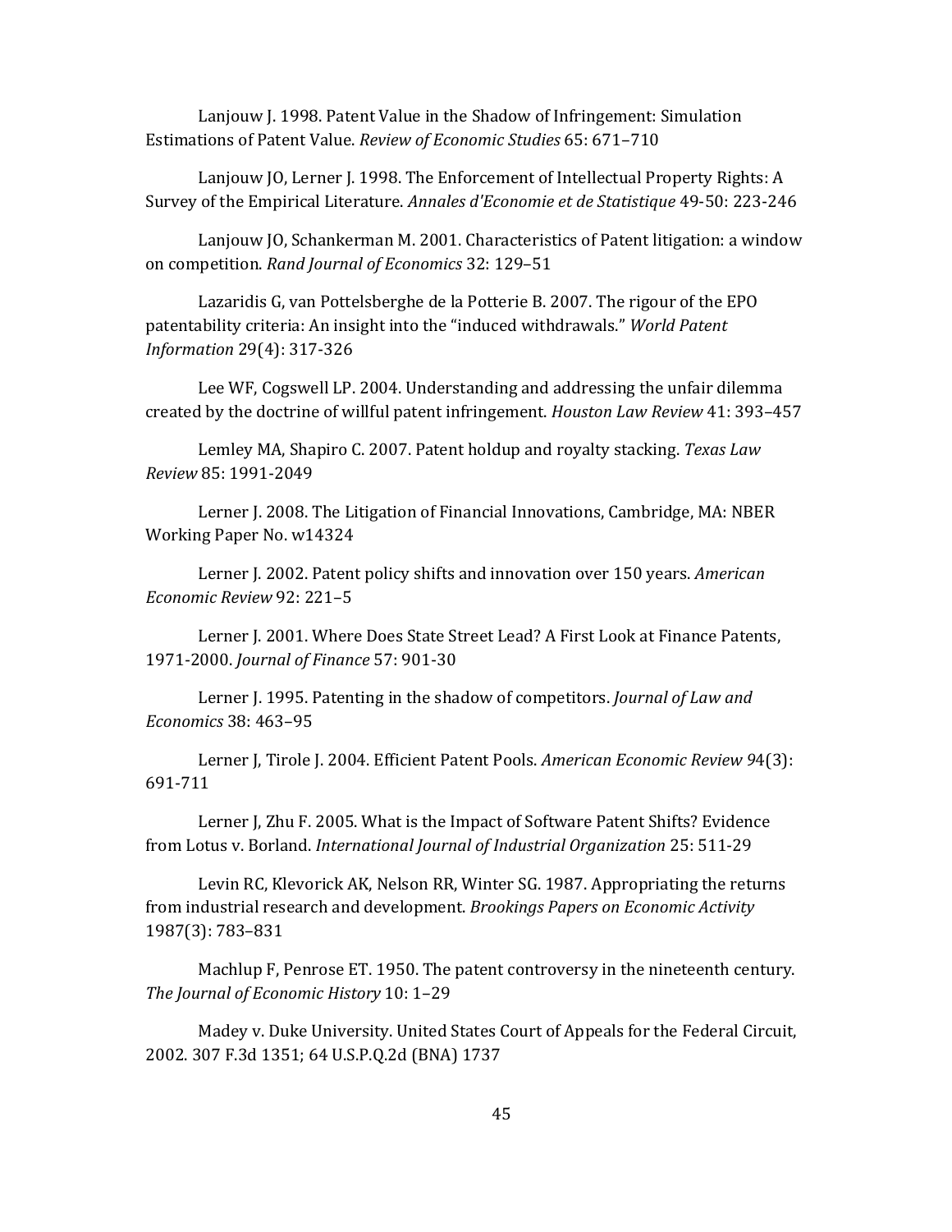Lanjouw J. 1998. Patent Value in the Shadow of Infringement: Simulation Estimations of Patent Value. *Review of Economic Studies* 65: 671–710

Lanjouw JO, Lerner J. 1998. The Enforcement of Intellectual Property Rights: A Survey of the Empirical Literature. *Annales d'Economie et de Statistique* 49-50: 223-246

Lanjouw JO, Schankerman M. 2001. Characteristics of Patent litigation: a window on competition. *Rand Journal of Economics* 32: 129–51

Lazaridis G, van Pottelsberghe de la Potterie B. 2007. The rigour of the EPO patentability criteria: An insight into the "induced withdrawals." *World Patent Information* 29(4): 317-326

Lee WF, Cogswell LP. 2004. Understanding and addressing the unfair dilemma created by the doctrine of willful patent infringement. *Houston Law Review* 41: 393–457

Lemley MA, Shapiro C. 2007. Patent holdup and royalty stacking. *Texas Law Review* 85: 1991-2049

Lerner J. 2008. The Litigation of Financial Innovations, Cambridge, MA: NBER Working Paper No. w14324

Lerner J. 2002. Patent policy shifts and innovation over 150 years. *American Economic Review* 92: 221–5

Lerner J. 2001. Where Does State Street Lead? A First Look at Finance Patents, 1971-2000. *Journal of Finance* 57: 901-30

Lerner J. 1995. Patenting in the shadow of competitors. *Journal of Law and Economics* 38: 463–95

Lerner J, Tirole J. 2004. Efficient Patent Pools. *American Economic Review 9*4(3): 691-711

Lerner J, Zhu F. 2005. What is the Impact of Software Patent Shifts? Evidence from Lotus v. Borland. *International Journal of Industrial Organization* 25: 511-29

Levin RC, Klevorick AK, Nelson RR, Winter SG. 1987. Appropriating the returns from industrial research and development. *Brookings Papers on Economic Activity* 1987(3): 783–831

Machlup F, Penrose ET. 1950. The patent controversy in the nineteenth century. *The Journal of Economic History* 10: 1–29

Madey v. Duke University. United States Court of Appeals for the Federal Circuit, 2002. 307 F.3d 1351; 64 U.S.P.Q.2d (BNA) 1737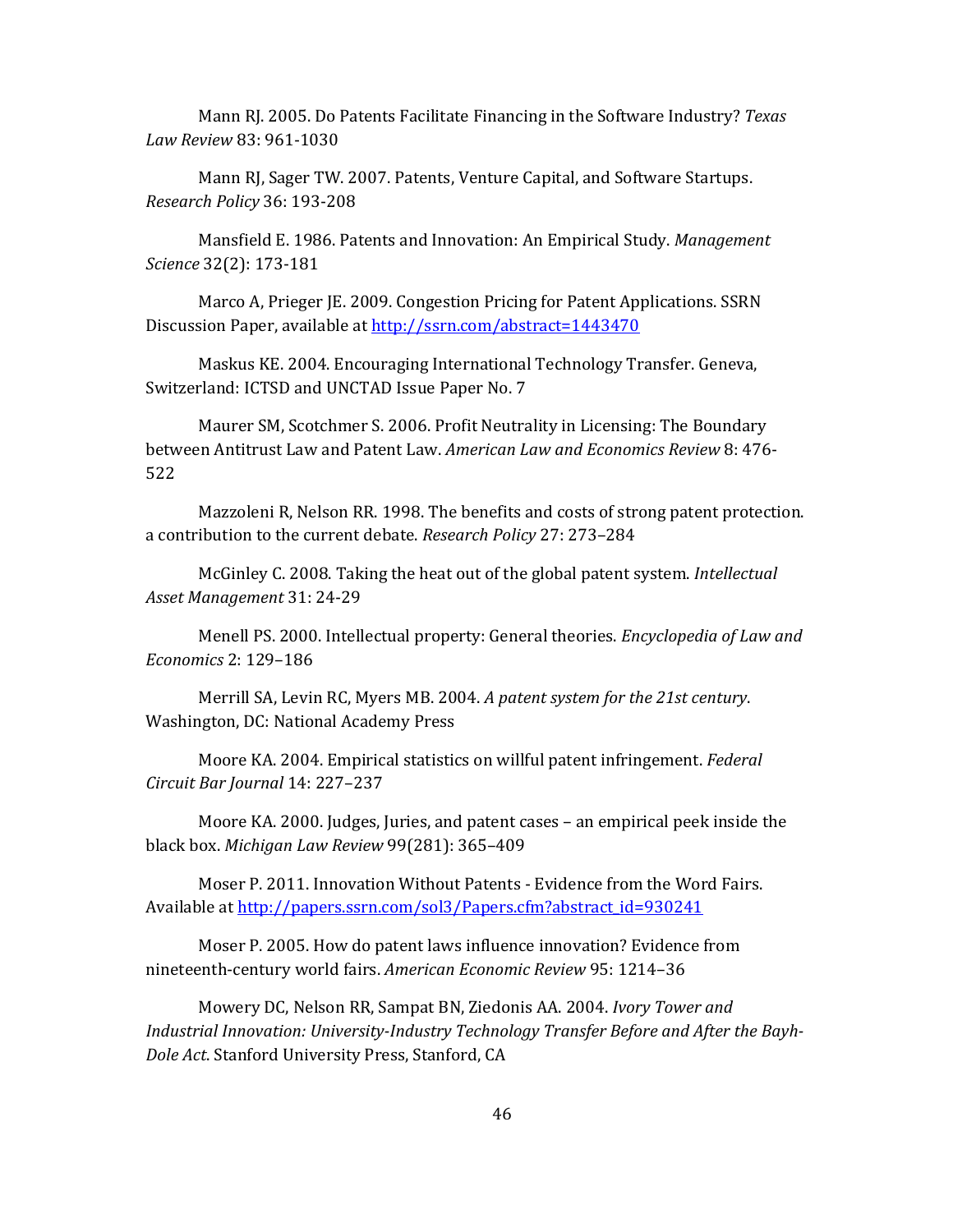Mann RJ. 2005. Do Patents Facilitate Financing in the Software Industry? *Texas Law Review* 83: 961-1030

Mann RJ, Sager TW. 2007. Patents, Venture Capital, and Software Startups. *Research Policy* 36: 193-208

Mansfield E. 1986. Patents and Innovation: An Empirical Study. *Management Science* 32(2): 173-181

Marco A, Prieger JE. 2009. Congestion Pricing for Patent Applications. SSRN Discussion Paper, available at http://ssrn.com/abstract=1443470

Maskus KE. 2004. Encouraging International Technology Transfer. Geneva, Switzerland: ICTSD and UNCTAD Issue Paper No. 7

Maurer SM, Scotchmer S. 2006. Profit Neutrality in Licensing: The Boundary between Antitrust Law and Patent Law. *American Law and Economics Review* 8: 476-522

Mazzoleni R, Nelson RR. 1998. The benefits and costs of strong patent protection. a contribution to the current debate. *Research Policy* 27: 273–284

McGinley C. 2008. Taking the heat out of the global patent system. *Intellectual Asset Management* 31: 24-29

Menell PS. 2000. Intellectual property: General theories. *Encyclopedia of Law and Economics* 2: 129–186

Merrill SA, Levin RC, Myers MB. 2004. *A patent system for the 21st century*. Washington, DC: National Academy Press

Moore KA. 2004. Empirical statistics on willful patent infringement. *Federal Circuit Bar Journal* 14: 227–237

Moore KA. 2000. Judges, Juries, and patent cases – an empirical peek inside the black box. *Michigan Law Review* 99(281): 365–409

Moser P. 2011. Innovation Without Patents - Evidence from the Word Fairs. Available at http://papers.ssrn.com/sol3/Papers.cfm?abstract_id=930241

Moser P. 2005. How do patent laws influence innovation? Evidence from nineteenth-century world fairs. *American Economic Review* 95: 1214–36

Mowery DC, Nelson RR, Sampat BN, Ziedonis AA. 2004. *Ivory Tower and Industrial Innovation: University-Industry Technology Transfer Before and After the Bayh-Dole Act*. Stanford University Press, Stanford, CA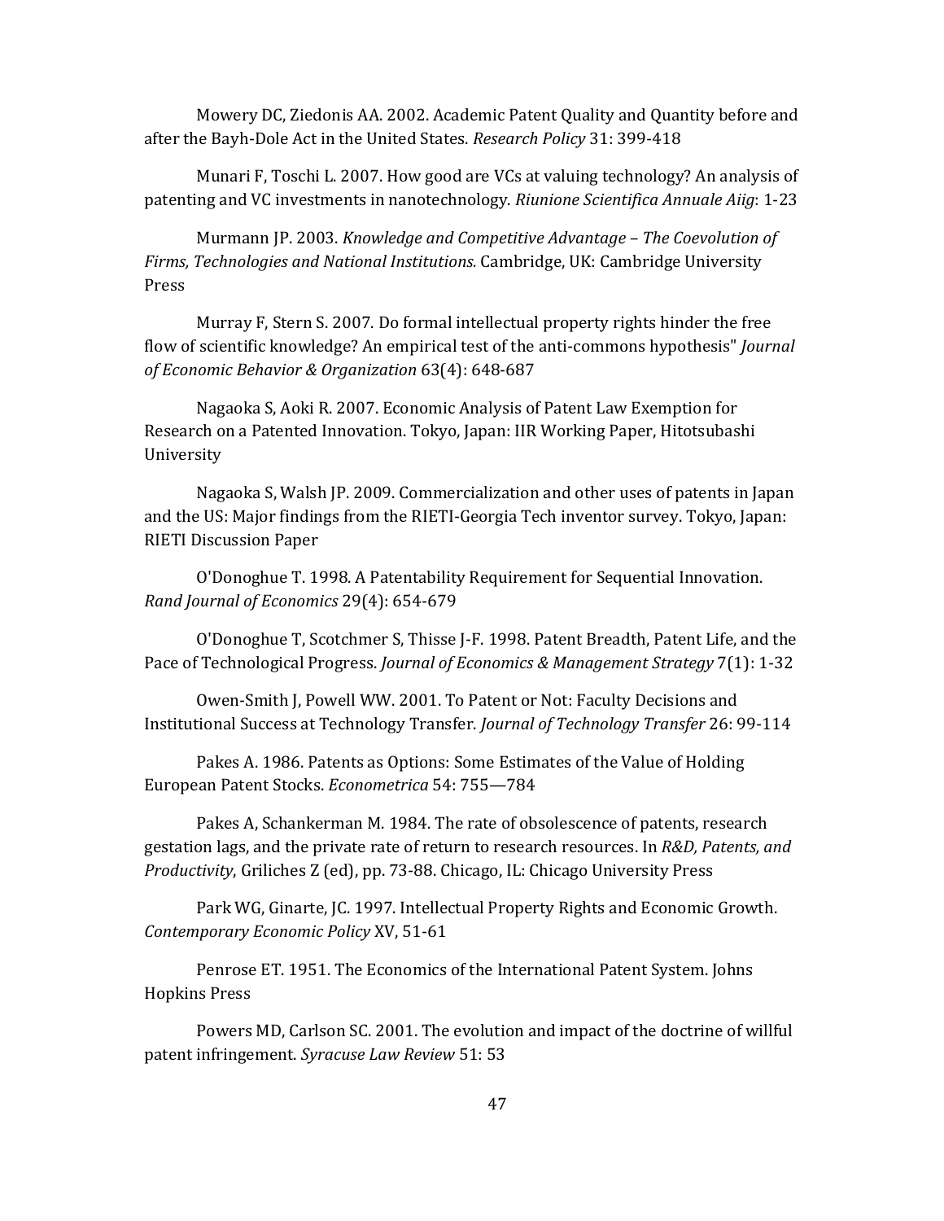Mowery DC, Ziedonis AA. 2002. Academic Patent Quality and Quantity before and after the Bayh-Dole Act in the United States. *Research Policy* 31: 399-418

Munari F, Toschi L. 2007. How good are VCs at valuing technology? An analysis of patenting and VC investments in nanotechnology. *Riunione Scientifica Annuale Aiig*: 1-23

Murmann JP. 2003. *Knowledge and Competitive Advantage – The Coevolution of Firms, Technologies and National Institutions.* Cambridge, UK: Cambridge University Press

Murray F, Stern S. 2007. Do formal intellectual property rights hinder the free flow of scientific knowledge? An empirical test of the anti-commons hypothesis" *Journal of Economic Behavior & Organization* 63(4): 648-687

Nagaoka S, Aoki R. 2007. Economic Analysis of Patent Law Exemption for Research on a Patented Innovation. Tokyo, Japan: IIR Working Paper, Hitotsubashi University

Nagaoka S, Walsh JP. 2009. Commercialization and other uses of patents in Japan and the US: Major findings from the RIETI-Georgia Tech inventor survey. Tokyo, Japan: RIETI Discussion Paper

O'Donoghue T. 1998. A Patentability Requirement for Sequential Innovation. *Rand Journal of Economics* 29(4): 654-679

O'Donoghue T, Scotchmer S, Thisse J-F. 1998. Patent Breadth, Patent Life, and the Pace of Technological Progress. *Journal of Economics & Management Strategy* 7(1): 1-32

Owen-Smith J, Powell WW. 2001. To Patent or Not: Faculty Decisions and Institutional Success at Technology Transfer. *Journal of Technology Transfer* 26: 99-114

Pakes A. 1986. Patents as Options: Some Estimates of the Value of Holding European Patent Stocks. *Econometrica* 54: 755—784

Pakes A, Schankerman M. 1984. The rate of obsolescence of patents, research gestation lags, and the private rate of return to research resources. In *R&D, Patents, and Productivity*, Griliches Z (ed), pp. 73-88. Chicago, IL: Chicago University Press

Park WG, Ginarte, JC. 1997. Intellectual Property Rights and Economic Growth. *Contemporary Economic Policy* XV, 51-61

Penrose ET. 1951. The Economics of the International Patent System. Johns Hopkins Press

Powers MD, Carlson SC. 2001. The evolution and impact of the doctrine of willful patent infringement. *Syracuse Law Review* 51: 53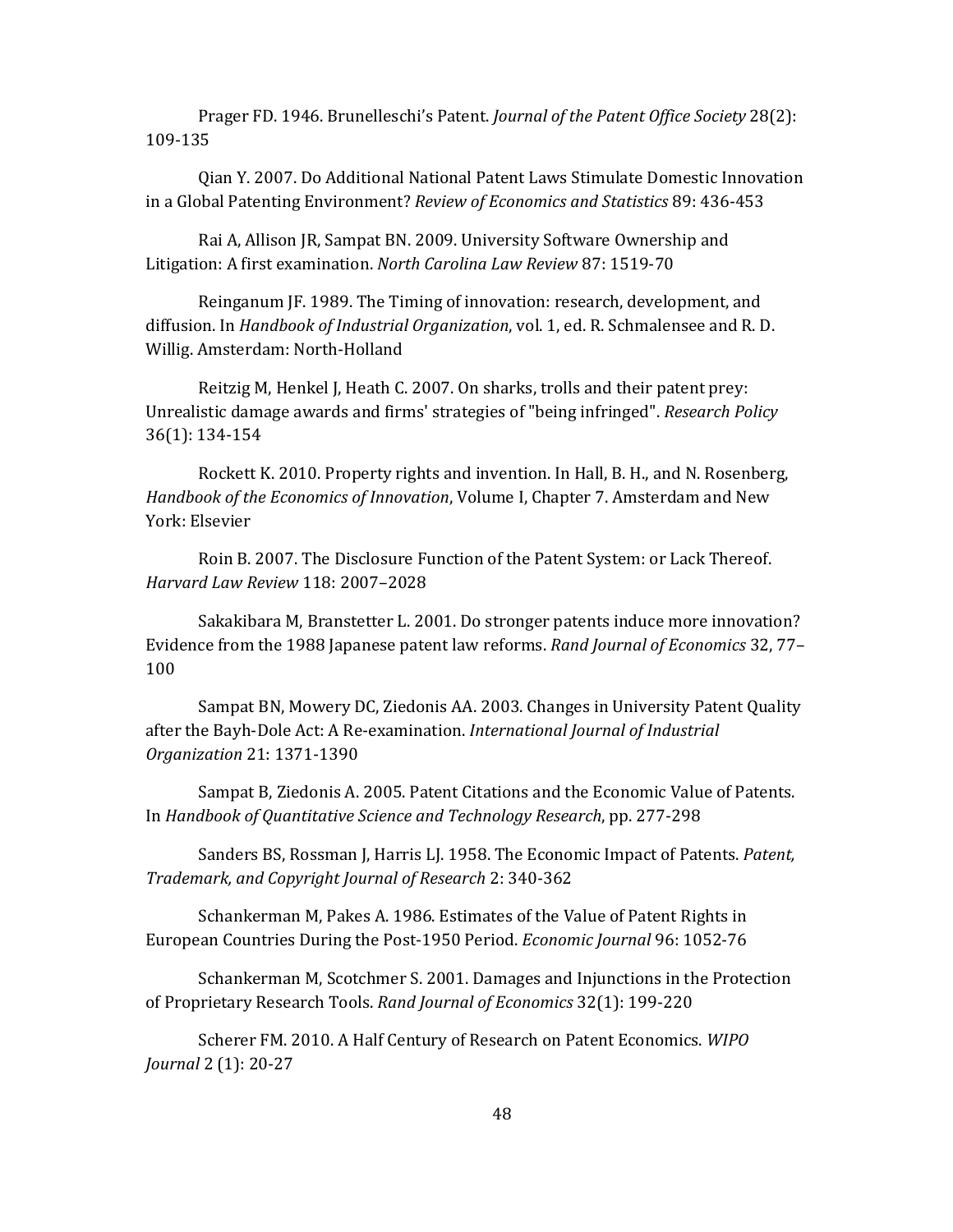Prager FD. 1946. Brunelleschi's Patent. *Journal of the Patent Office Society* 28(2): 109-135

Qian Y. 2007. Do Additional National Patent Laws Stimulate Domestic Innovation in a Global Patenting Environment? *Review of Economics and Statistics* 89: 436-453

Rai A, Allison JR, Sampat BN. 2009. University Software Ownership and Litigation: A first examination. *North Carolina Law Review* 87: 1519-70

Reinganum JF. 1989. The Timing of innovation: research, development, and diffusion. In *Handbook of Industrial Organization*, vol. 1, ed. R. Schmalensee and R. D. Willig. Amsterdam: North-Holland

Reitzig M, Henkel J, Heath C. 2007. On sharks, trolls and their patent prey: Unrealistic damage awards and firms' strategies of "being infringed". *Research Policy* 36(1): 134-154

Rockett K. 2010. Property rights and invention. In Hall, B. H., and N. Rosenberg, *Handbook of the Economics of Innovation*, Volume I, Chapter 7. Amsterdam and New York: Elsevier

Roin B. 2007. The Disclosure Function of the Patent System: or Lack Thereof. *Harvard Law Review* 118: 2007–2028

Sakakibara M, Branstetter L. 2001. Do stronger patents induce more innovation? Evidence from the 1988 Japanese patent law reforms. *Rand Journal of Economics* 32, 77–100

Sampat BN, Mowery DC, Ziedonis AA. 2003. Changes in University Patent Quality after the Bayh-Dole Act: A Re-examination. *International Journal of Industrial Organization* 21: 1371-1390

Sampat B, Ziedonis A. 2005. Patent Citations and the Economic Value of Patents. In *Handbook of Quantitative Science and Technology Research*, pp. 277-298

Sanders BS, Rossman J, Harris LJ. 1958. The Economic Impact of Patents. *Patent, Trademark, and Copyright Journal of Research* 2: 340-362

Schankerman M, Pakes A. 1986. Estimates of the Value of Patent Rights in European Countries During the Post-1950 Period. *Economic Journal* 96: 1052-76

Schankerman M, Scotchmer S. 2001. Damages and Injunctions in the Protection of Proprietary Research Tools. *Rand Journal of Economics* 32(1): 199-220

Scherer FM. 2010. A Half Century of Research on Patent Economics. *WIPO Journal* 2 (1): 20-27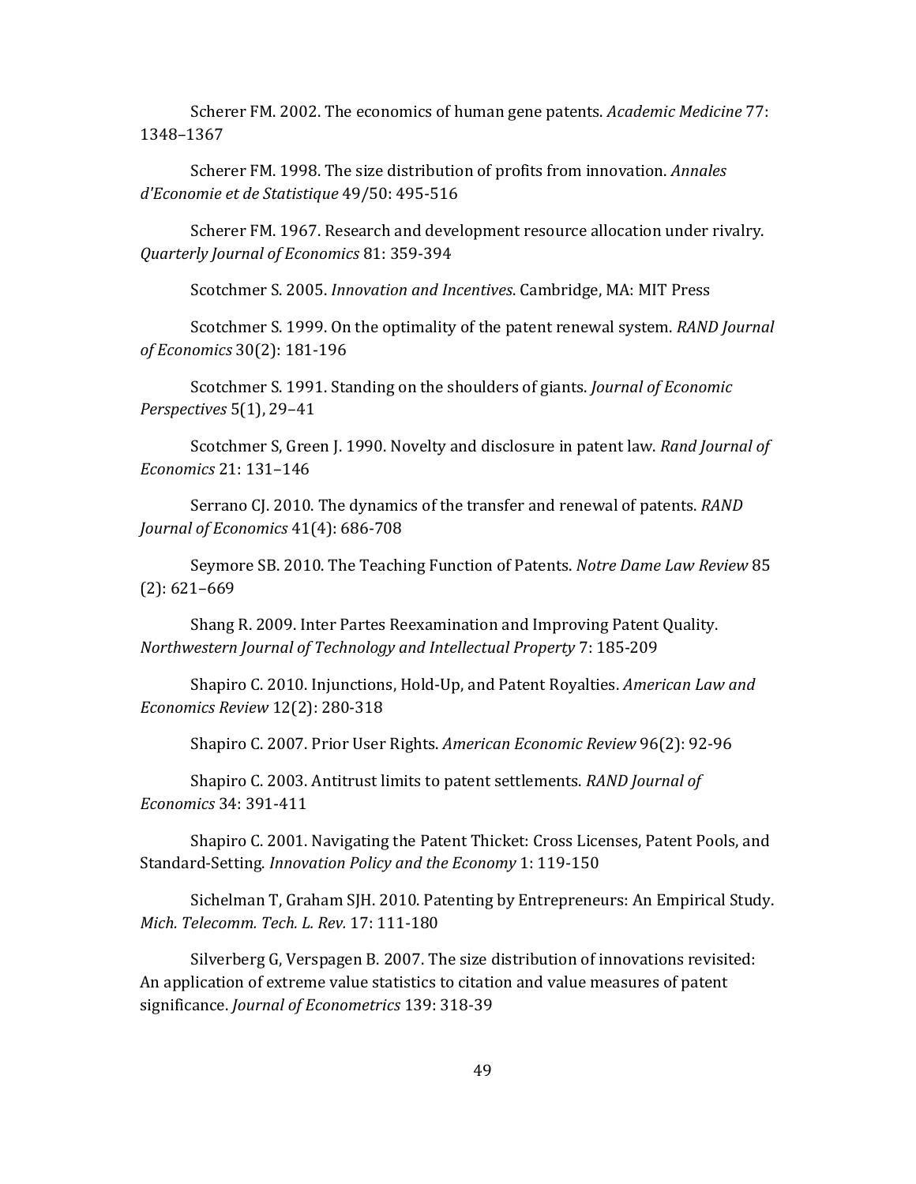Scherer FM. 2002. The economics of human gene patents. *Academic Medicine* 77: 1348–1367

Scherer FM. 1998. The size distribution of profits from innovation. *Annales d'Economie et de Statistique* 49/50: 495-516

Scherer FM. 1967. Research and development resource allocation under rivalry. *Quarterly Journal of Economics* 81: 359-394

Scotchmer S. 2005. *Innovation and Incentives*. Cambridge, MA: MIT Press

Scotchmer S. 1999. On the optimality of the patent renewal system. *RAND Journal of Economics* 30(2): 181-196

Scotchmer S. 1991. Standing on the shoulders of giants. *Journal of Economic Perspectives* 5(1), 29–41

Scotchmer S, Green J. 1990. Novelty and disclosure in patent law. *Rand Journal of Economics* 21: 131–146

Serrano CJ. 2010. The dynamics of the transfer and renewal of patents. *RAND Journal of Economics* 41(4): 686-708

Seymore SB. 2010. The Teaching Function of Patents. *Notre Dame Law Review* 85 (2): 621–669

Shang R. 2009. Inter Partes Reexamination and Improving Patent Quality. *Northwestern Journal of Technology and Intellectual Property* 7: 185-209

Shapiro C. 2010. Injunctions, Hold-Up, and Patent Royalties. *American Law and Economics Review* 12(2): 280-318

Shapiro C. 2007. Prior User Rights. *American Economic Review* 96(2): 92-96

Shapiro C. 2003. Antitrust limits to patent settlements. *RAND Journal of Economics* 34: 391-411

Shapiro C. 2001. Navigating the Patent Thicket: Cross Licenses, Patent Pools, and Standard-Setting. *Innovation Policy and the Economy* 1: 119-150

Sichelman T, Graham SJH. 2010. Patenting by Entrepreneurs: An Empirical Study. *Mich. Telecomm. Tech. L. Rev.* 17: 111-180

Silverberg G, Verspagen B. 2007. The size distribution of innovations revisited: An application of extreme value statistics to citation and value measures of patent significance. *Journal of Econometrics* 139: 318-39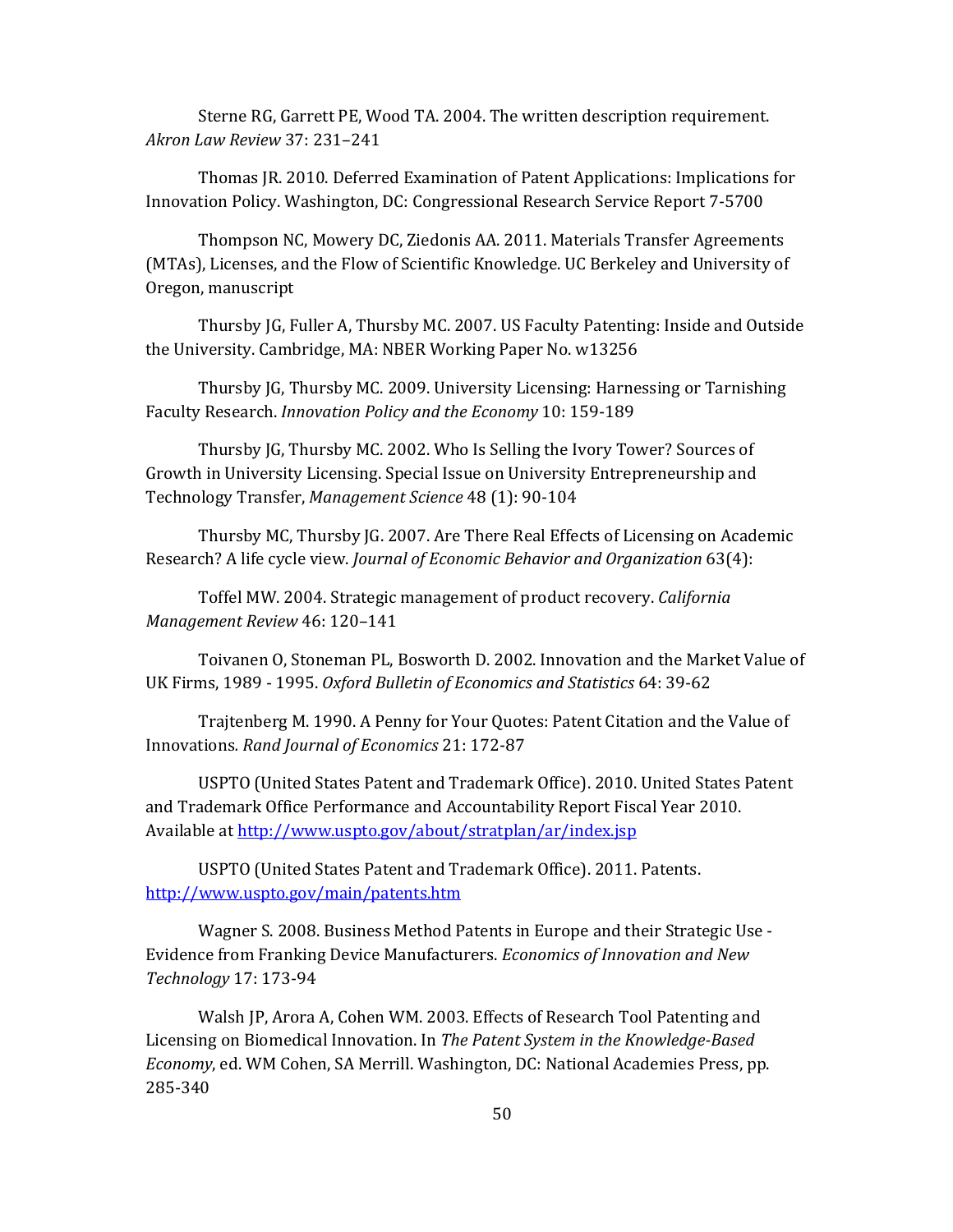Sterne RG, Garrett PE, Wood TA. 2004. The written description requirement. *Akron Law Review* 37: 231–241

Thomas JR. 2010. Deferred Examination of Patent Applications: Implications for Innovation Policy. Washington, DC: Congressional Research Service Report 7-5700

Thompson NC, Mowery DC, Ziedonis AA. 2011. Materials Transfer Agreements (MTAs), Licenses, and the Flow of Scientific Knowledge. UC Berkeley and University of Oregon, manuscript

Thursby JG, Fuller A, Thursby MC. 2007. US Faculty Patenting: Inside and Outside the University. Cambridge, MA: NBER Working Paper No. w13256

Thursby JG, Thursby MC. 2009. University Licensing: Harnessing or Tarnishing Faculty Research. *Innovation Policy and the Economy* 10: 159-189

Thursby JG, Thursby MC. 2002. Who Is Selling the Ivory Tower? Sources of Growth in University Licensing. Special Issue on University Entrepreneurship and Technology Transfer, *Management Science* 48 (1): 90-104

Thursby MC, Thursby JG. 2007. Are There Real Effects of Licensing on Academic Research? A life cycle view. *Journal of Economic Behavior and Organization* 63(4):

Toffel MW. 2004. Strategic management of product recovery. *California Management Review* 46: 120–141

Toivanen O, Stoneman PL, Bosworth D. 2002. Innovation and the Market Value of UK Firms, 1989 - 1995. *Oxford Bulletin of Economics and Statistics* 64: 39-62

Trajtenberg M. 1990. A Penny for Your Quotes: Patent Citation and the Value of Innovations*. Rand Journal of Economics* 21: 172-87

USPTO (United States Patent and Trademark Office). 2010. United States Patent and Trademark Office Performance and Accountability Report Fiscal Year 2010. Available at http://www.uspto.gov/about/stratplan/ar/index.jsp

USPTO (United States Patent and Trademark Office). 2011. Patents. http://www.uspto.gov/main/patents.htm

Wagner S. 2008. Business Method Patents in Europe and their Strategic Use - Evidence from Franking Device Manufacturers. *Economics of Innovation and New Technology* 17: 173-94

Walsh JP, Arora A, Cohen WM. 2003. Effects of Research Tool Patenting and Licensing on Biomedical Innovation. In *The Patent System in the Knowledge-Based Economy*, ed. WM Cohen, SA Merrill. Washington, DC: National Academies Press, pp. 285-340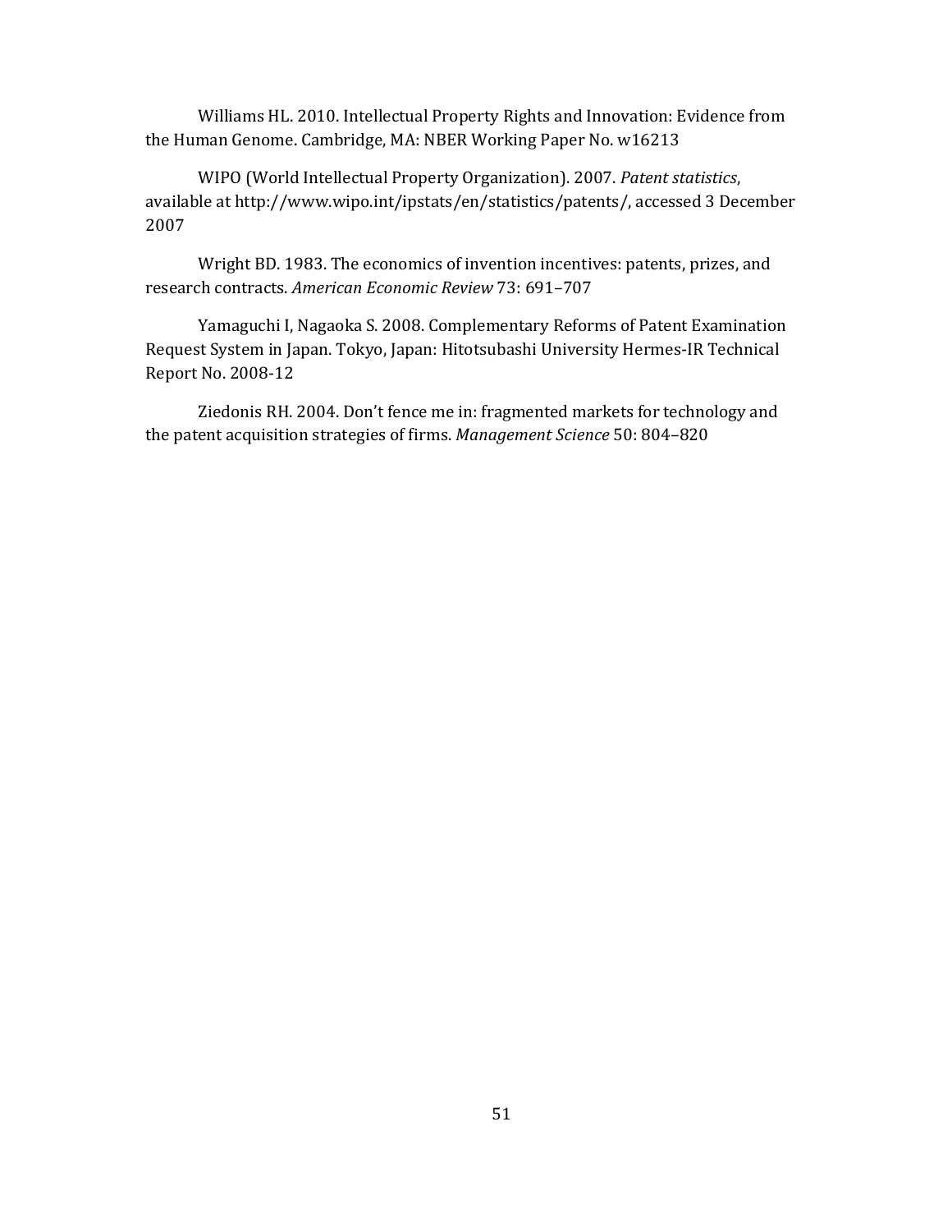Williams HL. 2010. Intellectual Property Rights and Innovation: Evidence from the Human Genome. Cambridge, MA: NBER Working Paper No. w16213

WIPO (World Intellectual Property Organization). 2007. *Patent statistics*, available at http://www.wipo.int/ipstats/en/statistics/patents/, accessed 3 December 2007

Wright BD. 1983. The economics of invention incentives: patents, prizes, and research contracts. *American Economic Review* 73: 691–707

Yamaguchi I, Nagaoka S. 2008. Complementary Reforms of Patent Examination Request System in Japan. Tokyo, Japan: Hitotsubashi University Hermes-IR Technical Report No. 2008-12

Ziedonis RH. 2004. Don't fence me in: fragmented markets for technology and the patent acquisition strategies of firms. *Management Science* 50: 804–820